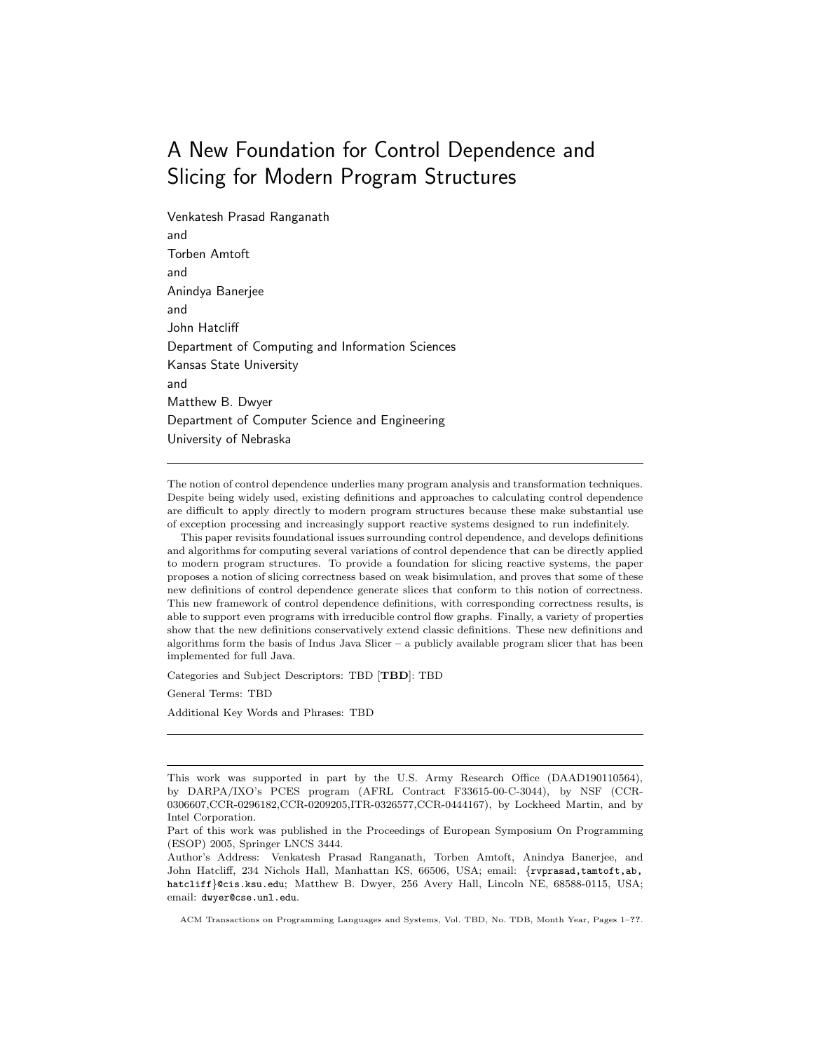# A New Foundation for Control Dependence and Slicing for Modern Program Structures

Venkatesh Prasad Ranganath
and
Torben Amtoft
and
Anindya Banerjee
and
John Hatcliff
Department of Computing and Information Sciences
Kansas State University
and
Matthew B. Dwyer
Department of Computer Science and Engineering
University of Nebraska

---

The notion of control dependence underlies many program analysis and transformation techniques. Despite being widely used, existing definitions and approaches to calculating control dependence are difficult to apply directly to modern program structures because these make substantial use of exception processing and increasingly support reactive systems designed to run indefinitely.

This paper revisits foundational issues surrounding control dependence, and develops definitions and algorithms for computing several variations of control dependence that can be directly applied to modern program structures. To provide a foundation for slicing reactive systems, the paper proposes a notion of slicing correctness based on weak bisimulation, and proves that some of these new definitions of control dependence generate slices that conform to this notion of correctness. This new framework of control dependence definitions, with corresponding correctness results, is able to support even programs with irreducible control flow graphs. Finally, a variety of properties show that the new definitions conservatively extend classic definitions. These new definitions and algorithms form the basis of Indus Java Slicer – a publicly available program slicer that has been implemented for full Java.

Categories and Subject Descriptors: TBD [**TBD**]: TBD

General Terms: TBD

Additional Key Words and Phrases: TBD

---

This work was supported in part by the U.S. Army Research Office (DAAD190110564), by DARPA/IXO's PCES program (AFRL Contract F33615-00-C-3044), by NSF (CCR-0306607,CCR-0296182,CCR-0209205,ITR-0326577,CCR-0444167), by Lockheed Martin, and by Intel Corporation.

Part of this work was published in the Proceedings of European Symposium On Programming (ESOP) 2005, Springer LNCS 3444.

Author's Address: Venkatesh Prasad Ranganath, Torben Amtoft, Anindya Banerjee, and John Hatcliff, 234 Nichols Hall, Manhattan KS, 66506, USA; email: {rvprasad,tamtoft,ab,hatcliff}@cis.ksu.edu; Matthew B. Dwyer, 256 Avery Hall, Lincoln NE, 68588-0115, USA; email: dwyer@cse.unl.edu.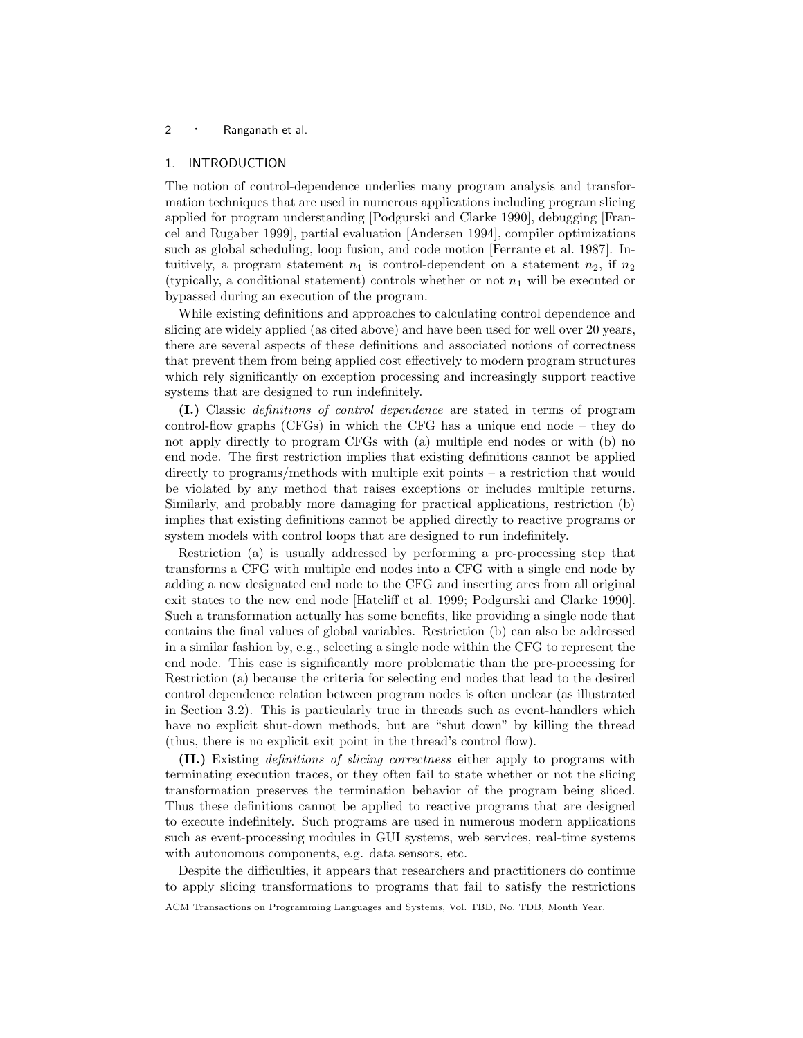## 1. INTRODUCTION

The notion of control-dependence underlies many program analysis and transformation techniques that are used in numerous applications including program slicing applied for program understanding [Podgurski and Clarke 1990], debugging [Francel and Rugaber 1999], partial evaluation [Andersen 1994], compiler optimizations such as global scheduling, loop fusion, and code motion [Ferrante et al. 1987]. Intuitively, a program statement $n_1$ is control-dependent on a statement $n_2$, if $n_2$ (typically, a conditional statement) controls whether or not $n_1$ will be executed or bypassed during an execution of the program.

While existing definitions and approaches to calculating control dependence and slicing are widely applied (as cited above) and have been used for well over 20 years, there are several aspects of these definitions and associated notions of correctness that prevent them from being applied cost effectively to modern program structures which rely significantly on exception processing and increasingly support reactive systems that are designed to run indefinitely.

**(I.)** Classic *definitions of control dependence* are stated in terms of program control-flow graphs (CFGs) in which the CFG has a unique end node – they do not apply directly to program CFGs with (a) multiple end nodes or with (b) no end node. The first restriction implies that existing definitions cannot be applied directly to programs/methods with multiple exit points – a restriction that would be violated by any method that raises exceptions or includes multiple returns. Similarly, and probably more damaging for practical applications, restriction (b) implies that existing definitions cannot be applied directly to reactive programs or system models with control loops that are designed to run indefinitely.

Restriction (a) is usually addressed by performing a pre-processing step that transforms a CFG with multiple end nodes into a CFG with a single end node by adding a new designated end node to the CFG and inserting arcs from all original exit states to the new end node [Hatcliff et al. 1999; Podgurski and Clarke 1990]. Such a transformation actually has some benefits, like providing a single node that contains the final values of global variables. Restriction (b) can also be addressed in a similar fashion by, e.g., selecting a single node within the CFG to represent the end node. This case is significantly more problematic than the pre-processing for Restriction (a) because the criteria for selecting end nodes that lead to the desired control dependence relation between program nodes is often unclear (as illustrated in Section 3.2). This is particularly true in threads such as event-handlers which have no explicit shut-down methods, but are "shut down" by killing the thread (thus, there is no explicit exit point in the thread's control flow).

**(II.)** Existing *definitions of slicing correctness* either apply to programs with terminating execution traces, or they often fail to state whether or not the slicing transformation preserves the termination behavior of the program being sliced. Thus these definitions cannot be applied to reactive programs that are designed to execute indefinitely. Such programs are used in numerous modern applications such as event-processing modules in GUI systems, web services, real-time systems with autonomous components, e.g. data sensors, etc.

Despite the difficulties, it appears that researchers and practitioners do continue to apply slicing transformations to programs that fail to satisfy the restrictions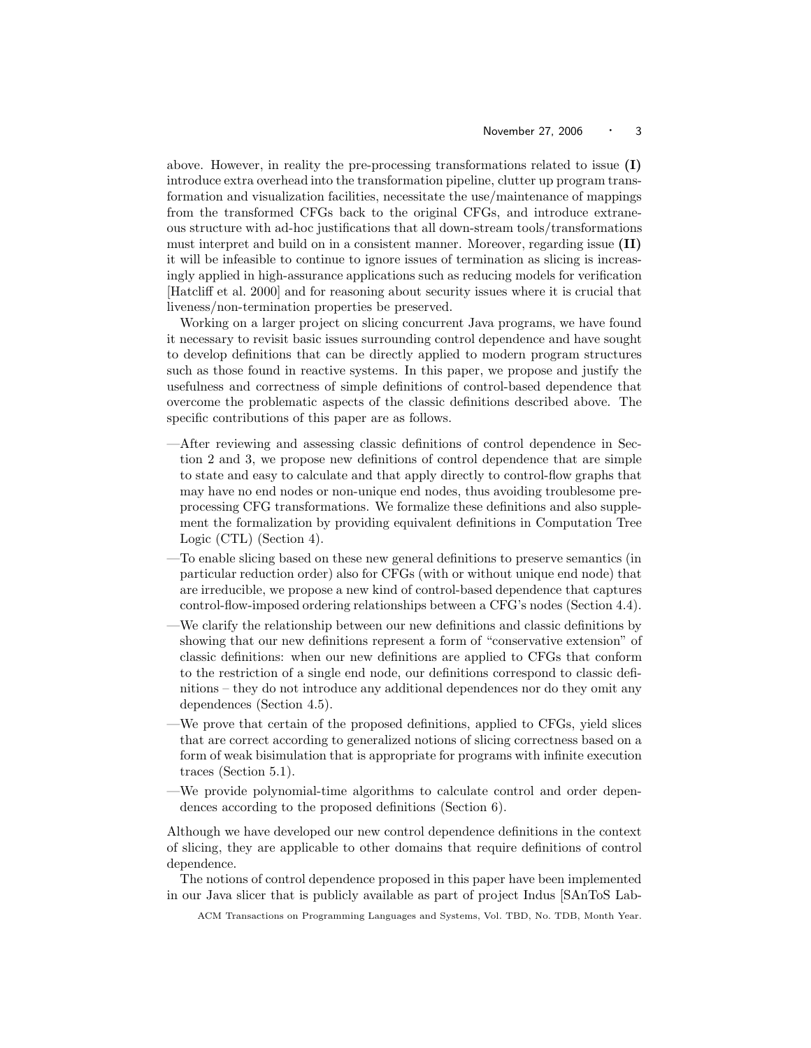above. However, in reality the pre-processing transformations related to issue **(I)** introduce extra overhead into the transformation pipeline, clutter up program transformation and visualization facilities, necessitate the use/maintenance of mappings from the transformed CFGs back to the original CFGs, and introduce extraneous structure with ad-hoc justifications that all down-stream tools/transformations must interpret and build on in a consistent manner. Moreover, regarding issue **(II)** it will be infeasible to continue to ignore issues of termination as slicing is increasingly applied in high-assurance applications such as reducing models for verification [Hatcliff et al. 2000] and for reasoning about security issues where it is crucial that liveness/non-termination properties be preserved.

Working on a larger project on slicing concurrent Java programs, we have found it necessary to revisit basic issues surrounding control dependence and have sought to develop definitions that can be directly applied to modern program structures such as those found in reactive systems. In this paper, we propose and justify the usefulness and correctness of simple definitions of control-based dependence that overcome the problematic aspects of the classic definitions described above. The specific contributions of this paper are as follows.

- —After reviewing and assessing classic definitions of control dependence in Section 2 and 3, we propose new definitions of control dependence that are simple to state and easy to calculate and that apply directly to control-flow graphs that may have no end nodes or non-unique end nodes, thus avoiding troublesome pre-processing CFG transformations. We formalize these definitions and also supplement the formalization by providing equivalent definitions in Computation Tree Logic (CTL) (Section 4).
- —To enable slicing based on these new general definitions to preserve semantics (in particular reduction order) also for CFGs (with or without unique end node) that are irreducible, we propose a new kind of control-based dependence that captures control-flow-imposed ordering relationships between a CFG's nodes (Section 4.4).
- —We clarify the relationship between our new definitions and classic definitions by showing that our new definitions represent a form of "conservative extension" of classic definitions: when our new definitions are applied to CFGs that conform to the restriction of a single end node, our definitions correspond to classic definitions – they do not introduce any additional dependences nor do they omit any dependences (Section 4.5).
- —We prove that certain of the proposed definitions, applied to CFGs, yield slices that are correct according to generalized notions of slicing correctness based on a form of weak bisimulation that is appropriate for programs with infinite execution traces (Section 5.1).
- —We provide polynomial-time algorithms to calculate control and order dependences according to the proposed definitions (Section 6).

Although we have developed our new control dependence definitions in the context of slicing, they are applicable to other domains that require definitions of control dependence.

The notions of control dependence proposed in this paper have been implemented in our Java slicer that is publicly available as part of project Indus [SAnToS Lab-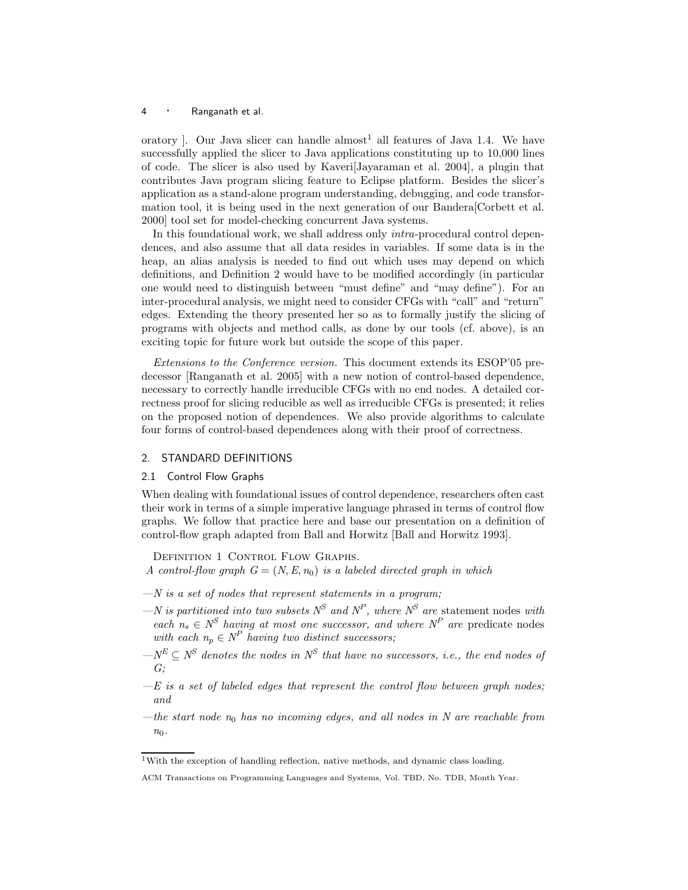oratory ]. Our Java slicer can handle almost[1] all features of Java 1.4. We have successfully applied the slicer to Java applications constituting up to 10,000 lines of code. The slicer is also used by Kaveri[Jayaraman et al. 2004], a plugin that contributes Java program slicing feature to Eclipse platform. Besides the slicer's application as a stand-alone program understanding, debugging, and code transformation tool, it is being used in the next generation of our Bandera[Corbett et al. 2000] tool set for model-checking concurrent Java systems.

In this foundational work, we shall address only *intra*-procedural control dependences, and also assume that all data resides in variables. If some data is in the heap, an alias analysis is needed to find out which uses may depend on which definitions, and Definition 2 would have to be modified accordingly (in particular one would need to distinguish between "must define" and "may define"). For an inter-procedural analysis, we might need to consider CFGs with "call" and "return" edges. Extending the theory presented her so as to formally justify the slicing of programs with objects and method calls, as done by our tools (cf. above), is an exciting topic for future work but outside the scope of this paper.

*Extensions to the Conference version.* This document extends its ESOP'05 predecessor [Ranganath et al. 2005] with a new notion of control-based dependence, necessary to correctly handle irreducible CFGs with no end nodes. A detailed correctness proof for slicing reducible as well as irreducible CFGs is presented; it relies on the proposed notion of dependences. We also provide algorithms to calculate four forms of control-based dependences along with their proof of correctness.

## 2. STANDARD DEFINITIONS

### 2.1 Control Flow Graphs

When dealing with foundational issues of control dependence, researchers often cast their work in terms of a simple imperative language phrased in terms of control flow graphs. We follow that practice here and base our presentation on a definition of control-flow graph adapted from Ball and Horwitz [Ball and Horwitz 1993].

Definition 1 Control Flow Graphs.
*A control-flow graph $G = (N, E, n_0)$ is a labeled directed graph in which*

- *$N$ is a set of nodes that represent statements in a program;*
- *$N$ is partitioned into two subsets $N^S$ and $N^P$, where $N^S$ are* statement nodes *with each $n_s \in N^S$ having at most one successor, and where $N^P$ are* predicate nodes *with each $n_p \in N^P$ having two distinct successors;*
- *$N^E \subseteq N^S$ denotes the nodes in $N^S$ that have no successors, i.e., the end nodes of $G$;*
- *$E$ is a set of labeled edges that represent the control flow between graph nodes; and*
- *the start node $n_0$ has no incoming edges, and all nodes in $N$ are reachable from $n_0$.*

[1] With the exception of handling reflection, native methods, and dynamic class loading.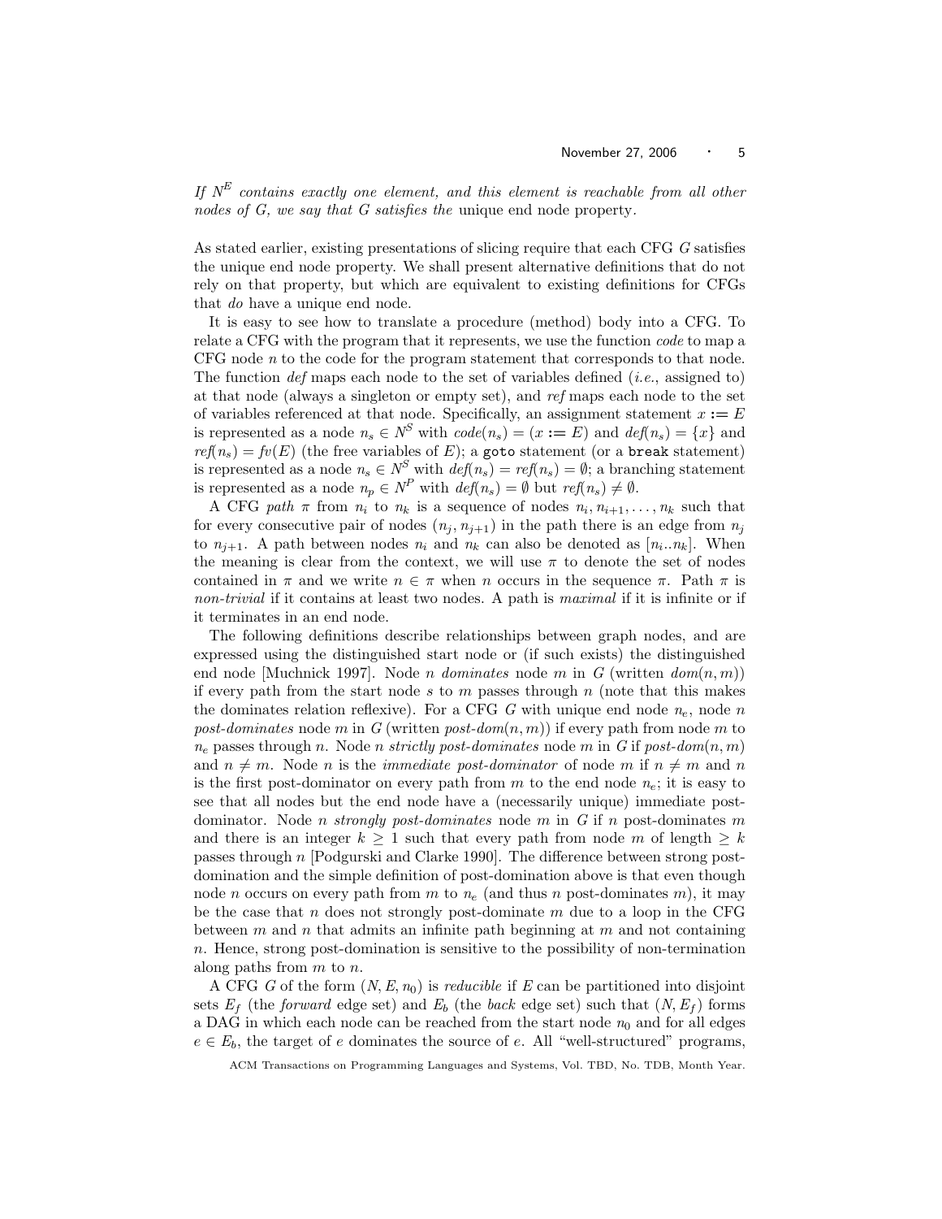*If $N^E$ contains exactly one element, and this element is reachable from all other nodes of $G$, we say that $G$ satisfies the* unique end node property.

As stated earlier, existing presentations of slicing require that each CFG $G$ satisfies the unique end node property. We shall present alternative definitions that do not rely on that property, but which are equivalent to existing definitions for CFGs that *do* have a unique end node.

It is easy to see how to translate a procedure (method) body into a CFG. To relate a CFG with the program that it represents, we use the function *code* to map a CFG node $n$ to the code for the program statement that corresponds to that node. The function *def* maps each node to the set of variables defined (*i.e.*, assigned to) at that node (always a singleton or empty set), and *ref* maps each node to the set of variables referenced at that node. Specifically, an assignment statement $x := E$ is represented as a node $n_s \in N^S$ with $code(n_s) = (x := E)$ and $def(n_s) = \{x\}$ and $ref(n_s) = fv(E)$ (the free variables of $E$); a `goto` statement (or a `break` statement) is represented as a node $n_s \in N^S$ with $def(n_s) = ref(n_s) = \emptyset$; a branching statement is represented as a node $n_p \in N^P$ with $def(n_s) = \emptyset$ but $ref(n_s) \neq \emptyset$.

A CFG *path* $\pi$ from $n_i$ to $n_k$ is a sequence of nodes $n_i, n_{i+1}, \ldots, n_k$ such that for every consecutive pair of nodes $(n_j, n_{j+1})$ in the path there is an edge from $n_j$ to $n_{j+1}$. A path between nodes $n_i$ and $n_k$ can also be denoted as $[n_i..n_k]$. When the meaning is clear from the context, we will use $\pi$ to denote the set of nodes contained in $\pi$ and we write $n \in \pi$ when $n$ occurs in the sequence $\pi$. Path $\pi$ is *non-trivial* if it contains at least two nodes. A path is *maximal* if it is infinite or if it terminates in an end node.

The following definitions describe relationships between graph nodes, and are expressed using the distinguished start node or (if such exists) the distinguished end node [Muchnick 1997]. Node $n$ *dominates* node $m$ in $G$ (written $dom(n, m)$) if every path from the start node $s$ to $m$ passes through $n$ (note that this makes the dominates relation reflexive). For a CFG $G$ with unique end node $n_e$, node $n$ *post-dominates* node $m$ in $G$ (written $post\text{-}dom(n, m)$) if every path from node $m$ to $n_e$ passes through $n$. Node $n$ *strictly post-dominates* node $m$ in $G$ if $post\text{-}dom(n, m)$ and $n \neq m$. Node $n$ is the *immediate post-dominator* of node $m$ if $n \neq m$ and $n$ is the first post-dominator on every path from $m$ to the end node $n_e$; it is easy to see that all nodes but the end node have a (necessarily unique) immediate post-dominator. Node $n$ *strongly post-dominates* node $m$ in $G$ if $n$ post-dominates $m$ and there is an integer $k \geq 1$ such that every path from node $m$ of length $\geq k$ passes through $n$ [Podgurski and Clarke 1990]. The difference between strong post-domination and the simple definition of post-domination above is that even though node $n$ occurs on every path from $m$ to $n_e$ (and thus $n$ post-dominates $m$), it may be the case that $n$ does not strongly post-dominate $m$ due to a loop in the CFG between $m$ and $n$ that admits an infinite path beginning at $m$ and not containing $n$. Hence, strong post-domination is sensitive to the possibility of non-termination along paths from $m$ to $n$.

A CFG $G$ of the form $(N, E, n_0)$ is *reducible* if $E$ can be partitioned into disjoint sets $E_f$ (the *forward* edge set) and $E_b$ (the *back* edge set) such that $(N, E_f)$ forms a DAG in which each node can be reached from the start node $n_0$ and for all edges $e \in E_b$, the target of $e$ dominates the source of $e$. All "well-structured" programs,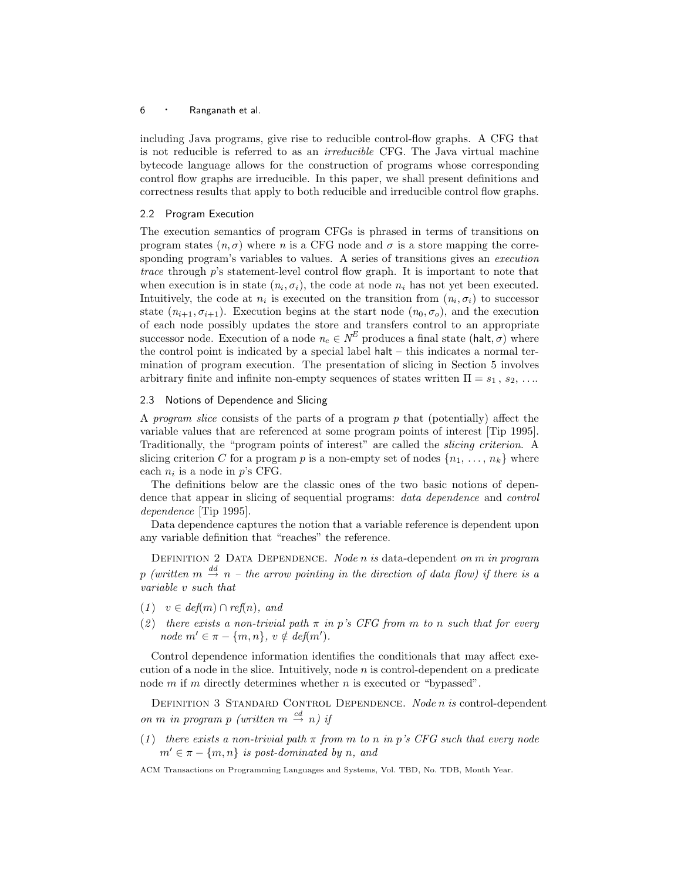including Java programs, give rise to reducible control-flow graphs. A CFG that is not reducible is referred to as an *irreducible* CFG. The Java virtual machine bytecode language allows for the construction of programs whose corresponding control flow graphs are irreducible. In this paper, we shall present definitions and correctness results that apply to both reducible and irreducible control flow graphs.

### 2.2 Program Execution

The execution semantics of program CFGs is phrased in terms of transitions on program states $(n, \sigma)$ where $n$ is a CFG node and $\sigma$ is a store mapping the corresponding program's variables to values. A series of transitions gives an *execution trace* through $p$'s statement-level control flow graph. It is important to note that when execution is in state $(n_i, \sigma_i)$, the code at node $n_i$ has not yet been executed. Intuitively, the code at $n_i$ is executed on the transition from $(n_i, \sigma_i)$ to successor state $(n_{i+1}, \sigma_{i+1})$. Execution begins at the start node $(n_0, \sigma_o)$, and the execution of each node possibly updates the store and transfers control to an appropriate successor node. Execution of a node $n_e \in N^E$ produces a final state $(\mathsf{halt}, \sigma)$ where the control point is indicated by a special label $\mathsf{halt}$ – this indicates a normal termination of program execution. The presentation of slicing in Section 5 involves arbitrary finite and infinite non-empty sequences of states written $\Pi = s_1 , s_2, \ldots$.

### 2.3 Notions of Dependence and Slicing

A *program slice* consists of the parts of a program $p$ that (potentially) affect the variable values that are referenced at some program points of interest [Tip 1995]. Traditionally, the "program points of interest" are called the *slicing criterion*. A slicing criterion $C$ for a program $p$ is a non-empty set of nodes $\{n_1, \ldots, n_k\}$ where each $n_i$ is a node in $p$'s CFG.

The definitions below are the classic ones of the two basic notions of dependence that appear in slicing of sequential programs: *data dependence* and *control dependence* [Tip 1995].

Data dependence captures the notion that a variable reference is dependent upon any variable definition that "reaches" the reference.

Definition 2 Data Dependence. *Node $n$ is* data-dependent *on $m$ in program $p$ (written $m \overset{dd}{\rightarrow} n$ – the arrow pointing in the direction of data flow) if there is a variable $v$ such that*

(1) $v \in def(m) \cap ref(n)$, *and*

(2) *there exists a non-trivial path $\pi$ in $p$'s CFG from $m$ to $n$ such that for every node $m' \in \pi - \{m, n\}$, $v \notin def(m')$.*

Control dependence information identifies the conditionals that may affect execution of a node in the slice. Intuitively, node $n$ is control-dependent on a predicate node $m$ if $m$ directly determines whether $n$ is executed or "bypassed".

Definition 3 Standard Control Dependence. *Node $n$ is* control-dependent *on $m$ in program $p$ (written $m \overset{cd}{\rightarrow} n$) if*

(1) *there exists a non-trivial path $\pi$ from $m$ to $n$ in $p$'s CFG such that every node $m' \in \pi - \{m, n\}$ is post-dominated by $n$, and*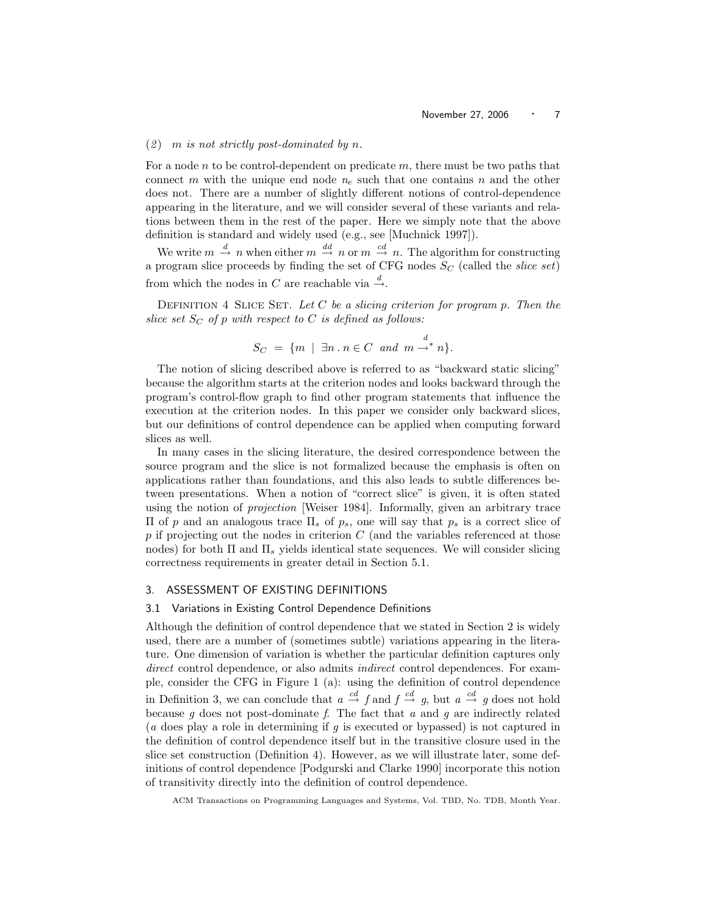(2) *m is not strictly post-dominated by n.*

For a node $n$ to be control-dependent on predicate $m$, there must be two paths that connect $m$ with the unique end node $n_e$ such that one contains $n$ and the other does not. There are a number of slightly different notions of control-dependence appearing in the literature, and we will consider several of these variants and relations between them in the rest of the paper. Here we simply note that the above definition is standard and widely used (e.g., see [Muchnick 1997]).

We write $m \stackrel{d}{\rightarrow} n$ when either $m \stackrel{dd}{\rightarrow} n$ or $m \stackrel{cd}{\rightarrow} n$. The algorithm for constructing a program slice proceeds by finding the set of CFG nodes $S_C$ (called the *slice set*) from which the nodes in $C$ are reachable via $\stackrel{d}{\rightarrow}$.

Definition 4 Slice Set. *Let $C$ be a slicing criterion for program $p$. Then the slice set $S_C$ of $p$ with respect to $C$ is defined as follows:*

$$S_C \ = \ \{m \ \mid \ \exists n \,.\, n \in C \ \text{ and } \ m \stackrel{d}{\rightarrow}^{*} n\}.$$

The notion of slicing described above is referred to as "backward static slicing" because the algorithm starts at the criterion nodes and looks backward through the program's control-flow graph to find other program statements that influence the execution at the criterion nodes. In this paper we consider only backward slices, but our definitions of control dependence can be applied when computing forward slices as well.

In many cases in the slicing literature, the desired correspondence between the source program and the slice is not formalized because the emphasis is often on applications rather than foundations, and this also leads to subtle differences between presentations. When a notion of "correct slice" is given, it is often stated using the notion of *projection* [Weiser 1984]. Informally, given an arbitrary trace $\Pi$ of $p$ and an analogous trace $\Pi_s$ of $p_s$, one will say that $p_s$ is a correct slice of $p$ if projecting out the nodes in criterion $C$ (and the variables referenced at those nodes) for both $\Pi$ and $\Pi_s$ yields identical state sequences. We will consider slicing correctness requirements in greater detail in Section 5.1.

## 3. ASSESSMENT OF EXISTING DEFINITIONS

### 3.1 Variations in Existing Control Dependence Definitions

Although the definition of control dependence that we stated in Section 2 is widely used, there are a number of (sometimes subtle) variations appearing in the literature. One dimension of variation is whether the particular definition captures only *direct* control dependence, or also admits *indirect* control dependences. For example, consider the CFG in Figure 1 (a): using the definition of control dependence in Definition 3, we can conclude that $a \stackrel{cd}{\rightarrow} f$ and $f \stackrel{cd}{\rightarrow} g$, but $a \stackrel{cd}{\rightarrow} g$ does not hold because $g$ does not post-dominate $f$. The fact that $a$ and $g$ are indirectly related ($a$ does play a role in determining if $g$ is executed or bypassed) is not captured in the definition of control dependence itself but in the transitive closure used in the slice set construction (Definition 4). However, as we will illustrate later, some definitions of control dependence [Podgurski and Clarke 1990] incorporate this notion of transitivity directly into the definition of control dependence.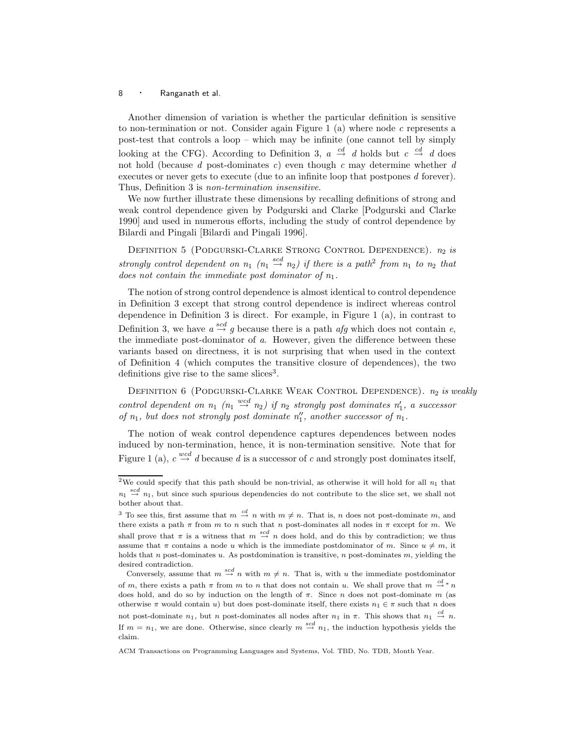Another dimension of variation is whether the particular definition is sensitive to non-termination or not. Consider again Figure 1 (a) where node $c$ represents a post-test that controls a loop – which may be infinite (one cannot tell by simply looking at the CFG). According to Definition 3, $a \overset{cd}{\rightarrow} d$ holds but $c \overset{cd}{\rightarrow} d$ does not hold (because $d$ post-dominates $c$) even though $c$ may determine whether $d$ executes or never gets to execute (due to an infinite loop that postpones $d$ forever). Thus, Definition 3 is *non-termination insensitive*.

We now further illustrate these dimensions by recalling definitions of strong and weak control dependence given by Podgurski and Clarke [Podgurski and Clarke 1990] and used in numerous efforts, including the study of control dependence by Bilardi and Pingali [Bilardi and Pingali 1996].

Definition 5 (Podgurski-Clarke Strong Control Dependence). *$n_2$ is strongly control dependent on $n_1$ ($n_1 \overset{scd}{\rightarrow} n_2$) if there is a path*[2] *from $n_1$ to $n_2$ that does not contain the immediate post dominator of $n_1$.*

The notion of strong control dependence is almost identical to control dependence in Definition 3 except that strong control dependence is indirect whereas control dependence in Definition 3 is direct. For example, in Figure 1 (a), in contrast to Definition 3, we have $a \overset{scd}{\rightarrow} g$ because there is a path *afg* which does not contain $e$, the immediate post-dominator of $a$. However, given the difference between these variants based on directness, it is not surprising that when used in the context of Definition 4 (which computes the transitive closure of dependences), the two definitions give rise to the same slices[3].

Definition 6 (Podgurski-Clarke Weak Control Dependence). *$n_2$ is weakly control dependent on $n_1$ ($n_1 \overset{wcd}{\rightarrow} n_2$) if $n_2$ strongly post dominates $n_1'$, a successor of $n_1$, but does not strongly post dominate $n_1''$, another successor of $n_1$.*

The notion of weak control dependence captures dependences between nodes induced by non-termination, hence, it is non-termination sensitive. Note that for Figure 1 (a), $c \overset{wcd}{\rightarrow} d$ because $d$ is a successor of $c$ and strongly post dominates itself,

---

[2] We could specify that this path should be non-trivial, as otherwise it will hold for all $n_1$ that $n_1 \overset{scd}{\rightarrow} n_1$, but since such spurious dependencies do not contribute to the slice set, we shall not bother about that.

[3] To see this, first assume that $m \overset{cd}{\rightarrow} n$ with $m \neq n$. That is, $n$ does not post-dominate $m$, and there exists a path $\pi$ from $m$ to $n$ such that $n$ post-dominates all nodes in $\pi$ except for $m$. We shall prove that $\pi$ is a witness that $m \overset{scd}{\rightarrow} n$ does hold, and do this by contradiction; we thus assume that $\pi$ contains a node $u$ which is the immediate postdominator of $m$. Since $u \neq m$, it holds that $n$ post-dominates $u$. As postdomination is transitive, $n$ post-dominates $m$, yielding the desired contradiction.

Conversely, assume that $m \overset{scd}{\rightarrow} n$ with $m \neq n$. That is, with $u$ the immediate postdominator of $m$, there exists a path $\pi$ from $m$ to $n$ that does not contain $u$. We shall prove that $m \overset{cd}{\rightarrow}{}^{*} n$ does hold, and do so by induction on the length of $\pi$. Since $n$ does not post-dominate $m$ (as otherwise $\pi$ would contain $u$) but does post-dominate itself, there exists $n_1 \in \pi$ such that $n$ does not post-dominate $n_1$, but $n$ post-dominates all nodes after $n_1$ in $\pi$. This shows that $n_1 \overset{cd}{\rightarrow} n$. If $m = n_1$, we are done. Otherwise, since clearly $m \overset{scd}{\rightarrow} n_1$, the induction hypothesis yields the claim.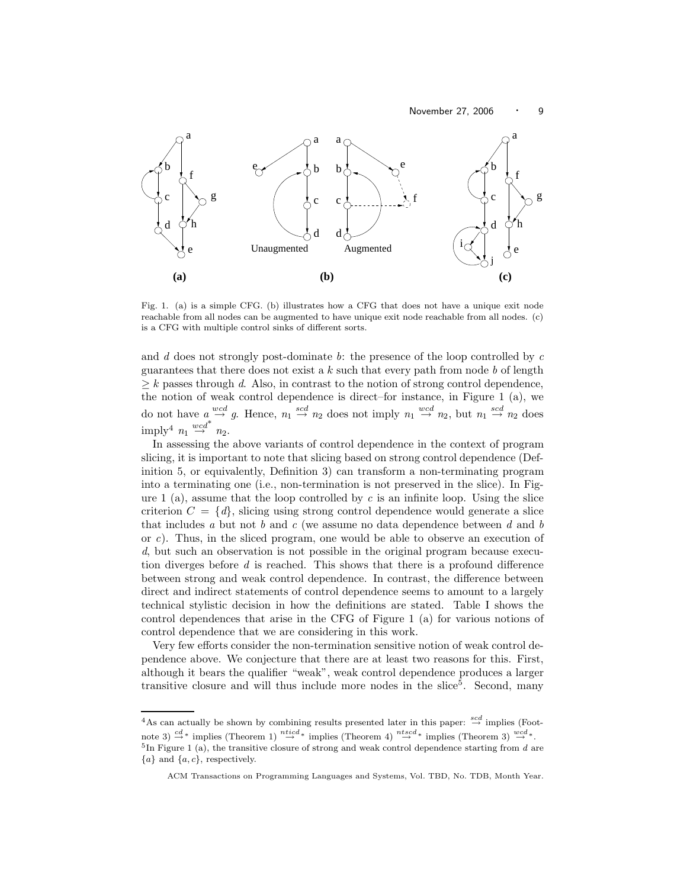Fig. 1. (a) is a simple CFG. (b) illustrates how a CFG that does not have a unique exit node reachable from all nodes can be augmented to have unique exit node reachable from all nodes. (c) is a CFG with multiple control sinks of different sorts.

and $d$ does not strongly post-dominate $b$: the presence of the loop controlled by $c$ guarantees that there does not exist a $k$ such that every path from node $b$ of length $\geq k$ passes through $d$. Also, in contrast to the notion of strong control dependence, the notion of weak control dependence is direct–for instance, in Figure 1 (a), we do not have $a \stackrel{wcd}{\rightarrow} g$. Hence, $n_1 \stackrel{scd}{\rightarrow} n_2$ does not imply $n_1 \stackrel{wcd}{\rightarrow} n_2$, but $n_1 \stackrel{scd}{\rightarrow} n_2$ does imply[4] $n_1 \stackrel{wcd}{\rightarrow}^* n_2$.

In assessing the above variants of control dependence in the context of program slicing, it is important to note that slicing based on strong control dependence (Definition 5, or equivalently, Definition 3) can transform a non-terminating program into a terminating one (i.e., non-termination is not preserved in the slice). In Figure 1 (a), assume that the loop controlled by $c$ is an infinite loop. Using the slice criterion $C = \{d\}$, slicing using strong control dependence would generate a slice that includes $a$ but not $b$ and $c$ (we assume no data dependence between $d$ and $b$ or $c$). Thus, in the sliced program, one would be able to observe an execution of $d$, but such an observation is not possible in the original program because execution diverges before $d$ is reached. This shows that there is a profound difference between strong and weak control dependence. In contrast, the difference between direct and indirect statements of control dependence seems to amount to a largely technical stylistic decision in how the definitions are stated. Table I shows the control dependences that arise in the CFG of Figure 1 (a) for various notions of control dependence that we are considering in this work.

Very few efforts consider the non-termination sensitive notion of weak control dependence above. We conjecture that there are at least two reasons for this. First, although it bears the qualifier "weak", weak control dependence produces a larger transitive closure and will thus include more nodes in the slice[5]. Second, many

[4] As can actually be shown by combining results presented later in this paper: $\stackrel{scd}{\rightarrow}$ implies (Footnote 3) $\stackrel{cd}{\rightarrow}^*$ implies (Theorem 1) $\stackrel{nticd}{\rightarrow}^*$ implies (Theorem 4) $\stackrel{ntscd}{\rightarrow}^*$ implies (Theorem 3) $\stackrel{wcd}{\rightarrow}^*$.

[5] In Figure 1 (a), the transitive closure of strong and weak control dependence starting from $d$ are $\{a\}$ and $\{a, c\}$, respectively.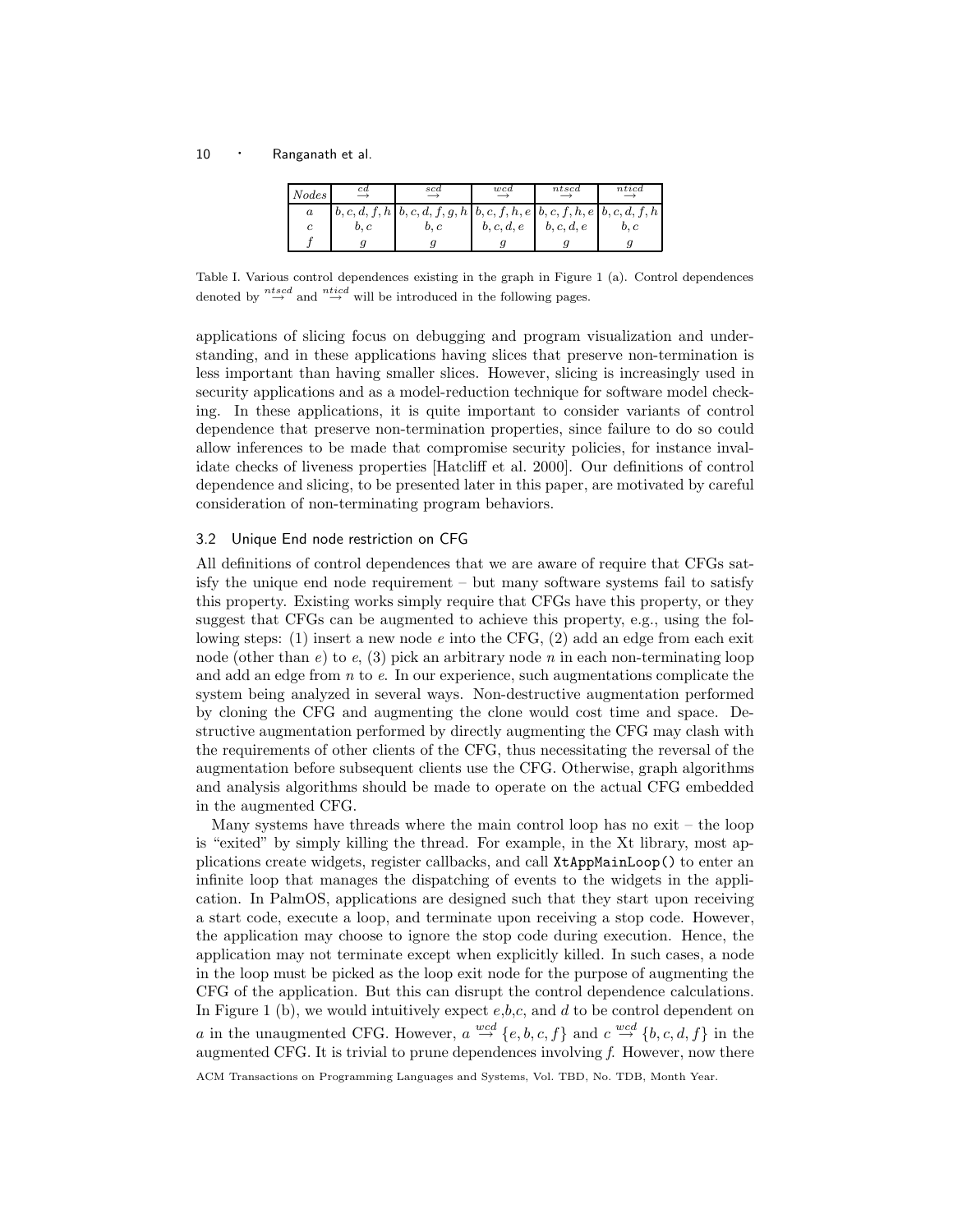| $Nodes$ | $\stackrel{cd}{\rightarrow}$ | $\stackrel{scd}{\rightarrow}$ | $\stackrel{wcd}{\rightarrow}$ | $\stackrel{ntscd}{\rightarrow}$ | $\stackrel{nticd}{\rightarrow}$ |
|---|---|---|---|---|---|
| $a$ | $b, c, d, f, h$ | $b, c, d, f, g, h$ | $b, c, f, h, e$ | $b, c, f, h, e$ | $b, c, d, f, h$ |
| $c$ | $b, c$ | $b, c$ | $b, c, d, e$ | $b, c, d, e$ | $b, c$ |
| $f$ | $g$ | $g$ | $g$ | $g$ | $g$ |

Table I. Various control dependences existing in the graph in Figure 1 (a). Control dependences denoted by $\stackrel{ntscd}{\rightarrow}$ and $\stackrel{nticd}{\rightarrow}$ will be introduced in the following pages.

applications of slicing focus on debugging and program visualization and understanding, and in these applications having slices that preserve non-termination is less important than having smaller slices. However, slicing is increasingly used in security applications and as a model-reduction technique for software model checking. In these applications, it is quite important to consider variants of control dependence that preserve non-termination properties, since failure to do so could allow inferences to be made that compromise security policies, for instance invalidate checks of liveness properties [Hatcliff et al. 2000]. Our definitions of control dependence and slicing, to be presented later in this paper, are motivated by careful consideration of non-terminating program behaviors.

### 3.2 Unique End node restriction on CFG

All definitions of control dependences that we are aware of require that CFGs satisfy the unique end node requirement – but many software systems fail to satisfy this property. Existing works simply require that CFGs have this property, or they suggest that CFGs can be augmented to achieve this property, e.g., using the following steps: (1) insert a new node $e$ into the CFG, (2) add an edge from each exit node (other than $e$) to $e$, (3) pick an arbitrary node $n$ in each non-terminating loop and add an edge from $n$ to $e$. In our experience, such augmentations complicate the system being analyzed in several ways. Non-destructive augmentation performed by cloning the CFG and augmenting the clone would cost time and space. Destructive augmentation performed by directly augmenting the CFG may clash with the requirements of other clients of the CFG, thus necessitating the reversal of the augmentation before subsequent clients use the CFG. Otherwise, graph algorithms and analysis algorithms should be made to operate on the actual CFG embedded in the augmented CFG.

Many systems have threads where the main control loop has no exit – the loop is "exited" by simply killing the thread. For example, in the Xt library, most applications create widgets, register callbacks, and call `XtAppMainLoop()` to enter an infinite loop that manages the dispatching of events to the widgets in the application. In PalmOS, applications are designed such that they start upon receiving a start code, execute a loop, and terminate upon receiving a stop code. However, the application may choose to ignore the stop code during execution. Hence, the application may not terminate except when explicitly killed. In such cases, a node in the loop must be picked as the loop exit node for the purpose of augmenting the CFG of the application. But this can disrupt the control dependence calculations. In Figure 1 (b), we would intuitively expect $e$,$b$,$c$, and $d$ to be control dependent on $a$ in the unaugmented CFG. However, $a \stackrel{wcd}{\rightarrow} \{e, b, c, f\}$ and $c \stackrel{wcd}{\rightarrow} \{b, c, d, f\}$ in the augmented CFG. It is trivial to prune dependences involving $f$. However, now there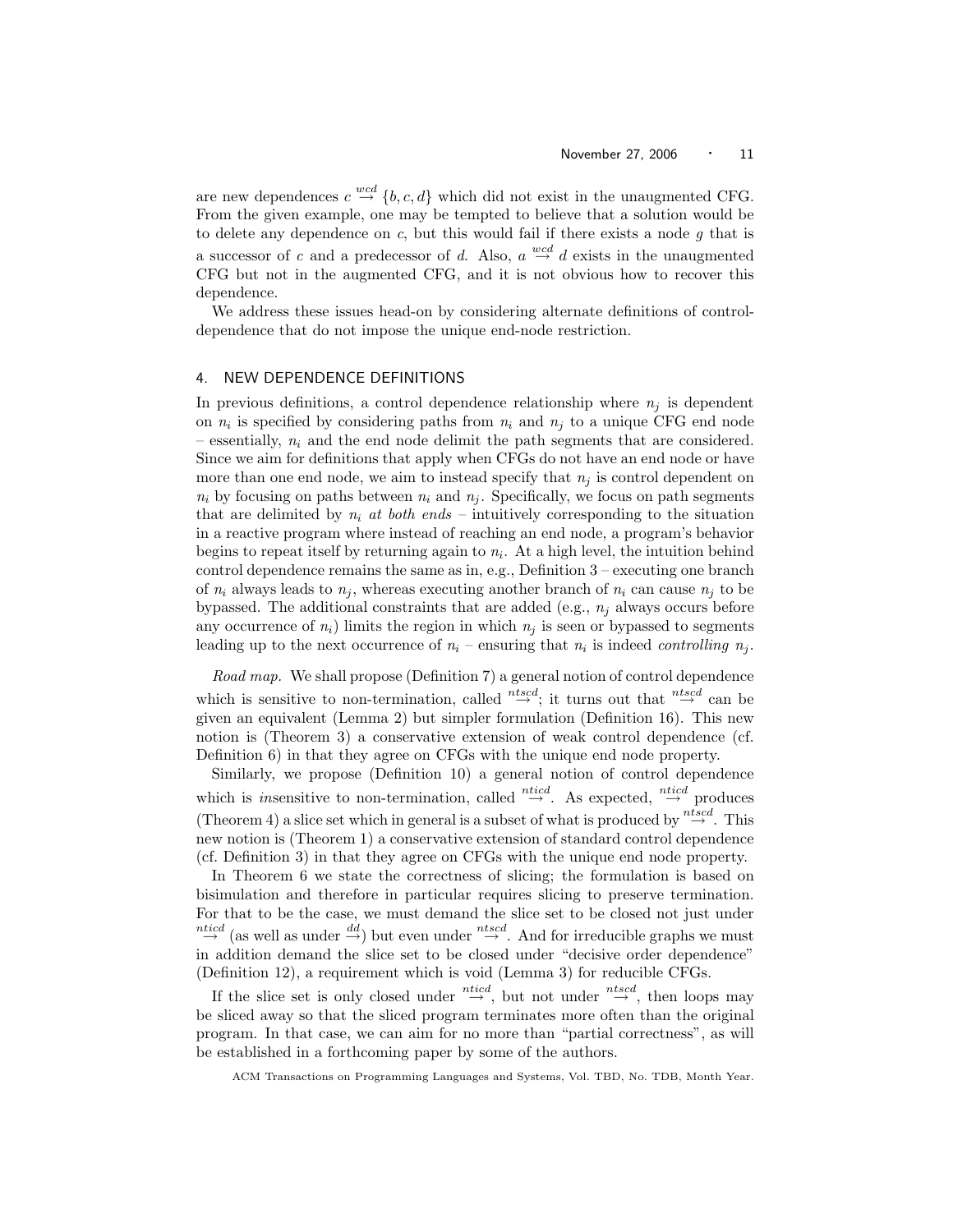are new dependences $c \stackrel{wcd}{\rightarrow} \{b, c, d\}$ which did not exist in the unaugmented CFG. From the given example, one may be tempted to believe that a solution would be to delete any dependence on $c$, but this would fail if there exists a node $g$ that is a successor of $c$ and a predecessor of $d$. Also, $a \stackrel{wcd}{\rightarrow} d$ exists in the unaugmented CFG but not in the augmented CFG, and it is not obvious how to recover this dependence.

We address these issues head-on by considering alternate definitions of control-dependence that do not impose the unique end-node restriction.

## 4. NEW DEPENDENCE DEFINITIONS

In previous definitions, a control dependence relationship where $n_j$ is dependent on $n_i$ is specified by considering paths from $n_i$ and $n_j$ to a unique CFG end node – essentially, $n_i$ and the end node delimit the path segments that are considered. Since we aim for definitions that apply when CFGs do not have an end node or have more than one end node, we aim to instead specify that $n_j$ is control dependent on $n_i$ by focusing on paths between $n_i$ and $n_j$. Specifically, we focus on path segments that are delimited by $n_i$ *at both ends* – intuitively corresponding to the situation in a reactive program where instead of reaching an end node, a program's behavior begins to repeat itself by returning again to $n_i$. At a high level, the intuition behind control dependence remains the same as in, e.g., Definition 3 – executing one branch of $n_i$ always leads to $n_j$, whereas executing another branch of $n_i$ can cause $n_j$ to be bypassed. The additional constraints that are added (e.g., $n_j$ always occurs before any occurrence of $n_i$) limits the region in which $n_j$ is seen or bypassed to segments leading up to the next occurrence of $n_i$ – ensuring that $n_i$ is indeed *controlling* $n_j$.

*Road map.* We shall propose (Definition 7) a general notion of control dependence which is sensitive to non-termination, called $\stackrel{ntscd}{\rightarrow}$; it turns out that $\stackrel{ntscd}{\rightarrow}$ can be given an equivalent (Lemma 2) but simpler formulation (Definition 16). This new notion is (Theorem 3) a conservative extension of weak control dependence (cf. Definition 6) in that they agree on CFGs with the unique end node property.

Similarly, we propose (Definition 10) a general notion of control dependence which is *in*sensitive to non-termination, called $\stackrel{nticd}{\rightarrow}$. As expected, $\stackrel{nticd}{\rightarrow}$ produces (Theorem 4) a slice set which in general is a subset of what is produced by $\stackrel{ntscd}{\rightarrow}$. This new notion is (Theorem 1) a conservative extension of standard control dependence (cf. Definition 3) in that they agree on CFGs with the unique end node property.

In Theorem 6 we state the correctness of slicing; the formulation is based on bisimulation and therefore in particular requires slicing to preserve termination. For that to be the case, we must demand the slice set to be closed not just under $\stackrel{nticd}{\rightarrow}$ (as well as under $\stackrel{dd}{\rightarrow}$) but even under $\stackrel{ntscd}{\rightarrow}$. And for irreducible graphs we must in addition demand the slice set to be closed under "decisive order dependence" (Definition 12), a requirement which is void (Lemma 3) for reducible CFGs.

If the slice set is only closed under $\stackrel{nticd}{\rightarrow}$, but not under $\stackrel{ntscd}{\rightarrow}$, then loops may be sliced away so that the sliced program terminates more often than the original program. In that case, we can aim for no more than "partial correctness", as will be established in a forthcoming paper by some of the authors.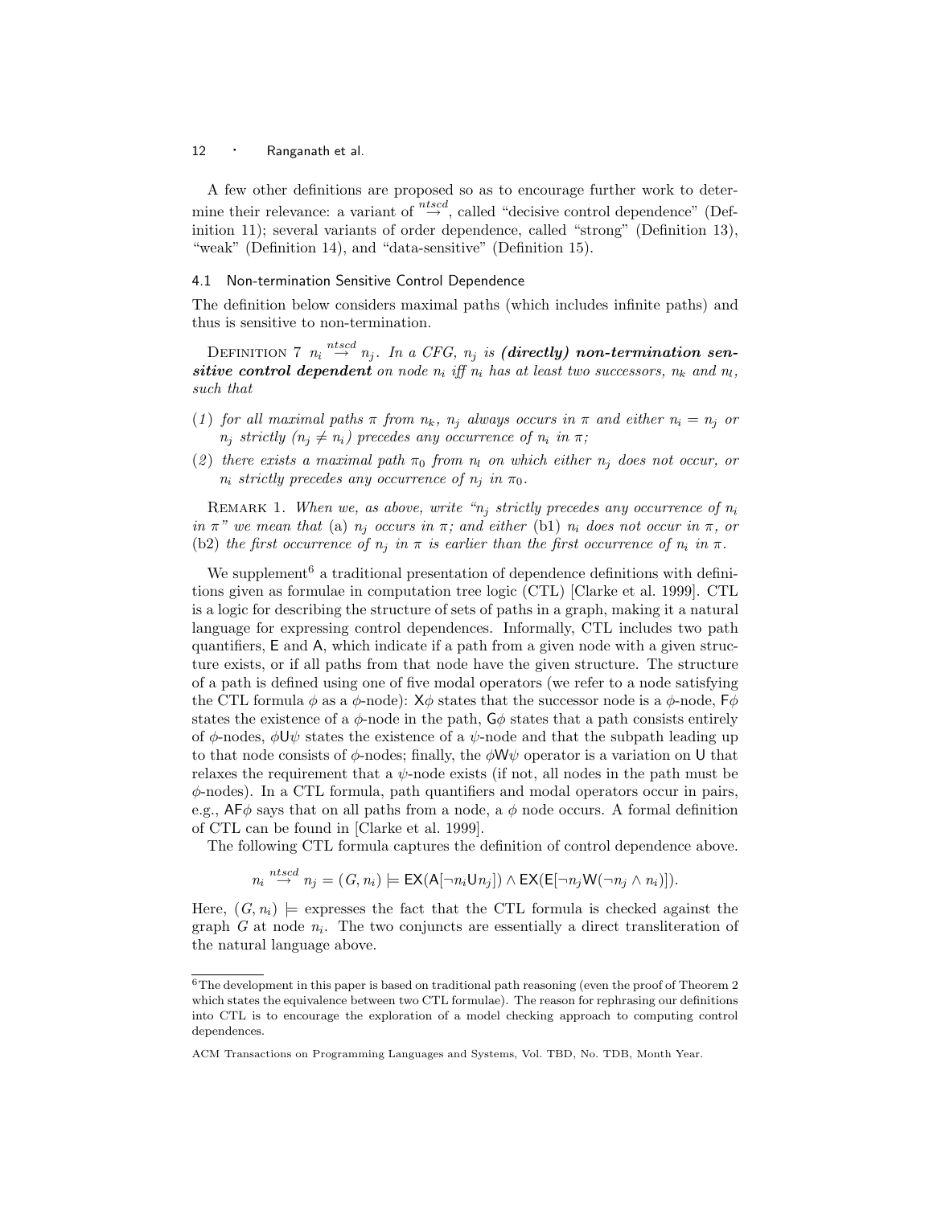A few other definitions are proposed so as to encourage further work to determine their relevance: a variant of $\overset{ntscd}{\rightarrow}$, called "decisive control dependence" (Definition 11); several variants of order dependence, called "strong" (Definition 13), "weak" (Definition 14), and "data-sensitive" (Definition 15).

### 4.1 Non-termination Sensitive Control Dependence

The definition below considers maximal paths (which includes infinite paths) and thus is sensitive to non-termination.

Definition 7 $n_i \overset{ntscd}{\rightarrow} n_j$. *In a CFG, $n_j$ is **(directly) non-termination sensitive control dependent** on node $n_i$ iff $n_i$ has at least two successors, $n_k$ and $n_l$, such that*

(1) *for all maximal paths $\pi$ from $n_k$, $n_j$ always occurs in $\pi$ and either $n_i = n_j$ or $n_j$ strictly ($n_j \neq n_i$) precedes any occurrence of $n_i$ in $\pi$;*

(2) *there exists a maximal path $\pi_0$ from $n_l$ on which either $n_j$ does not occur, or $n_i$ strictly precedes any occurrence of $n_j$ in $\pi_0$.*

Remark 1. *When we, as above, write "$n_j$ strictly precedes any occurrence of $n_i$ in $\pi$" we mean that* (a) *$n_j$ occurs in $\pi$; and either* (b1) *$n_i$ does not occur in $\pi$, or* (b2) *the first occurrence of $n_j$ in $\pi$ is earlier than the first occurrence of $n_i$ in $\pi$.*

We supplement[6] a traditional presentation of dependence definitions with definitions given as formulae in computation tree logic (CTL) [Clarke et al. 1999]. CTL is a logic for describing the structure of sets of paths in a graph, making it a natural language for expressing control dependences. Informally, CTL includes two path quantifiers, E and A, which indicate if a path from a given node with a given structure exists, or if all paths from that node have the given structure. The structure of a path is defined using one of five modal operators (we refer to a node satisfying the CTL formula $\phi$ as a $\phi$-node): $\mathsf{X}\phi$ states that the successor node is a $\phi$-node, $\mathsf{F}\phi$ states the existence of a $\phi$-node in the path, $\mathsf{G}\phi$ states that a path consists entirely of $\phi$-nodes, $\phi\mathsf{U}\psi$ states the existence of a $\psi$-node and that the subpath leading up to that node consists of $\phi$-nodes; finally, the $\phi\mathsf{W}\psi$ operator is a variation on U that relaxes the requirement that a $\psi$-node exists (if not, all nodes in the path must be $\phi$-nodes). In a CTL formula, path quantifiers and modal operators occur in pairs, e.g., $\mathsf{AF}\phi$ says that on all paths from a node, a $\phi$ node occurs. A formal definition of CTL can be found in [Clarke et al. 1999].

The following CTL formula captures the definition of control dependence above.

$$n_i \overset{ntscd}{\rightarrow} n_j = (G, n_i) \models \mathsf{EX}(\mathsf{A}[\neg n_i \mathsf{U} n_j]) \wedge \mathsf{EX}(\mathsf{E}[\neg n_j \mathsf{W}(\neg n_j \wedge n_i)]).$$

Here, $(G, n_i) \models$ expresses the fact that the CTL formula is checked against the graph $G$ at node $n_i$. The two conjuncts are essentially a direct transliteration of the natural language above.

---

[6] The development in this paper is based on traditional path reasoning (even the proof of Theorem 2 which states the equivalence between two CTL formulae). The reason for rephrasing our definitions into CTL is to encourage the exploration of a model checking approach to computing control dependences.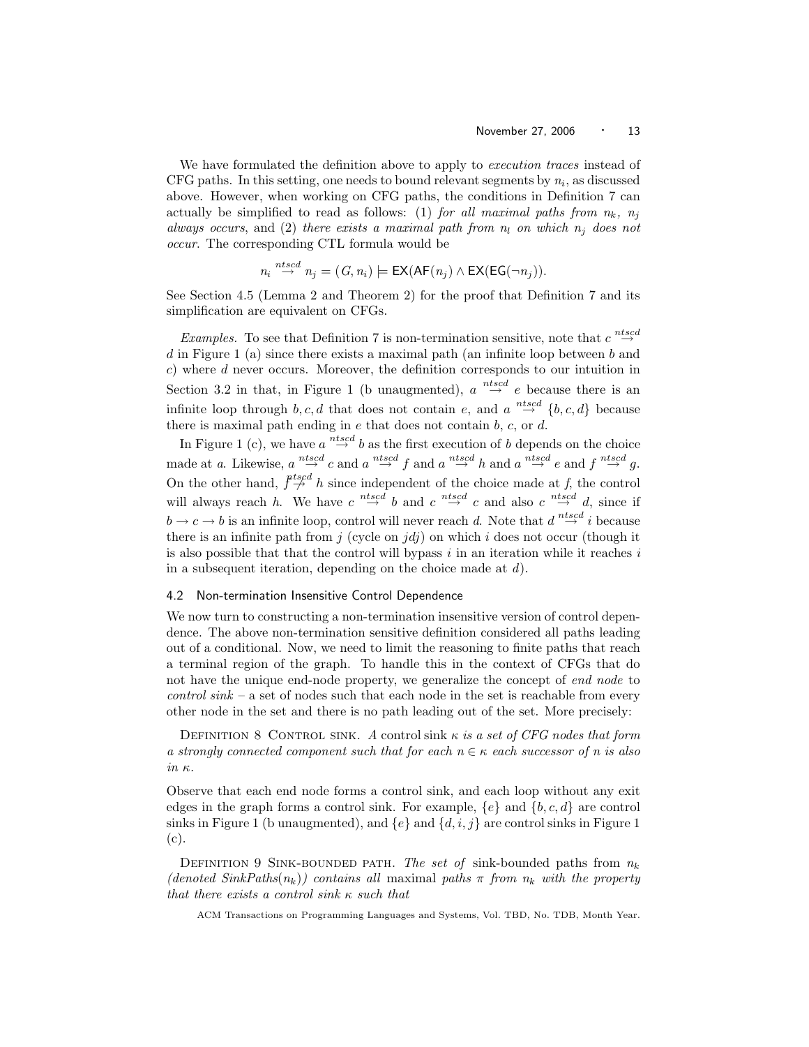We have formulated the definition above to apply to *execution traces* instead of CFG paths. In this setting, one needs to bound relevant segments by $n_i$, as discussed above. However, when working on CFG paths, the conditions in Definition 7 can actually be simplified to read as follows: (1) *for all maximal paths from $n_k$, $n_j$ always occurs*, and (2) *there exists a maximal path from $n_l$ on which $n_j$ does not occur*. The corresponding CTL formula would be

$$n_i \overset{ntscd}{\rightarrow} n_j = (G, n_i) \models \mathsf{EX}(\mathsf{AF}(n_j) \wedge \mathsf{EX}(\mathsf{EG}(\neg n_j)).$$

See Section 4.5 (Lemma 2 and Theorem 2) for the proof that Definition 7 and its simplification are equivalent on CFGs.

*Examples.* To see that Definition 7 is non-termination sensitive, note that $c \overset{ntscd}{\rightarrow} d$ in Figure 1 (a) since there exists a maximal path (an infinite loop between $b$ and $c$) where $d$ never occurs. Moreover, the definition corresponds to our intuition in Section 3.2 in that, in Figure 1 (b unaugmented), $a \overset{ntscd}{\rightarrow} e$ because there is an infinite loop through $b, c, d$ that does not contain $e$, and $a \overset{ntscd}{\rightarrow} \{b, c, d\}$ because there is maximal path ending in $e$ that does not contain $b$, $c$, or $d$.

In Figure 1 (c), we have $a \overset{ntscd}{\rightarrow} b$ as the first execution of $b$ depends on the choice made at $a$. Likewise, $a \overset{ntscd}{\rightarrow} c$ and $a \overset{ntscd}{\rightarrow} f$ and $a \overset{ntscd}{\rightarrow} h$ and $a \overset{ntscd}{\rightarrow} e$ and $f \overset{ntscd}{\rightarrow} g$. On the other hand, $f \overset{ntscd}{\not\rightarrow} h$ since independent of the choice made at $f$, the control will always reach $h$. We have $c \overset{ntscd}{\rightarrow} b$ and $c \overset{ntscd}{\rightarrow} c$ and also $c \overset{ntscd}{\rightarrow} d$, since if $b \rightarrow c \rightarrow b$ is an infinite loop, control will never reach $d$. Note that $d \overset{ntscd}{\rightarrow} i$ because there is an infinite path from $j$ (cycle on $jdj$) on which $i$ does not occur (though it is also possible that that the control will bypass $i$ in an iteration while it reaches $i$ in a subsequent iteration, depending on the choice made at $d$).

### 4.2 Non-termination Insensitive Control Dependence

We now turn to constructing a non-termination insensitive version of control dependence. The above non-termination sensitive definition considered all paths leading out of a conditional. Now, we need to limit the reasoning to finite paths that reach a terminal region of the graph. To handle this in the context of CFGs that do not have the unique end-node property, we generalize the concept of *end node* to *control sink* – a set of nodes such that each node in the set is reachable from every other node in the set and there is no path leading out of the set. More precisely:

Definition 8 Control sink. *A* control sink *$\kappa$ is a set of CFG nodes that form a strongly connected component such that for each $n \in \kappa$ each successor of $n$ is also in $\kappa$.*

Observe that each end node forms a control sink, and each loop without any exit edges in the graph forms a control sink. For example, $\{e\}$ and $\{b, c, d\}$ are control sinks in Figure 1 (b unaugmented), and $\{e\}$ and $\{d, i, j\}$ are control sinks in Figure 1 (c).

Definition 9 Sink-bounded path. *The set of* sink-bounded paths *from $n_k$ (denoted $SinkPaths(n_k)$) contains all* maximal *paths $\pi$ from $n_k$ with the property that there exists a control sink $\kappa$ such that*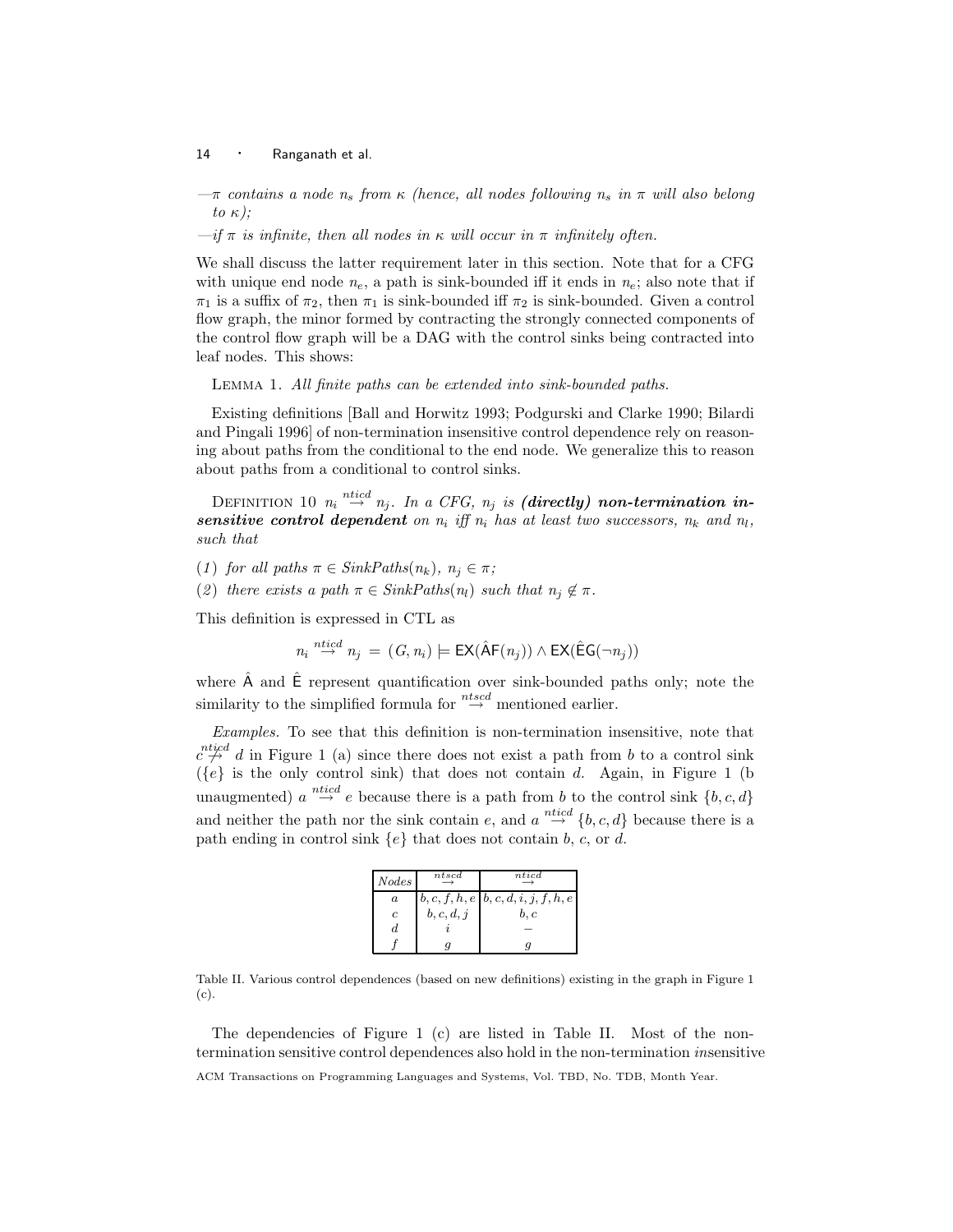—$\pi$ *contains a node* $n_s$ *from* $\kappa$ *(hence, all nodes following* $n_s$ *in* $\pi$ *will also belong to* $\kappa$*);*

—*if* $\pi$ *is infinite, then all nodes in* $\kappa$ *will occur in* $\pi$ *infinitely often.*

We shall discuss the latter requirement later in this section. Note that for a CFG with unique end node $n_e$, a path is sink-bounded iff it ends in $n_e$; also note that if $\pi_1$ is a suffix of $\pi_2$, then $\pi_1$ is sink-bounded iff $\pi_2$ is sink-bounded. Given a control flow graph, the minor formed by contracting the strongly connected components of the control flow graph will be a DAG with the control sinks being contracted into leaf nodes. This shows:

Lemma 1. *All finite paths can be extended into sink-bounded paths.*

Existing definitions [Ball and Horwitz 1993; Podgurski and Clarke 1990; Bilardi and Pingali 1996] of non-termination insensitive control dependence rely on reasoning about paths from the conditional to the end node. We generalize this to reason about paths from a conditional to control sinks.

Definition 10 $n_i \stackrel{nticd}{\rightarrow} n_j$. *In a CFG,* $n_j$ *is* ***(directly) non-termination insensitive control dependent*** *on* $n_i$ *iff* $n_i$ *has at least two successors,* $n_k$ *and* $n_l$*, such that*

(1) *for all paths* $\pi \in SinkPaths(n_k)$, $n_j \in \pi$;

(2) *there exists a path* $\pi \in SinkPaths(n_l)$ *such that* $n_j \notin \pi$.

This definition is expressed in CTL as

$$n_i \stackrel{nticd}{\rightarrow} n_j \;=\; (G, n_i) \models \mathsf{EX}(\hat{\mathsf{A}}\mathsf{F}(n_j)) \wedge \mathsf{EX}(\hat{\mathsf{E}}\mathsf{G}(\neg n_j))$$

where $\hat{\mathsf{A}}$ and $\hat{\mathsf{E}}$ represent quantification over sink-bounded paths only; note the similarity to the simplified formula for $\stackrel{ntscd}{\rightarrow}$ mentioned earlier.

*Examples.* To see that this definition is non-termination insensitive, note that $c \stackrel{nticd}{\not\rightarrow} d$ in Figure 1 (a) since there does not exist a path from $b$ to a control sink ($\{e\}$ is the only control sink) that does not contain $d$. Again, in Figure 1 (b unaugmented) $a \stackrel{nticd}{\rightarrow} e$ because there is a path from $b$ to the control sink $\{b, c, d\}$ and neither the path nor the sink contain $e$, and $a \stackrel{nticd}{\rightarrow} \{b, c, d\}$ because there is a path ending in control sink $\{e\}$ that does not contain $b$, $c$, or $d$.

| *Nodes* | $\stackrel{ntscd}{\rightarrow}$ | $\stackrel{nticd}{\rightarrow}$ |
|---|---|---|
| $a$ | $b, c, f, h, e$ | $b, c, d, i, j, f, h, e$ |
| $c$ | $b, c, d, j$ | $b, c$ |
| $d$ | $i$ | $-$ |
| $f$ | $g$ | $g$ |

Table II. Various control dependences (based on new definitions) existing in the graph in Figure 1 (c).

The dependencies of Figure 1 (c) are listed in Table II. Most of the non-termination sensitive control dependences also hold in the non-termination *in*sensitive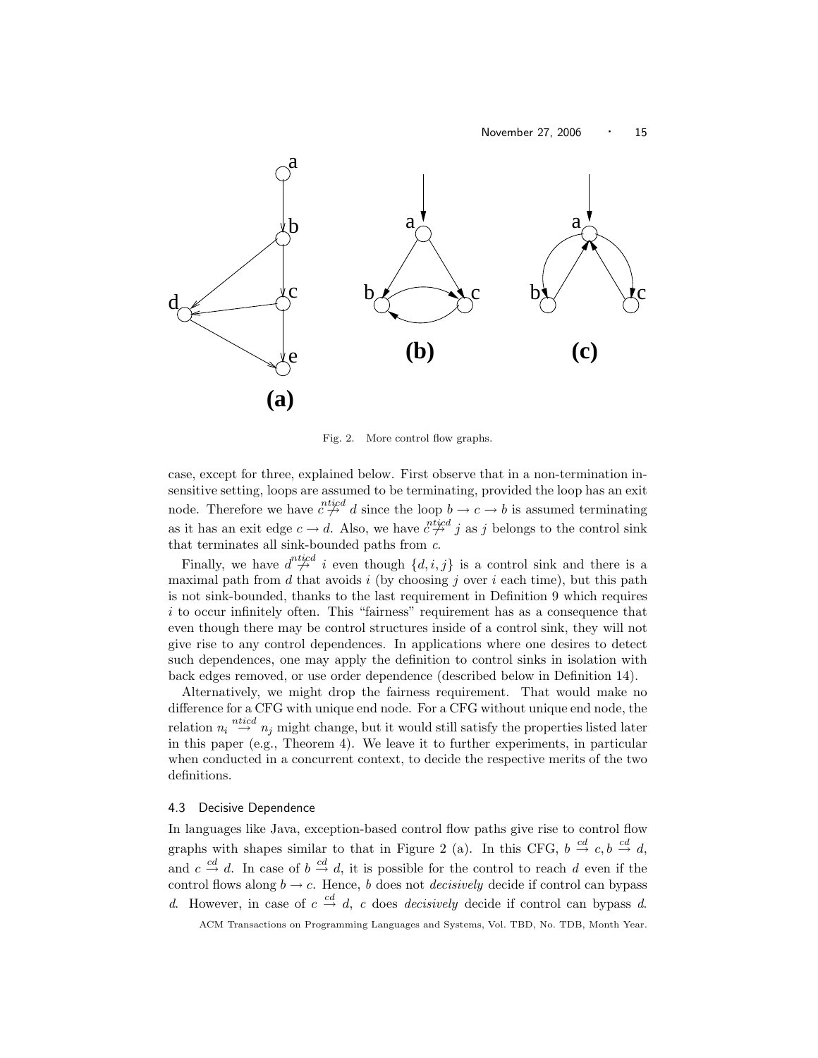Fig. 2. More control flow graphs.

case, except for three, explained below. First observe that in a non-termination insensitive setting, loops are assumed to be terminating, provided the loop has an exit node. Therefore we have $c \overset{nticd}{\not\to} d$ since the loop $b \to c \to b$ is assumed terminating as it has an exit edge $c \to d$. Also, we have $c \overset{nticd}{\not\to} j$ as $j$ belongs to the control sink that terminates all sink-bounded paths from $c$.

Finally, we have $d \overset{nticd}{\not\to} i$ even though $\{d, i, j\}$ is a control sink and there is a maximal path from $d$ that avoids $i$ (by choosing $j$ over $i$ each time), but this path is not sink-bounded, thanks to the last requirement in Definition 9 which requires $i$ to occur infinitely often. This "fairness" requirement has as a consequence that even though there may be control structures inside of a control sink, they will not give rise to any control dependences. In applications where one desires to detect such dependences, one may apply the definition to control sinks in isolation with back edges removed, or use order dependence (described below in Definition 14).

Alternatively, we might drop the fairness requirement. That would make no difference for a CFG with unique end node. For a CFG without unique end node, the relation $n_i \overset{nticd}{\to} n_j$ might change, but it would still satisfy the properties listed later in this paper (e.g., Theorem 4). We leave it to further experiments, in particular when conducted in a concurrent context, to decide the respective merits of the two definitions.

### 4.3 Decisive Dependence

In languages like Java, exception-based control flow paths give rise to control flow graphs with shapes similar to that in Figure 2 (a). In this CFG, $b \overset{cd}{\to} c, b \overset{cd}{\to} d$, and $c \overset{cd}{\to} d$. In case of $b \overset{cd}{\to} d$, it is possible for the control to reach $d$ even if the control flows along $b \to c$. Hence, $b$ does not *decisively* decide if control can bypass $d$. However, in case of $c \overset{cd}{\to} d$, $c$ does *decisively* decide if control can bypass $d$.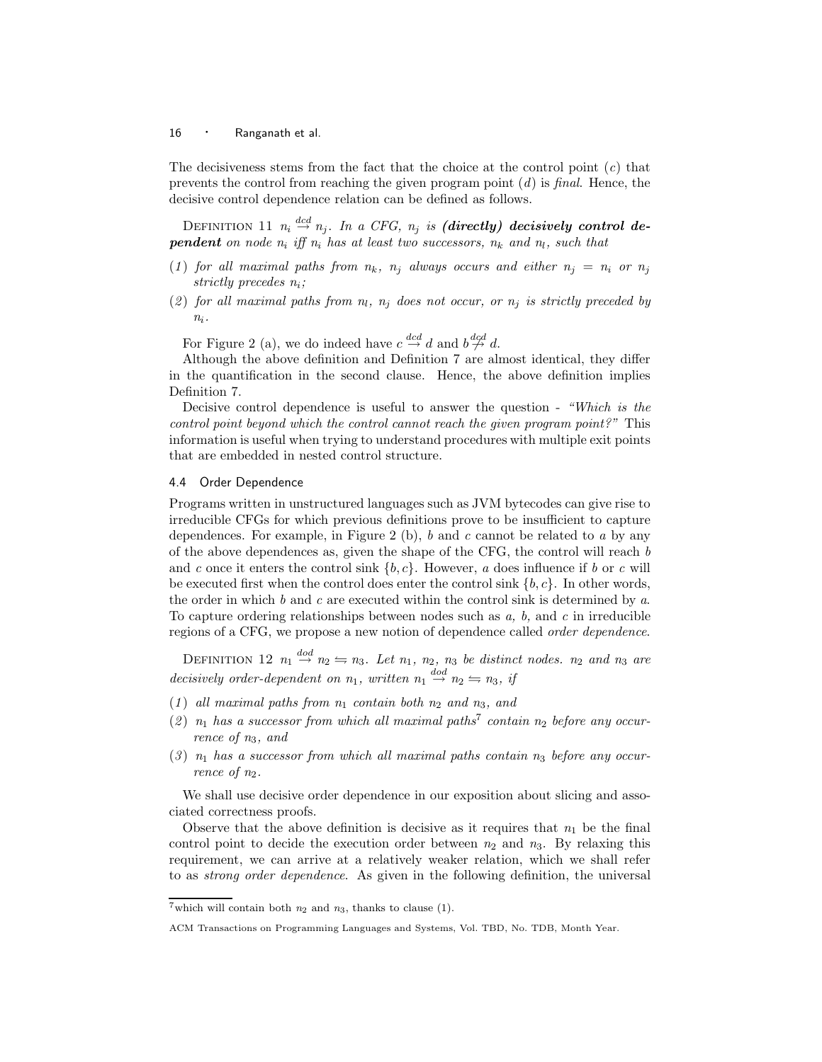The decisiveness stems from the fact that the choice at the control point ($c$) that prevents the control from reaching the given program point ($d$) is *final*. Hence, the decisive control dependence relation can be defined as follows.

Definition 11 $n_i \stackrel{dcd}{\rightarrow} n_j$. *In a CFG, $n_j$ is* ***(directly) decisively control dependent*** *on node $n_i$ iff $n_i$ has at least two successors, $n_k$ and $n_l$, such that*

(1) *for all maximal paths from $n_k$, $n_j$ always occurs and either $n_j = n_i$ or $n_j$ strictly precedes $n_i$;*

(2) *for all maximal paths from $n_l$, $n_j$ does not occur, or $n_j$ is strictly preceded by $n_i$.*

For Figure 2 (a), we do indeed have $c \stackrel{dcd}{\rightarrow} d$ and $b \stackrel{dcd}{\not\rightarrow} d$.

Although the above definition and Definition 7 are almost identical, they differ in the quantification in the second clause. Hence, the above definition implies Definition 7.

Decisive control dependence is useful to answer the question - *"Which is the control point beyond which the control cannot reach the given program point?"* This information is useful when trying to understand procedures with multiple exit points that are embedded in nested control structure.

### 4.4 Order Dependence

Programs written in unstructured languages such as JVM bytecodes can give rise to irreducible CFGs for which previous definitions prove to be insufficient to capture dependences. For example, in Figure 2 (b), $b$ and $c$ cannot be related to $a$ by any of the above dependences as, given the shape of the CFG, the control will reach $b$ and $c$ once it enters the control sink $\{b, c\}$. However, $a$ does influence if $b$ or $c$ will be executed first when the control does enter the control sink $\{b, c\}$. In other words, the order in which $b$ and $c$ are executed within the control sink is determined by $a$. To capture ordering relationships between nodes such as $a$, $b$, and $c$ in irreducible regions of a CFG, we propose a new notion of dependence called *order dependence*.

Definition 12 $n_1 \stackrel{dod}{\rightarrow} n_2 \leftrightharpoons n_3$. *Let $n_1$, $n_2$, $n_3$ be distinct nodes. $n_2$ and $n_3$ are decisively order-dependent on $n_1$, written $n_1 \stackrel{dod}{\rightarrow} n_2 \leftrightharpoons n_3$, if*

(1) *all maximal paths from $n_1$ contain both $n_2$ and $n_3$, and*

(2) *$n_1$ has a successor from which all maximal paths*[7] *contain $n_2$ before any occurrence of $n_3$, and*

(3) *$n_1$ has a successor from which all maximal paths contain $n_3$ before any occurrence of $n_2$.*

We shall use decisive order dependence in our exposition about slicing and associated correctness proofs.

Observe that the above definition is decisive as it requires that $n_1$ be the final control point to decide the execution order between $n_2$ and $n_3$. By relaxing this requirement, we can arrive at a relatively weaker relation, which we shall refer to as *strong order dependence*. As given in the following definition, the universal

[7] which will contain both $n_2$ and $n_3$, thanks to clause (1).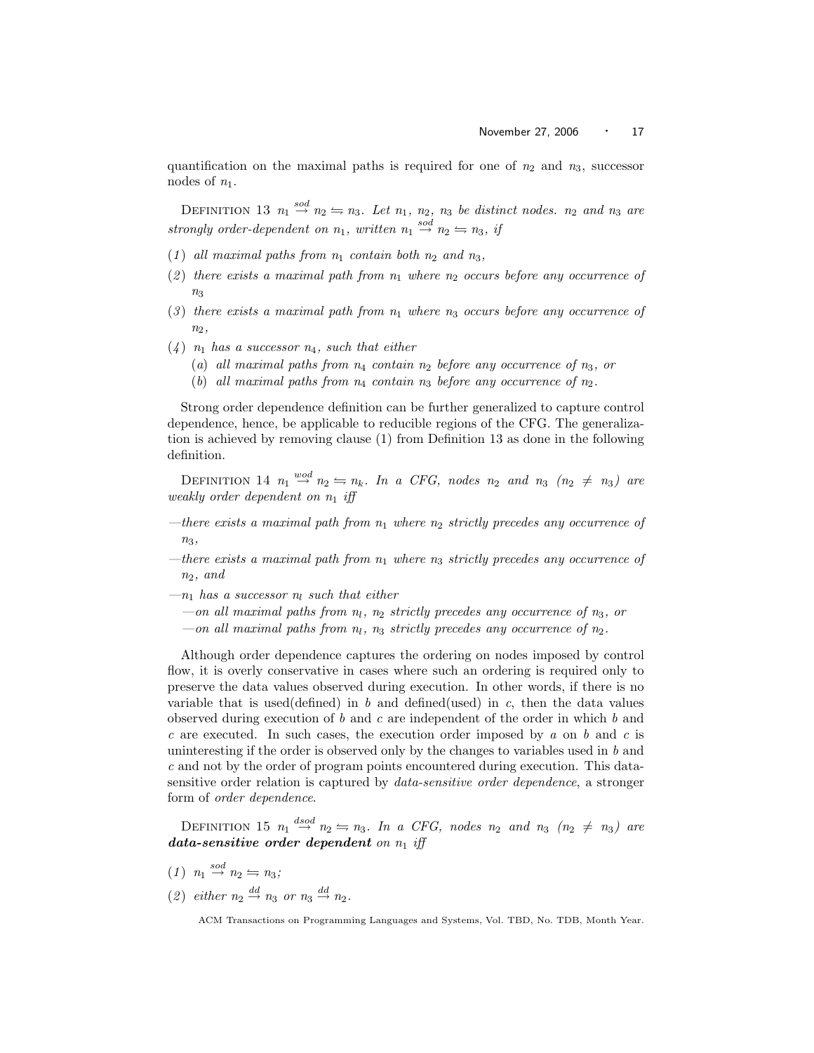quantification on the maximal paths is required for one of $n_2$ and $n_3$, successor nodes of $n_1$.

DEFINITION 13 $n_1 \stackrel{sod}{\rightarrow} n_2 \leftrightharpoons n_3$. *Let $n_1$, $n_2$, $n_3$ be distinct nodes. $n_2$ and $n_3$ are strongly order-dependent on $n_1$, written $n_1 \stackrel{sod}{\rightarrow} n_2 \leftrightharpoons n_3$, if*

(1) *all maximal paths from $n_1$ contain both $n_2$ and $n_3$,*

(2) *there exists a maximal path from $n_1$ where $n_2$ occurs before any occurrence of $n_3$*

(3) *there exists a maximal path from $n_1$ where $n_3$ occurs before any occurrence of $n_2$,*

(4) *$n_1$ has a successor $n_4$, such that either*
   - (a) *all maximal paths from $n_4$ contain $n_2$ before any occurrence of $n_3$, or*
   - (b) *all maximal paths from $n_4$ contain $n_3$ before any occurrence of $n_2$.*

Strong order dependence definition can be further generalized to capture control dependence, hence, be applicable to reducible regions of the CFG. The generalization is achieved by removing clause (1) from Definition 13 as done in the following definition.

DEFINITION 14 $n_1 \stackrel{wod}{\rightarrow} n_2 \leftrightharpoons n_k$. *In a CFG, nodes $n_2$ and $n_3$ ($n_2 \neq n_3$) are weakly order dependent on $n_1$ iff*

—*there exists a maximal path from $n_1$ where $n_2$ strictly precedes any occurrence of $n_3$,*

—*there exists a maximal path from $n_1$ where $n_3$ strictly precedes any occurrence of $n_2$, and*

—*$n_1$ has a successor $n_l$ such that either*
   - —*on all maximal paths from $n_l$, $n_2$ strictly precedes any occurrence of $n_3$, or*
   - —*on all maximal paths from $n_l$, $n_3$ strictly precedes any occurrence of $n_2$.*

Although order dependence captures the ordering on nodes imposed by control flow, it is overly conservative in cases where such an ordering is required only to preserve the data values observed during execution. In other words, if there is no variable that is used(defined) in $b$ and defined(used) in $c$, then the data values observed during execution of $b$ and $c$ are independent of the order in which $b$ and $c$ are executed. In such cases, the execution order imposed by $a$ on $b$ and $c$ is uninteresting if the order is observed only by the changes to variables used in $b$ and $c$ and not by the order of program points encountered during execution. This data-sensitive order relation is captured by *data-sensitive order dependence*, a stronger form of *order dependence*.

DEFINITION 15 $n_1 \stackrel{dsod}{\rightarrow} n_2 \leftrightharpoons n_3$. *In a CFG, nodes $n_2$ and $n_3$ ($n_2 \neq n_3$) are* ***data-sensitive order dependent*** *on $n_1$ iff*

(1) $n_1 \stackrel{sod}{\rightarrow} n_2 \leftrightharpoons n_3$;

(2) *either* $n_2 \stackrel{dd}{\rightarrow} n_3$ *or* $n_3 \stackrel{dd}{\rightarrow} n_2$.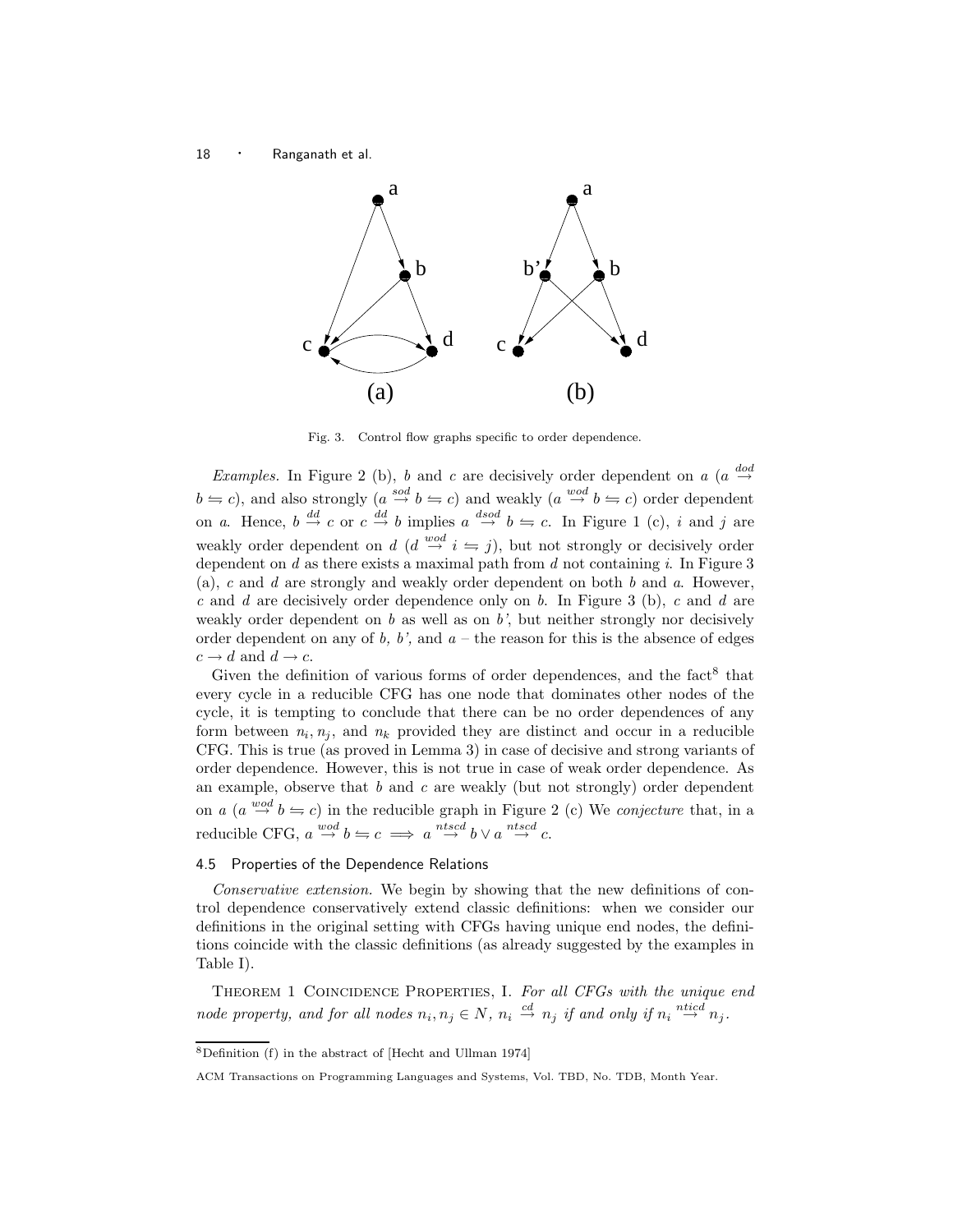Fig. 3. Control flow graphs specific to order dependence.

*Examples.* In Figure 2 (b), $b$ and $c$ are decisively order dependent on $a$ ($a \stackrel{dod}{\rightarrow} b \leftrightharpoons c$), and also strongly ($a \stackrel{sod}{\rightarrow} b \leftrightharpoons c$) and weakly ($a \stackrel{wod}{\rightarrow} b \leftrightharpoons c$) order dependent on $a$. Hence, $b \stackrel{dd}{\rightarrow} c$ or $c \stackrel{dd}{\rightarrow} b$ implies $a \stackrel{dsod}{\rightarrow} b \leftrightharpoons c$. In Figure 1 (c), $i$ and $j$ are weakly order dependent on $d$ ($d \stackrel{wod}{\rightarrow} i \leftrightharpoons j$), but not strongly or decisively order dependent on $d$ as there exists a maximal path from $d$ not containing $i$. In Figure 3 (a), $c$ and $d$ are strongly and weakly order dependent on both $b$ and $a$. However, $c$ and $d$ are decisively order dependence only on $b$. In Figure 3 (b), $c$ and $d$ are weakly order dependent on $b$ as well as on $b'$, but neither strongly nor decisively order dependent on any of $b$, $b'$, and $a$ – the reason for this is the absence of edges $c \rightarrow d$ and $d \rightarrow c$.

Given the definition of various forms of order dependences, and the fact[8] that every cycle in a reducible CFG has one node that dominates other nodes of the cycle, it is tempting to conclude that there can be no order dependences of any form between $n_i, n_j$, and $n_k$ provided they are distinct and occur in a reducible CFG. This is true (as proved in Lemma 3) in case of decisive and strong variants of order dependence. However, this is not true in case of weak order dependence. As an example, observe that $b$ and $c$ are weakly (but not strongly) order dependent on $a$ ($a \stackrel{wod}{\rightarrow} b \leftrightharpoons c$) in the reducible graph in Figure 2 (c) We *conjecture* that, in a reducible CFG, $a \stackrel{wod}{\rightarrow} b \leftrightharpoons c \implies a \stackrel{ntscd}{\rightarrow} b \vee a \stackrel{ntscd}{\rightarrow} c$.

### 4.5 Properties of the Dependence Relations

*Conservative extension.* We begin by showing that the new definitions of control dependence conservatively extend classic definitions: when we consider our definitions in the original setting with CFGs having unique end nodes, the definitions coincide with the classic definitions (as already suggested by the examples in Table I).

Theorem 1 Coincidence Properties, I. *For all CFGs with the unique end node property, and for all nodes $n_i, n_j \in N$, $n_i \stackrel{cd}{\rightarrow} n_j$ if and only if $n_i \stackrel{nticd}{\rightarrow} n_j$.*

[8] Definition (f) in the abstract of [Hecht and Ullman 1974]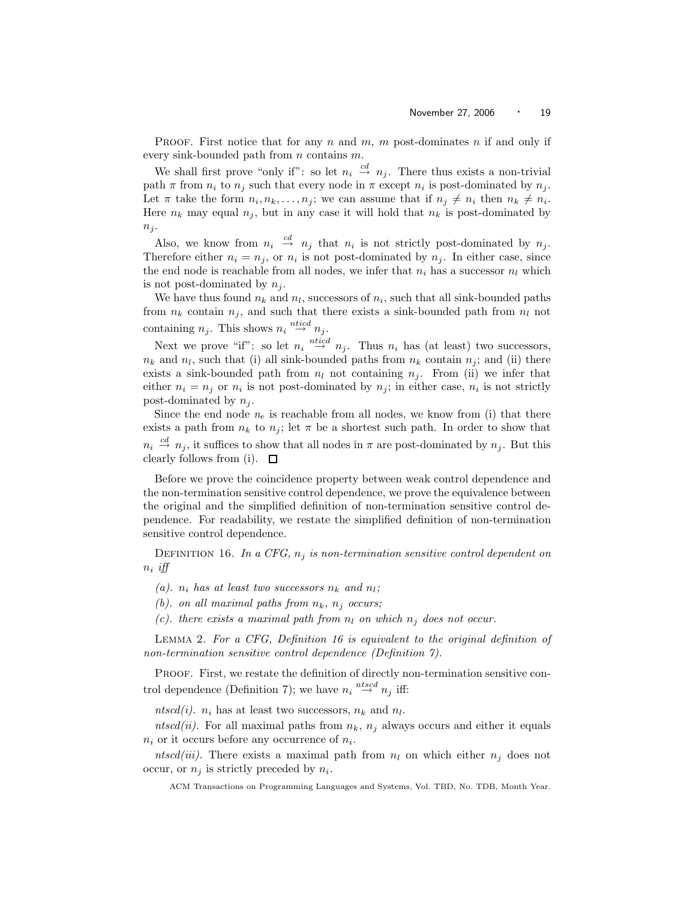PROOF. First notice that for any $n$ and $m$, $m$ post-dominates $n$ if and only if every sink-bounded path from $n$ contains $m$.

We shall first prove "only if": so let $n_i \stackrel{cd}{\rightarrow} n_j$. There thus exists a non-trivial path $\pi$ from $n_i$ to $n_j$ such that every node in $\pi$ except $n_i$ is post-dominated by $n_j$. Let $\pi$ take the form $n_i, n_k, \ldots, n_j$; we can assume that if $n_j \neq n_i$ then $n_k \neq n_i$. Here $n_k$ may equal $n_j$, but in any case it will hold that $n_k$ is post-dominated by $n_j$.

Also, we know from $n_i \stackrel{cd}{\rightarrow} n_j$ that $n_i$ is not strictly post-dominated by $n_j$. Therefore either $n_i = n_j$, or $n_i$ is not post-dominated by $n_j$. In either case, since the end node is reachable from all nodes, we infer that $n_i$ has a successor $n_l$ which is not post-dominated by $n_j$.

We have thus found $n_k$ and $n_l$, successors of $n_i$, such that all sink-bounded paths from $n_k$ contain $n_j$, and such that there exists a sink-bounded path from $n_l$ not containing $n_j$. This shows $n_i \stackrel{nticd}{\rightarrow} n_j$.

Next we prove "if": so let $n_i \stackrel{nticd}{\rightarrow} n_j$. Thus $n_i$ has (at least) two successors, $n_k$ and $n_l$, such that (i) all sink-bounded paths from $n_k$ contain $n_j$; and (ii) there exists a sink-bounded path from $n_l$ not containing $n_j$. From (ii) we infer that either $n_i = n_j$ or $n_i$ is not post-dominated by $n_j$; in either case, $n_i$ is not strictly post-dominated by $n_j$.

Since the end node $n_e$ is reachable from all nodes, we know from (i) that there exists a path from $n_k$ to $n_j$; let $\pi$ be a shortest such path. In order to show that $n_i \stackrel{cd}{\rightarrow} n_j$, it suffices to show that all nodes in $\pi$ are post-dominated by $n_j$. But this clearly follows from (i). □

Before we prove the coincidence property between weak control dependence and the non-termination sensitive control dependence, we prove the equivalence between the original and the simplified definition of non-termination sensitive control dependence. For readability, we restate the simplified definition of non-termination sensitive control dependence.

DEFINITION 16. *In a CFG, $n_j$ is non-termination sensitive control dependent on $n_i$ iff*

*(a). $n_i$ has at least two successors $n_k$ and $n_l$;*

*(b). on all maximal paths from $n_k$, $n_j$ occurs;*

*(c). there exists a maximal path from $n_l$ on which $n_j$ does not occur.*

LEMMA 2. *For a CFG, Definition 16 is equivalent to the original definition of non-termination sensitive control dependence (Definition 7).*

PROOF. First, we restate the definition of directly non-termination sensitive control dependence (Definition 7); we have $n_i \stackrel{ntscd}{\rightarrow} n_j$ iff:

*ntscd(i).* $n_i$ has at least two successors, $n_k$ and $n_l$.

*ntscd(ii).* For all maximal paths from $n_k$, $n_j$ always occurs and either it equals $n_i$ or it occurs before any occurrence of $n_i$.

*ntscd(iii).* There exists a maximal path from $n_l$ on which either $n_j$ does not occur, or $n_j$ is strictly preceded by $n_i$.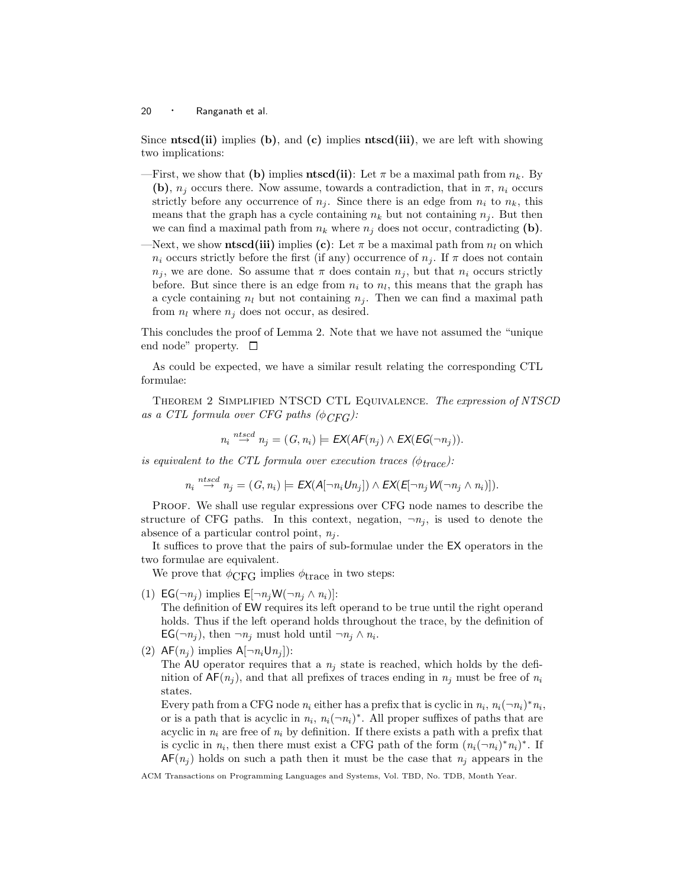Since **ntscd(ii)** implies **(b)**, and **(c)** implies **ntscd(iii)**, we are left with showing two implications:

—First, we show that **(b)** implies **ntscd(ii)**: Let $\pi$ be a maximal path from $n_k$. By **(b)**, $n_j$ occurs there. Now assume, towards a contradiction, that in $\pi$, $n_i$ occurs strictly before any occurrence of $n_j$. Since there is an edge from $n_i$ to $n_k$, this means that the graph has a cycle containing $n_k$ but not containing $n_j$. But then we can find a maximal path from $n_k$ where $n_j$ does not occur, contradicting **(b)**.

—Next, we show **ntscd(iii)** implies **(c)**: Let $\pi$ be a maximal path from $n_l$ on which $n_i$ occurs strictly before the first (if any) occurrence of $n_j$. If $\pi$ does not contain $n_j$, we are done. So assume that $\pi$ does contain $n_j$, but that $n_i$ occurs strictly before. But since there is an edge from $n_i$ to $n_l$, this means that the graph has a cycle containing $n_l$ but not containing $n_j$. Then we can find a maximal path from $n_l$ where $n_j$ does not occur, as desired.

This concludes the proof of Lemma 2. Note that we have not assumed the "unique end node" property. $\square$

As could be expected, we have a similar result relating the corresponding CTL formulae:

Theorem 2 Simplified NTSCD CTL Equivalence. *The expression of NTSCD as a CTL formula over CFG paths ($\phi_{CFG}$):*

$$n_i \stackrel{ntscd}{\rightarrow} n_j = (G, n_i) \models \mathsf{EX}(\mathsf{AF}(n_j) \wedge \mathsf{EX}(\mathsf{EG}(\neg n_j)).$$

*is equivalent to the CTL formula over execution traces ($\phi_{trace}$):*

$$n_i \stackrel{ntscd}{\rightarrow} n_j = (G, n_i) \models \mathsf{EX}(\mathsf{A}[\neg n_i \mathsf{U} n_j]) \wedge \mathsf{EX}(\mathsf{E}[\neg n_j \mathsf{W}(\neg n_j \wedge n_i)]).$$

Proof. We shall use regular expressions over CFG node names to describe the structure of CFG paths. In this context, negation, $\neg n_j$, is used to denote the absence of a particular control point, $n_j$.

It suffices to prove that the pairs of sub-formulae under the $\mathsf{EX}$ operators in the two formulae are equivalent.

We prove that $\phi_{\text{CFG}}$ implies $\phi_{\text{trace}}$ in two steps:

(1) $\mathsf{EG}(\neg n_j)$ implies $\mathsf{E}[\neg n_j \mathsf{W}(\neg n_j \wedge n_i)]$:
The definition of $\mathsf{EW}$ requires its left operand to be true until the right operand holds. Thus if the left operand holds throughout the trace, by the definition of $\mathsf{EG}(\neg n_j)$, then $\neg n_j$ must hold until $\neg n_j \wedge n_i$.

(2) $\mathsf{AF}(n_j)$ implies $\mathsf{A}[\neg n_i \mathsf{U} n_j]$):
The $\mathsf{AU}$ operator requires that a $n_j$ state is reached, which holds by the definition of $\mathsf{AF}(n_j)$, and that all prefixes of traces ending in $n_j$ must be free of $n_i$ states.
Every path from a CFG node $n_i$ either has a prefix that is cyclic in $n_i$, $n_i(\neg n_i)^* n_i$, or is a path that is acyclic in $n_i$, $n_i(\neg n_i)^*$. All proper suffixes of paths that are acyclic in $n_i$ are free of $n_i$ by definition. If there exists a path with a prefix that is cyclic in $n_i$, then there must exist a CFG path of the form $(n_i(\neg n_i)^* n_i)^*$. If $\mathsf{AF}(n_j)$ holds on such a path then it must be the case that $n_j$ appears in the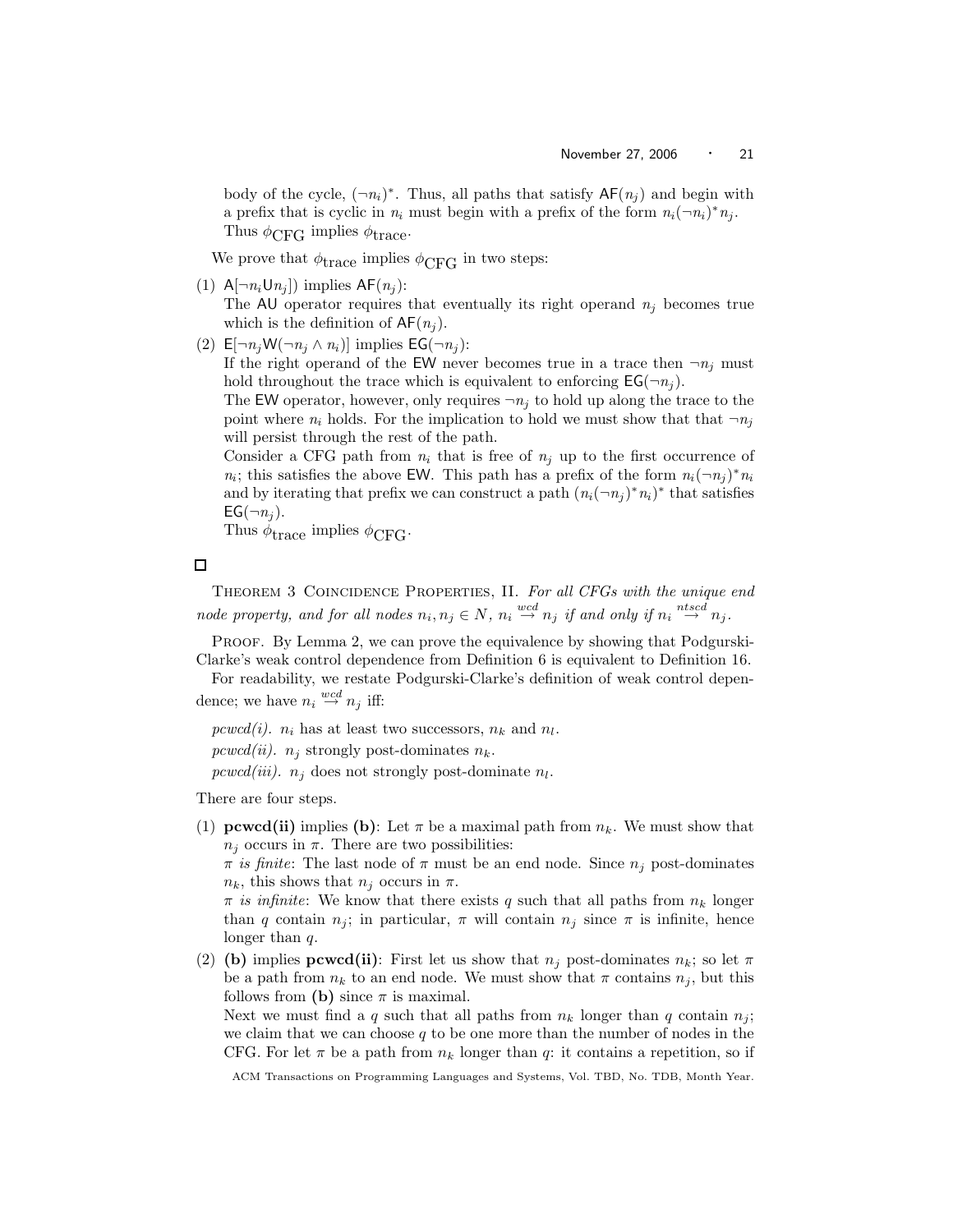body of the cycle, $(\neg n_i)^*$. Thus, all paths that satisfy $\mathsf{AF}(n_j)$ and begin with a prefix that is cyclic in $n_i$ must begin with a prefix of the form $n_i(\neg n_i)^* n_j$. Thus $\phi_{\text{CFG}}$ implies $\phi_{\text{trace}}$.

We prove that $\phi_{\text{trace}}$ implies $\phi_{\text{CFG}}$ in two steps:

(1) $\mathsf{A}[\neg n_i \mathsf{U} n_j])$ implies $\mathsf{AF}(n_j)$:
The $\mathsf{AU}$ operator requires that eventually its right operand $n_j$ becomes true which is the definition of $\mathsf{AF}(n_j)$.

(2) $\mathsf{E}[\neg n_j \mathsf{W}(\neg n_j \wedge n_i)]$ implies $\mathsf{EG}(\neg n_j)$:
If the right operand of the $\mathsf{EW}$ never becomes true in a trace then $\neg n_j$ must hold throughout the trace which is equivalent to enforcing $\mathsf{EG}(\neg n_j)$.
The $\mathsf{EW}$ operator, however, only requires $\neg n_j$ to hold up along the trace to the point where $n_i$ holds. For the implication to hold we must show that that $\neg n_j$ will persist through the rest of the path.
Consider a CFG path from $n_i$ that is free of $n_j$ up to the first occurrence of $n_i$; this satisfies the above $\mathsf{EW}$. This path has a prefix of the form $n_i(\neg n_j)^* n_i$ and by iterating that prefix we can construct a path $(n_i(\neg n_j)^* n_i)^*$ that satisfies $\mathsf{EG}(\neg n_j)$.
Thus $\phi_{\text{trace}}$ implies $\phi_{\text{CFG}}$.

□

Theorem 3 Coincidence Properties, II. *For all CFGs with the unique end node property, and for all nodes $n_i, n_j \in N$, $n_i \stackrel{wcd}{\rightarrow} n_j$ if and only if $n_i \stackrel{ntscd}{\rightarrow} n_j$.*

Proof. By Lemma 2, we can prove the equivalence by showing that Podgurski-Clarke's weak control dependence from Definition 6 is equivalent to Definition 16.

For readability, we restate Podgurski-Clarke's definition of weak control dependence; we have $n_i \stackrel{wcd}{\rightarrow} n_j$ iff:

*pcwcd(i).* $n_i$ has at least two successors, $n_k$ and $n_l$.

*pcwcd(ii).* $n_j$ strongly post-dominates $n_k$.

*pcwcd(iii).* $n_j$ does not strongly post-dominate $n_l$.

There are four steps.

(1) **pcwcd(ii)** implies **(b)**: Let $\pi$ be a maximal path from $n_k$. We must show that $n_j$ occurs in $\pi$. There are two possibilities:
*$\pi$ is finite*: The last node of $\pi$ must be an end node. Since $n_j$ post-dominates $n_k$, this shows that $n_j$ occurs in $\pi$.
*$\pi$ is infinite*: We know that there exists $q$ such that all paths from $n_k$ longer than $q$ contain $n_j$; in particular, $\pi$ will contain $n_j$ since $\pi$ is infinite, hence longer than $q$.

(2) **(b)** implies **pcwcd(ii)**: First let us show that $n_j$ post-dominates $n_k$; so let $\pi$ be a path from $n_k$ to an end node. We must show that $\pi$ contains $n_j$, but this follows from **(b)** since $\pi$ is maximal.
Next we must find a $q$ such that all paths from $n_k$ longer than $q$ contain $n_j$; we claim that we can choose $q$ to be one more than the number of nodes in the CFG. For let $\pi$ be a path from $n_k$ longer than $q$: it contains a repetition, so if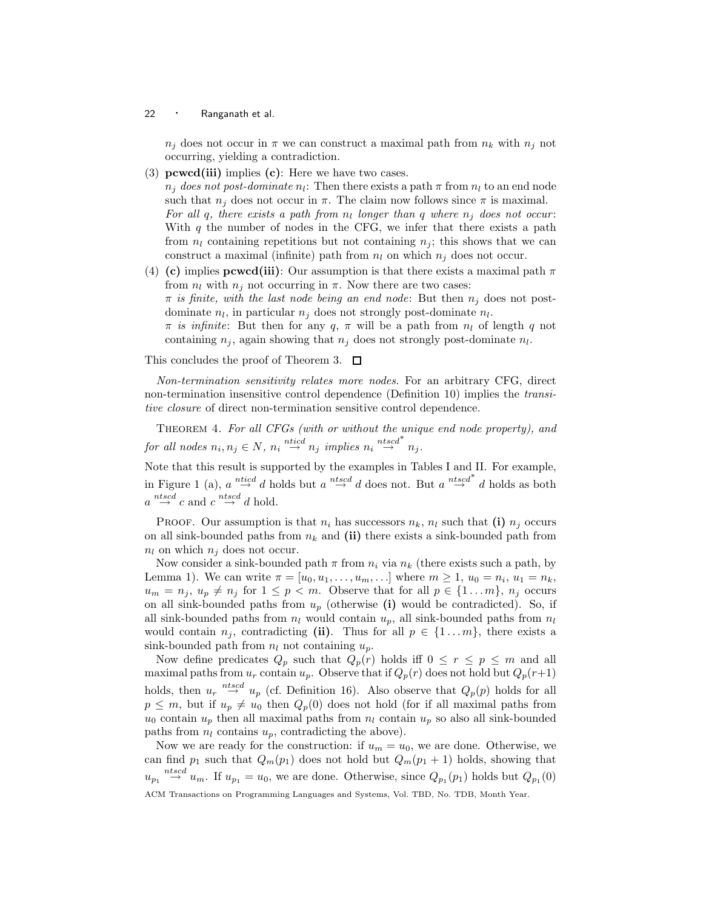$n_j$ does not occur in $\pi$ we can construct a maximal path from $n_k$ with $n_j$ not occurring, yielding a contradiction.

(3) **pcwcd(iii)** implies **(c)**: Here we have two cases.
*$n_j$ does not post-dominate $n_l$*: Then there exists a path $\pi$ from $n_l$ to an end node such that $n_j$ does not occur in $\pi$. The claim now follows since $\pi$ is maximal.
*For all $q$, there exists a path from $n_l$ longer than $q$ where $n_j$ does not occur*: With $q$ the number of nodes in the CFG, we infer that there exists a path from $n_l$ containing repetitions but not containing $n_j$; this shows that we can construct a maximal (infinite) path from $n_l$ on which $n_j$ does not occur.

(4) **(c)** implies **pcwcd(iii)**: Our assumption is that there exists a maximal path $\pi$ from $n_l$ with $n_j$ not occurring in $\pi$. Now there are two cases:
*$\pi$ is finite, with the last node being an end node*: But then $n_j$ does not post-dominate $n_l$, in particular $n_j$ does not strongly post-dominate $n_l$.
*$\pi$ is infinite*: But then for any $q$, $\pi$ will be a path from $n_l$ of length $q$ not containing $n_j$, again showing that $n_j$ does not strongly post-dominate $n_l$.

This concludes the proof of Theorem 3. □

*Non-termination sensitivity relates more nodes.* For an arbitrary CFG, direct non-termination insensitive control dependence (Definition 10) implies the *transitive closure* of direct non-termination sensitive control dependence.

THEOREM 4. *For all CFGs (with or without the unique end node property), and for all nodes $n_i, n_j \in N$, $n_i \stackrel{nticd}{\rightarrow} n_j$ implies $n_i \stackrel{ntscd^*}{\rightarrow} n_j$.*

Note that this result is supported by the examples in Tables I and II. For example, in Figure 1 (a), $a \stackrel{nticd}{\rightarrow} d$ holds but $a \stackrel{ntscd}{\rightarrow} d$ does not. But $a \stackrel{ntscd^*}{\rightarrow} d$ holds as both $a \stackrel{ntscd}{\rightarrow} c$ and $c \stackrel{ntscd}{\rightarrow} d$ hold.

PROOF. Our assumption is that $n_i$ has successors $n_k$, $n_l$ such that **(i)** $n_j$ occurs on all sink-bounded paths from $n_k$ and **(ii)** there exists a sink-bounded path from $n_l$ on which $n_j$ does not occur.

Now consider a sink-bounded path $\pi$ from $n_i$ via $n_k$ (there exists such a path, by Lemma 1). We can write $\pi = [u_0, u_1, \ldots, u_m, \ldots]$ where $m \geq 1$, $u_0 = n_i$, $u_1 = n_k$, $u_m = n_j$, $u_p \neq n_j$ for $1 \leq p < m$. Observe that for all $p \in \{1 \ldots m\}$, $n_j$ occurs on all sink-bounded paths from $u_p$ (otherwise **(i)** would be contradicted). So, if all sink-bounded paths from $n_l$ would contain $u_p$, all sink-bounded paths from $n_l$ would contain $n_j$, contradicting **(ii)**. Thus for all $p \in \{1 \ldots m\}$, there exists a sink-bounded path from $n_l$ not containing $u_p$.

Now define predicates $Q_p$ such that $Q_p(r)$ holds iff $0 \leq r \leq p \leq m$ and all maximal paths from $u_r$ contain $u_p$. Observe that if $Q_p(r)$ does not hold but $Q_p(r+1)$ holds, then $u_r \stackrel{ntscd}{\rightarrow} u_p$ (cf. Definition 16). Also observe that $Q_p(p)$ holds for all $p \leq m$, but if $u_p \neq u_0$ then $Q_p(0)$ does not hold (for if all maximal paths from $u_0$ contain $u_p$ then all maximal paths from $n_l$ contain $u_p$ so also all sink-bounded paths from $n_l$ contains $u_p$, contradicting the above).

Now we are ready for the construction: if $u_m = u_0$, we are done. Otherwise, we can find $p_1$ such that $Q_m(p_1)$ does not hold but $Q_m(p_1 + 1)$ holds, showing that $u_{p_1} \stackrel{ntscd}{\rightarrow} u_m$. If $u_{p_1} = u_0$, we are done. Otherwise, since $Q_{p_1}(p_1)$ holds but $Q_{p_1}(0)$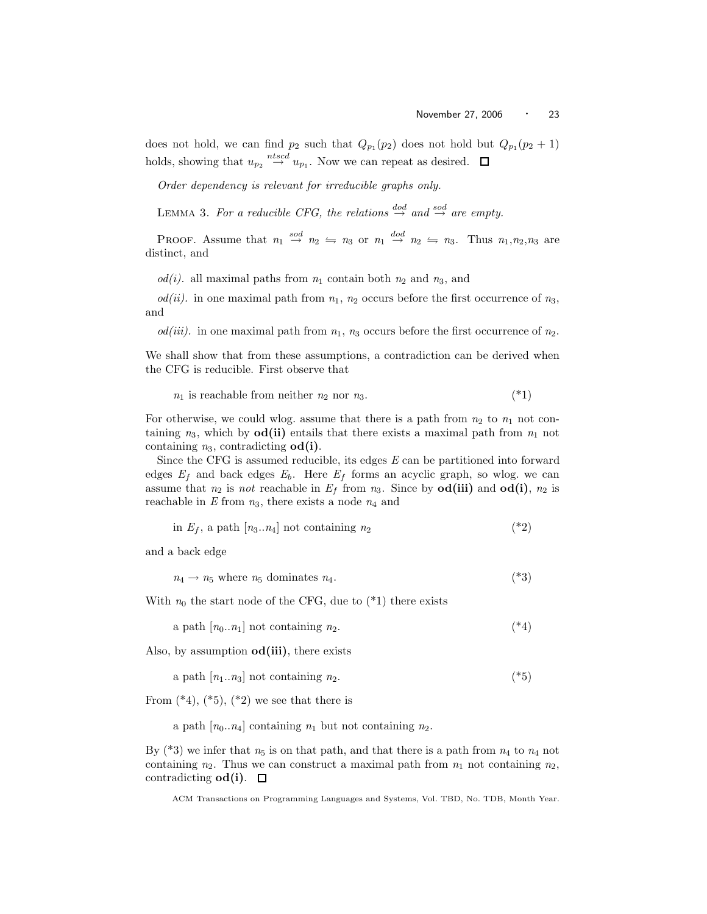does not hold, we can find $p_2$ such that $Q_{p_1}(p_2)$ does not hold but $Q_{p_1}(p_2 + 1)$ holds, showing that $u_{p_2} \stackrel{ntscd}{\to} u_{p_1}$. Now we can repeat as desired. □

*Order dependency is relevant for irreducible graphs only.*

LEMMA 3. *For a reducible CFG, the relations* $\stackrel{dod}{\to}$ *and* $\stackrel{sod}{\to}$ *are empty.*

PROOF. Assume that $n_1 \stackrel{sod}{\to} n_2 \leftrightharpoons n_3$ or $n_1 \stackrel{dod}{\to} n_2 \leftrightharpoons n_3$. Thus $n_1$,$n_2$,$n_3$ are distinct, and

*od(i).* all maximal paths from $n_1$ contain both $n_2$ and $n_3$, and

*od(ii).* in one maximal path from $n_1$, $n_2$ occurs before the first occurrence of $n_3$, and

*od(iii).* in one maximal path from $n_1$, $n_3$ occurs before the first occurrence of $n_2$.

We shall show that from these assumptions, a contradiction can be derived when the CFG is reducible. First observe that

$n_1$ is reachable from neither $n_2$ nor $n_3$. (*1)

For otherwise, we could wlog. assume that there is a path from $n_2$ to $n_1$ not containing $n_3$, which by **od(ii)** entails that there exists a maximal path from $n_1$ not containing $n_3$, contradicting **od(i)**.

Since the CFG is assumed reducible, its edges $E$ can be partitioned into forward edges $E_f$ and back edges $E_b$. Here $E_f$ forms an acyclic graph, so wlog. we can assume that $n_2$ is *not* reachable in $E_f$ from $n_3$. Since by **od(iii)** and **od(i)**, $n_2$ is reachable in $E$ from $n_3$, there exists a node $n_4$ and

in $E_f$, a path $[n_3..n_4]$ not containing $n_2$ (*2)

and a back edge

$n_4 \to n_5$ where $n_5$ dominates $n_4$. (*3)

With $n_0$ the start node of the CFG, due to (*1) there exists

a path $[n_0..n_1]$ not containing $n_2$. (*4)

Also, by assumption **od(iii)**, there exists

a path $[n_1..n_3]$ not containing $n_2$. (*5)

From (*4), (*5), (*2) we see that there is

a path $[n_0..n_4]$ containing $n_1$ but not containing $n_2$.

By (*3) we infer that $n_5$ is on that path, and that there is a path from $n_4$ to $n_4$ not containing $n_2$. Thus we can construct a maximal path from $n_1$ not containing $n_2$, contradicting **od(i)**. □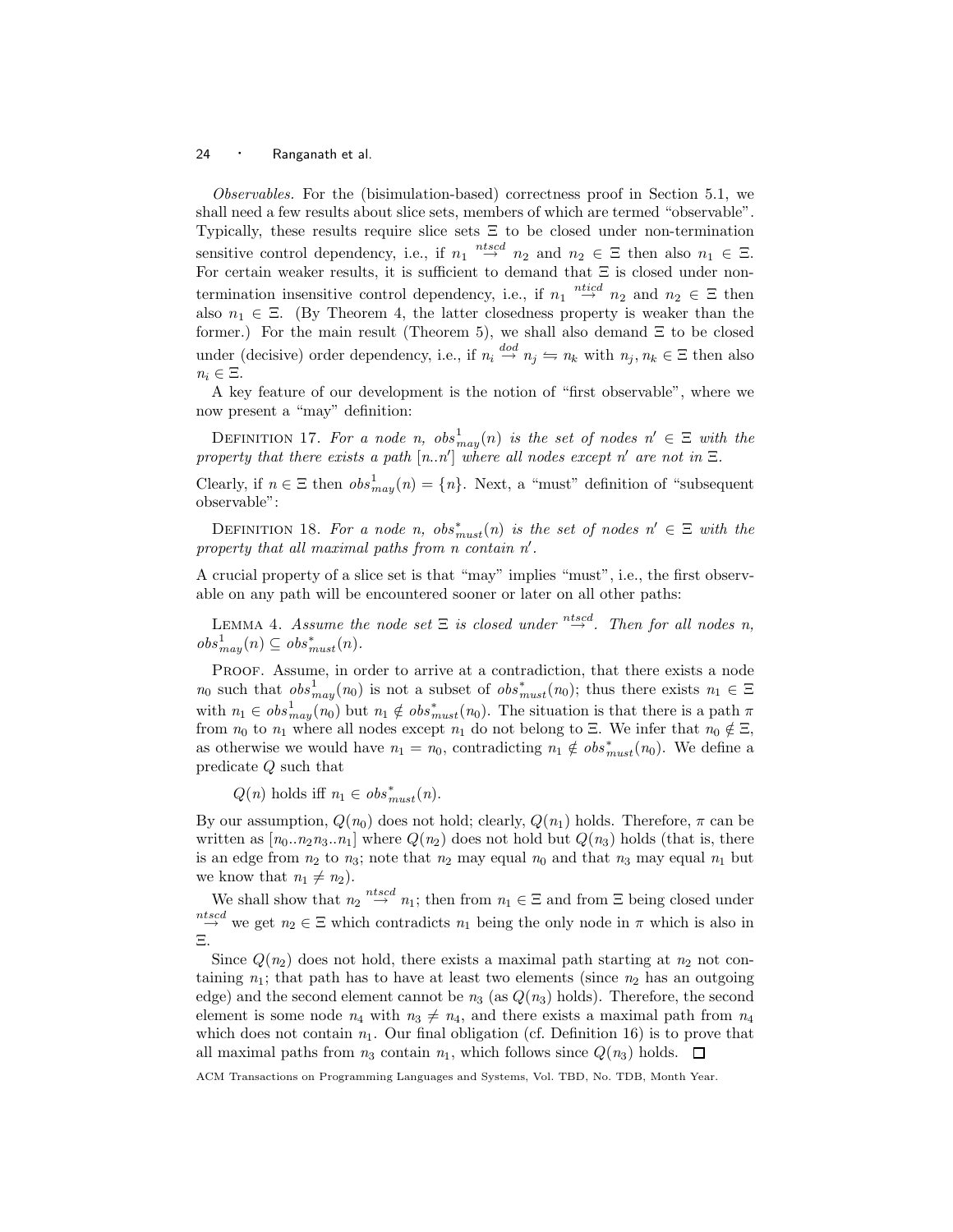*Observables.* For the (bisimulation-based) correctness proof in Section 5.1, we shall need a few results about slice sets, members of which are termed "observable". Typically, these results require slice sets $\Xi$ to be closed under non-termination sensitive control dependency, i.e., if $n_1 \stackrel{ntscd}{\rightarrow} n_2$ and $n_2 \in \Xi$ then also $n_1 \in \Xi$. For certain weaker results, it is sufficient to demand that $\Xi$ is closed under non-termination insensitive control dependency, i.e., if $n_1 \stackrel{nticd}{\rightarrow} n_2$ and $n_2 \in \Xi$ then also $n_1 \in \Xi$. (By Theorem 4, the latter closedness property is weaker than the former.) For the main result (Theorem 5), we shall also demand $\Xi$ to be closed under (decisive) order dependency, i.e., if $n_i \stackrel{dod}{\rightarrow} n_j \leftrightarrows n_k$ with $n_j, n_k \in \Xi$ then also $n_i \in \Xi$.

A key feature of our development is the notion of "first observable", where we now present a "may" definition:

Definition 17. *For a node $n$, $obs^1_{may}(n)$ is the set of nodes $n' \in \Xi$ with the property that there exists a path $[n..n']$ where all nodes except $n'$ are not in $\Xi$.*

Clearly, if $n \in \Xi$ then $obs^1_{may}(n) = \{n\}$. Next, a "must" definition of "subsequent observable":

Definition 18. *For a node $n$, $obs^*_{must}(n)$ is the set of nodes $n' \in \Xi$ with the property that all maximal paths from $n$ contain $n'$.*

A crucial property of a slice set is that "may" implies "must", i.e., the first observable on any path will be encountered sooner or later on all other paths:

Lemma 4. *Assume the node set $\Xi$ is closed under $\stackrel{ntscd}{\rightarrow}$. Then for all nodes $n$, $obs^1_{may}(n) \subseteq obs^*_{must}(n)$.*

Proof. Assume, in order to arrive at a contradiction, that there exists a node $n_0$ such that $obs^1_{may}(n_0)$ is not a subset of $obs^*_{must}(n_0)$; thus there exists $n_1 \in \Xi$ with $n_1 \in obs^1_{may}(n_0)$ but $n_1 \notin obs^*_{must}(n_0)$. The situation is that there is a path $\pi$ from $n_0$ to $n_1$ where all nodes except $n_1$ do not belong to $\Xi$. We infer that $n_0 \notin \Xi$, as otherwise we would have $n_1 = n_0$, contradicting $n_1 \notin obs^*_{must}(n_0)$. We define a predicate $Q$ such that

$$Q(n) \text{ holds iff } n_1 \in obs^*_{must}(n).$$

By our assumption, $Q(n_0)$ does not hold; clearly, $Q(n_1)$ holds. Therefore, $\pi$ can be written as $[n_0..n_2n_3..n_1]$ where $Q(n_2)$ does not hold but $Q(n_3)$ holds (that is, there is an edge from $n_2$ to $n_3$; note that $n_2$ may equal $n_0$ and that $n_3$ may equal $n_1$ but we know that $n_1 \neq n_2$).

We shall show that $n_2 \stackrel{ntscd}{\rightarrow} n_1$; then from $n_1 \in \Xi$ and from $\Xi$ being closed under $\stackrel{ntscd}{\rightarrow}$ we get $n_2 \in \Xi$ which contradicts $n_1$ being the only node in $\pi$ which is also in $\Xi$.

Since $Q(n_2)$ does not hold, there exists a maximal path starting at $n_2$ not containing $n_1$; that path has to have at least two elements (since $n_2$ has an outgoing edge) and the second element cannot be $n_3$ (as $Q(n_3)$ holds). Therefore, the second element is some node $n_4$ with $n_3 \neq n_4$, and there exists a maximal path from $n_4$ which does not contain $n_1$. Our final obligation (cf. Definition 16) is to prove that all maximal paths from $n_3$ contain $n_1$, which follows since $Q(n_3)$ holds. $\square$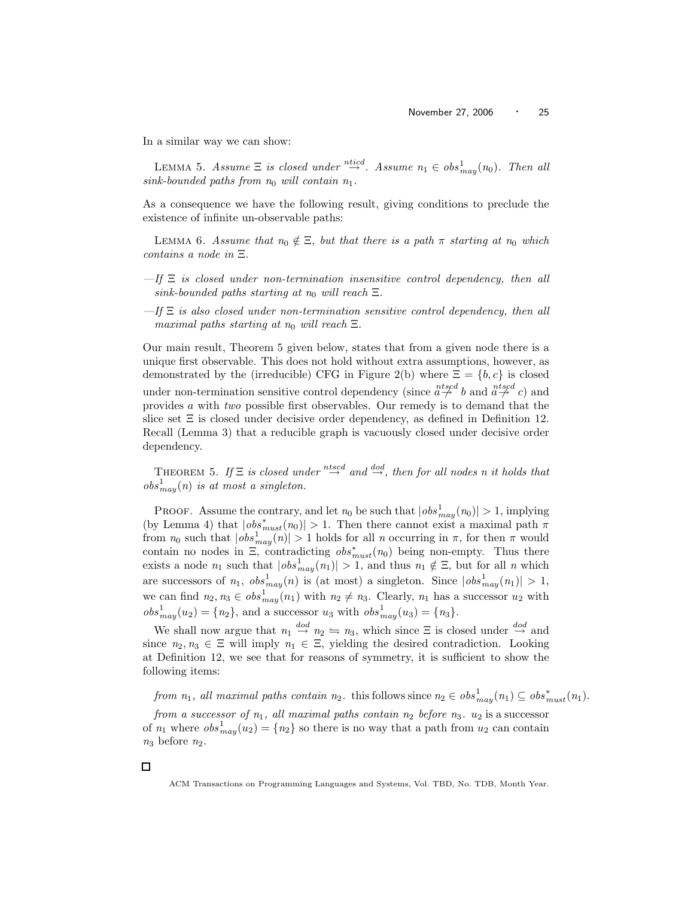In a similar way we can show:

LEMMA 5. *Assume $\Xi$ is closed under $\stackrel{nticd}{\rightarrow}$. Assume $n_1 \in obs^1_{may}(n_0)$. Then all sink-bounded paths from $n_0$ will contain $n_1$.*

As a consequence we have the following result, giving conditions to preclude the existence of infinite un-observable paths:

LEMMA 6. *Assume that $n_0 \notin \Xi$, but that there is a path $\pi$ starting at $n_0$ which contains a node in $\Xi$.*

—*If $\Xi$ is closed under non-termination insensitive control dependency, then all sink-bounded paths starting at $n_0$ will reach $\Xi$.*

—*If $\Xi$ is also closed under non-termination sensitive control dependency, then all maximal paths starting at $n_0$ will reach $\Xi$.*

Our main result, Theorem 5 given below, states that from a given node there is a unique first observable. This does not hold without extra assumptions, however, as demonstrated by the (irreducible) CFG in Figure 2(b) where $\Xi = \{b, c\}$ is closed under non-termination sensitive control dependency (since $a \stackrel{ntscd}{\not\rightarrow} b$ and $a \stackrel{ntscd}{\not\rightarrow} c$) and provides $a$ with *two* possible first observables. Our remedy is to demand that the slice set $\Xi$ is closed under decisive order dependency, as defined in Definition 12. Recall (Lemma 3) that a reducible graph is vacuously closed under decisive order dependency.

THEOREM 5. *If $\Xi$ is closed under $\stackrel{ntscd}{\rightarrow}$ and $\stackrel{dod}{\rightarrow}$, then for all nodes $n$ it holds that $obs^1_{may}(n)$ is at most a singleton.*

PROOF. Assume the contrary, and let $n_0$ be such that $|obs^1_{may}(n_0)| > 1$, implying (by Lemma 4) that $|obs^*_{must}(n_0)| > 1$. Then there cannot exist a maximal path $\pi$ from $n_0$ such that $|obs^1_{may}(n)| > 1$ holds for all $n$ occurring in $\pi$, for then $\pi$ would contain no nodes in $\Xi$, contradicting $obs^*_{must}(n_0)$ being non-empty. Thus there exists a node $n_1$ such that $|obs^1_{may}(n_1)| > 1$, and thus $n_1 \notin \Xi$, but for all $n$ which are successors of $n_1$, $obs^1_{may}(n)$ is (at most) a singleton. Since $|obs^1_{may}(n_1)| > 1$, we can find $n_2, n_3 \in obs^1_{may}(n_1)$ with $n_2 \neq n_3$. Clearly, $n_1$ has a successor $u_2$ with $obs^1_{may}(u_2) = \{n_2\}$, and a successor $u_3$ with $obs^1_{may}(u_3) = \{n_3\}$.

We shall now argue that $n_1 \stackrel{dod}{\rightarrow} n_2 \leftrightharpoons n_3$, which since $\Xi$ is closed under $\stackrel{dod}{\rightarrow}$ and since $n_2, n_3 \in \Xi$ will imply $n_1 \in \Xi$, yielding the desired contradiction. Looking at Definition 12, we see that for reasons of symmetry, it is sufficient to show the following items:

*from $n_1$, all maximal paths contain $n_2$.* this follows since $n_2 \in obs^1_{may}(n_1) \subseteq obs^*_{must}(n_1)$.

*from a successor of $n_1$, all maximal paths contain $n_2$ before $n_3$.* $u_2$ is a successor of $n_1$ where $obs^1_{may}(u_2) = \{n_2\}$ so there is no way that a path from $u_2$ can contain $n_3$ before $n_2$.

□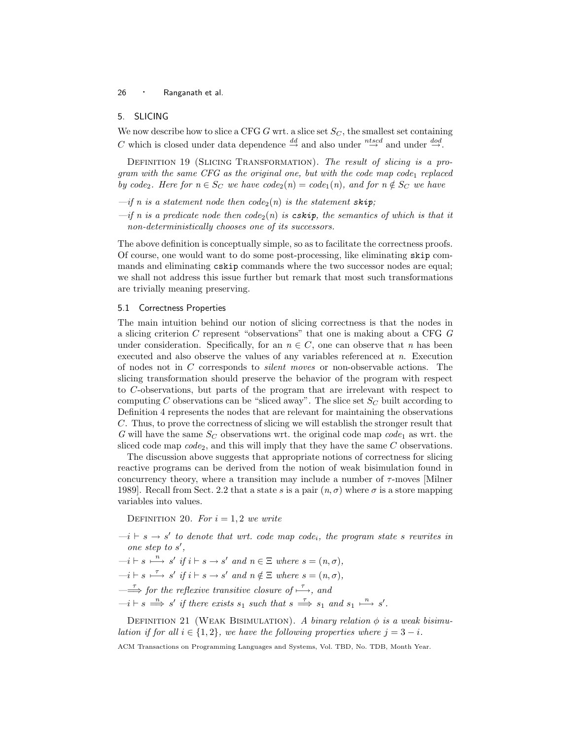## 5. SLICING

We now describe how to slice a CFG $G$ wrt. a slice set $S_C$, the smallest set containing $C$ which is closed under data dependence $\stackrel{dd}{\rightarrow}$ and also under $\stackrel{ntscd}{\rightarrow}$ and under $\stackrel{dod}{\rightarrow}$.

Definition 19 (Slicing Transformation). *The result of slicing is a program with the same CFG as the original one, but with the code map $code_1$ replaced by $code_2$. Here for $n \in S_C$ we have $code_2(n) = code_1(n)$, and for $n \notin S_C$ we have*

- *if $n$ is a statement node then $code_2(n)$ is the statement* `skip`*;*
- *if $n$ is a predicate node then $code_2(n)$ is* `cskip`*, the semantics of which is that it non-deterministically chooses one of its successors.*

The above definition is conceptually simple, so as to facilitate the correctness proofs. Of course, one would want to do some post-processing, like eliminating `skip` commands and eliminating `cskip` commands where the two successor nodes are equal; we shall not address this issue further but remark that most such transformations are trivially meaning preserving.

### 5.1 Correctness Properties

The main intuition behind our notion of slicing correctness is that the nodes in a slicing criterion $C$ represent "observations" that one is making about a CFG $G$ under consideration. Specifically, for an $n \in C$, one can observe that $n$ has been executed and also observe the values of any variables referenced at $n$. Execution of nodes not in $C$ corresponds to *silent moves* or non-observable actions. The slicing transformation should preserve the behavior of the program with respect to $C$-observations, but parts of the program that are irrelevant with respect to computing $C$ observations can be "sliced away". The slice set $S_C$ built according to Definition 4 represents the nodes that are relevant for maintaining the observations $C$. Thus, to prove the correctness of slicing we will establish the stronger result that $G$ will have the same $S_C$ observations wrt. the original code map $code_1$ as wrt. the sliced code map $code_2$, and this will imply that they have the same $C$ observations.

The discussion above suggests that appropriate notions of correctness for slicing reactive programs can be derived from the notion of weak bisimulation found in concurrency theory, where a transition may include a number of $\tau$-moves [Milner 1989]. Recall from Sect. 2.2 that a state $s$ is a pair $(n, \sigma)$ where $\sigma$ is a store mapping variables into values.

Definition 20. *For $i = 1, 2$ we write*

- *$i \vdash s \rightarrow s'$ to denote that wrt. code map $code_i$, the program state $s$ rewrites in one step to $s'$,*
- *$i \vdash s \stackrel{n}{\longmapsto} s'$ if $i \vdash s \rightarrow s'$ and $n \in \Xi$ where $s = (n, \sigma)$,*
- *$i \vdash s \stackrel{\tau}{\longmapsto} s'$ if $i \vdash s \rightarrow s'$ and $n \notin \Xi$ where $s = (n, \sigma)$,*
- *$\stackrel{\tau}{\Longrightarrow}$ for the reflexive transitive closure of $\stackrel{\tau}{\longmapsto}$, and*
- *$i \vdash s \stackrel{n}{\Longrightarrow} s'$ if there exists $s_1$ such that $s \stackrel{\tau}{\Longrightarrow} s_1$ and $s_1 \stackrel{n}{\longmapsto} s'$.*

Definition 21 (Weak Bisimulation). *A binary relation $\phi$ is a weak bisimulation if for all $i \in \{1, 2\}$, we have the following properties where $j = 3 - i$.*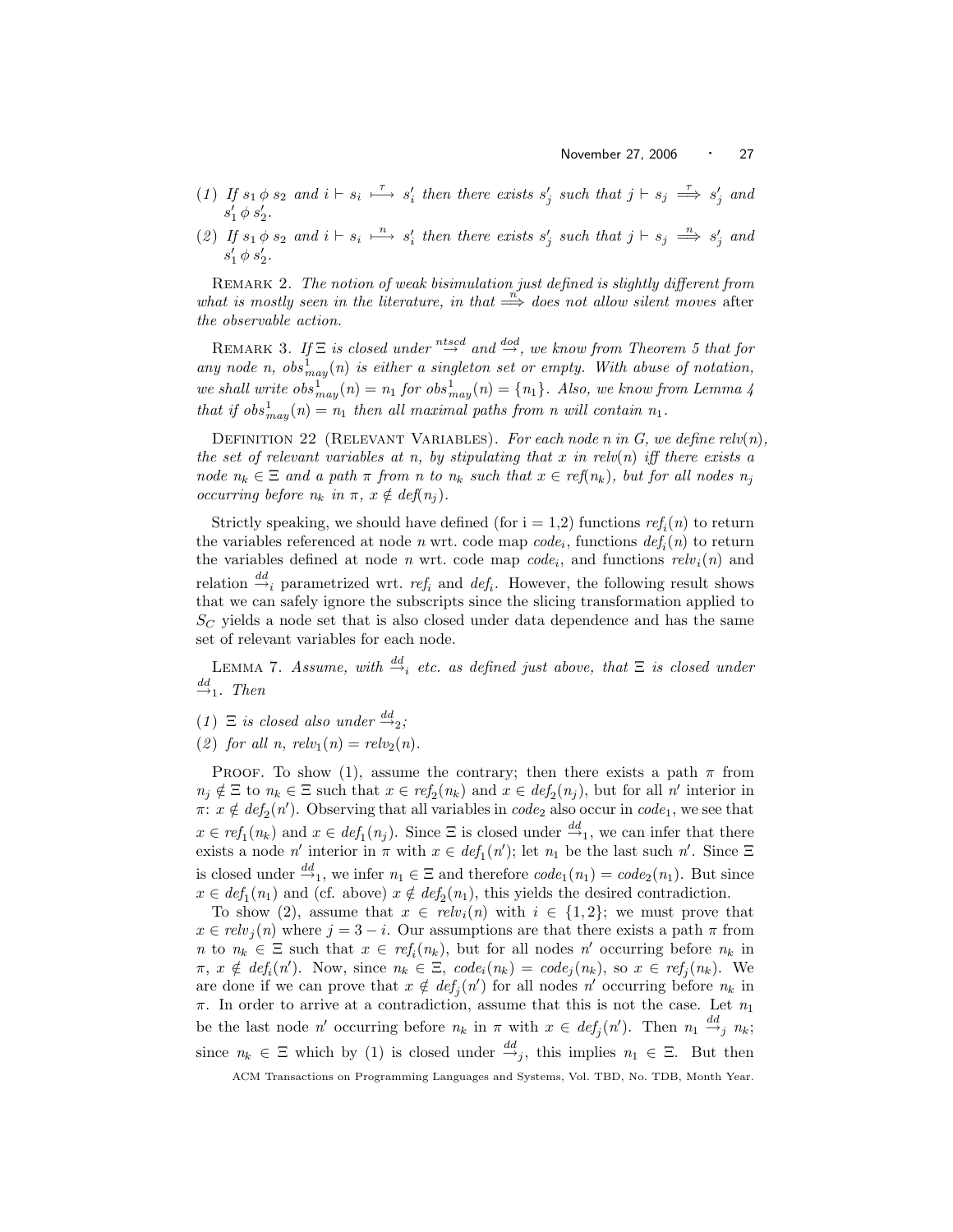(1) If $s_1 \,\phi\, s_2$ and $i \vdash s_i \overset{\tau}{\longmapsto} s'_i$ then there exists $s'_j$ such that $j \vdash s_j \overset{\tau}{\Longrightarrow} s'_j$ and $s'_1 \,\phi\, s'_2$.

(2) If $s_1 \,\phi\, s_2$ and $i \vdash s_i \overset{n}{\longmapsto} s'_i$ then there exists $s'_j$ such that $j \vdash s_j \overset{n}{\Longrightarrow} s'_j$ and $s'_1 \,\phi\, s'_2$.

Remark 2. *The notion of weak bisimulation just defined is slightly different from what is mostly seen in the literature, in that $\overset{n}{\Longrightarrow}$ does not allow silent moves* after *the observable action.*

Remark 3. *If $\Xi$ is closed under $\overset{ntscd}{\rightarrow}$ and $\overset{dod}{\rightarrow}$, we know from Theorem 5 that for any node $n$, $obs^1_{may}(n)$ is either a singleton set or empty. With abuse of notation, we shall write $obs^1_{may}(n) = n_1$ for $obs^1_{may}(n) = \{n_1\}$. Also, we know from Lemma 4 that if $obs^1_{may}(n) = n_1$ then all maximal paths from $n$ will contain $n_1$.*

Definition 22 (Relevant Variables). *For each node $n$ in $G$, we define $relv(n)$, the set of relevant variables at $n$, by stipulating that $x$ in $relv(n)$ iff there exists a node $n_k \in \Xi$ and a path $\pi$ from $n$ to $n_k$ such that $x \in ref(n_k)$, but for all nodes $n_j$ occurring before $n_k$ in $\pi$, $x \notin def(n_j)$.*

Strictly speaking, we should have defined (for i = 1,2) functions $ref_i(n)$ to return the variables referenced at node $n$ wrt. code map $code_i$, functions $def_i(n)$ to return the variables defined at node $n$ wrt. code map $code_i$, and functions $relv_i(n)$ and relation $\overset{dd}{\rightarrow}_i$ parametrized wrt. $ref_i$ and $def_i$. However, the following result shows that we can safely ignore the subscripts since the slicing transformation applied to $S_C$ yields a node set that is also closed under data dependence and has the same set of relevant variables for each node.

Lemma 7. *Assume, with $\overset{dd}{\rightarrow}_i$ etc. as defined just above, that $\Xi$ is closed under $\overset{dd}{\rightarrow}_1$. Then*

(1) *$\Xi$ is closed also under $\overset{dd}{\rightarrow}_2$;*

(2) *for all $n$, $relv_1(n) = relv_2(n)$.*

Proof. To show (1), assume the contrary; then there exists a path $\pi$ from $n_j \notin \Xi$ to $n_k \in \Xi$ such that $x \in ref_2(n_k)$ and $x \in def_2(n_j)$, but for all $n'$ interior in $\pi$: $x \notin def_2(n')$. Observing that all variables in $code_2$ also occur in $code_1$, we see that $x \in ref_1(n_k)$ and $x \in def_1(n_j)$. Since $\Xi$ is closed under $\overset{dd}{\rightarrow}_1$, we can infer that there exists a node $n'$ interior in $\pi$ with $x \in def_1(n')$; let $n_1$ be the last such $n'$. Since $\Xi$ is closed under $\overset{dd}{\rightarrow}_1$, we infer $n_1 \in \Xi$ and therefore $code_1(n_1) = code_2(n_1)$. But since $x \in def_1(n_1)$ and (cf. above) $x \notin def_2(n_1)$, this yields the desired contradiction.

To show (2), assume that $x \in relv_i(n)$ with $i \in \{1, 2\}$; we must prove that $x \in relv_j(n)$ where $j = 3 - i$. Our assumptions are that there exists a path $\pi$ from $n$ to $n_k \in \Xi$ such that $x \in ref_i(n_k)$, but for all nodes $n'$ occurring before $n_k$ in $\pi$, $x \notin def_i(n')$. Now, since $n_k \in \Xi$, $code_i(n_k) = code_j(n_k)$, so $x \in ref_j(n_k)$. We are done if we can prove that $x \notin def_j(n')$ for all nodes $n'$ occurring before $n_k$ in $\pi$. In order to arrive at a contradiction, assume that this is not the case. Let $n_1$ be the last node $n'$ occurring before $n_k$ in $\pi$ with $x \in def_j(n')$. Then $n_1 \overset{dd}{\rightarrow}_j n_k$; since $n_k \in \Xi$ which by (1) is closed under $\overset{dd}{\rightarrow}_j$, this implies $n_1 \in \Xi$. But then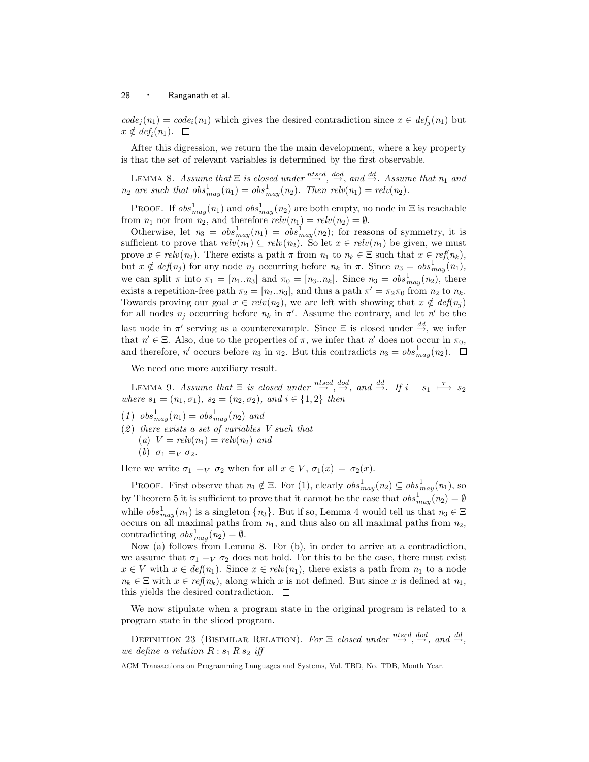$code_j(n_1) = code_i(n_1)$ which gives the desired contradiction since $x \in def_j(n_1)$ but $x \notin def_i(n_1)$. □

After this digression, we return the the main development, where a key property is that the set of relevant variables is determined by the first observable.

LEMMA 8. *Assume that $\Xi$ is closed under $\stackrel{ntscd}{\rightarrow}$, $\stackrel{dod}{\rightarrow}$, and $\stackrel{dd}{\rightarrow}$. Assume that $n_1$ and $n_2$ are such that $obs^1_{may}(n_1) = obs^1_{may}(n_2)$. Then $relv(n_1) = relv(n_2)$.*

PROOF. If $obs^1_{may}(n_1)$ and $obs^1_{may}(n_2)$ are both empty, no node in $\Xi$ is reachable from $n_1$ nor from $n_2$, and therefore $relv(n_1) = relv(n_2) = \emptyset$.

Otherwise, let $n_3 = obs^1_{may}(n_1) = obs^1_{may}(n_2)$; for reasons of symmetry, it is sufficient to prove that $relv(n_1) \subseteq relv(n_2)$. So let $x \in relv(n_1)$ be given, we must prove $x \in relv(n_2)$. There exists a path $\pi$ from $n_1$ to $n_k \in \Xi$ such that $x \in ref(n_k)$, but $x \notin def(n_j)$ for any node $n_j$ occurring before $n_k$ in $\pi$. Since $n_3 = obs^1_{may}(n_1)$, we can split $\pi$ into $\pi_1 = [n_1..n_3]$ and $\pi_0 = [n_3..n_k]$. Since $n_3 = obs^1_{may}(n_2)$, there exists a repetition-free path $\pi_2 = [n_2..n_3]$, and thus a path $\pi' = \pi_2\pi_0$ from $n_2$ to $n_k$. Towards proving our goal $x \in relv(n_2)$, we are left with showing that $x \notin def(n_j)$ for all nodes $n_j$ occurring before $n_k$ in $\pi'$. Assume the contrary, and let $n'$ be the last node in $\pi'$ serving as a counterexample. Since $\Xi$ is closed under $\stackrel{dd}{\rightarrow}$, we infer that $n' \in \Xi$. Also, due to the properties of $\pi$, we infer that $n'$ does not occur in $\pi_0$, and therefore, $n'$ occurs before $n_3$ in $\pi_2$. But this contradicts $n_3 = obs^1_{may}(n_2)$. □

We need one more auxiliary result.

LEMMA 9. *Assume that $\Xi$ is closed under $\stackrel{ntscd}{\rightarrow}$, $\stackrel{dod}{\rightarrow}$, and $\stackrel{dd}{\rightarrow}$. If $i \vdash s_1 \stackrel{\tau}{\longmapsto} s_2$ where $s_1 = (n_1, \sigma_1)$, $s_2 = (n_2, \sigma_2)$, and $i \in \{1, 2\}$ then*

*(1) $obs^1_{may}(n_1) = obs^1_{may}(n_2)$ and*

*(2) there exists a set of variables $V$ such that*
 *(a) $V = relv(n_1) = relv(n_2)$ and*
 *(b) $\sigma_1 =_V \sigma_2$.*

Here we write $\sigma_1 =_V \sigma_2$ when for all $x \in V$, $\sigma_1(x) = \sigma_2(x)$.

PROOF. First observe that $n_1 \notin \Xi$. For (1), clearly $obs^1_{may}(n_2) \subseteq obs^1_{may}(n_1)$, so by Theorem 5 it is sufficient to prove that it cannot be the case that $obs^1_{may}(n_2) = \emptyset$ while $obs^1_{may}(n_1)$ is a singleton $\{n_3\}$. But if so, Lemma 4 would tell us that $n_3 \in \Xi$ occurs on all maximal paths from $n_1$, and thus also on all maximal paths from $n_2$, contradicting $obs^1_{may}(n_2) = \emptyset$.

Now (a) follows from Lemma 8. For (b), in order to arrive at a contradiction, we assume that $\sigma_1 =_V \sigma_2$ does not hold. For this to be the case, there must exist $x \in V$ with $x \in def(n_1)$. Since $x \in relv(n_1)$, there exists a path from $n_1$ to a node $n_k \in \Xi$ with $x \in ref(n_k)$, along which $x$ is not defined. But since $x$ is defined at $n_1$, this yields the desired contradiction. □

We now stipulate when a program state in the original program is related to a program state in the sliced program.

DEFINITION 23 (BISIMILAR RELATION). *For $\Xi$ closed under $\stackrel{ntscd}{\rightarrow}$, $\stackrel{dod}{\rightarrow}$, and $\stackrel{dd}{\rightarrow}$, we define a relation $R : s_1 \, R \, s_2$ iff*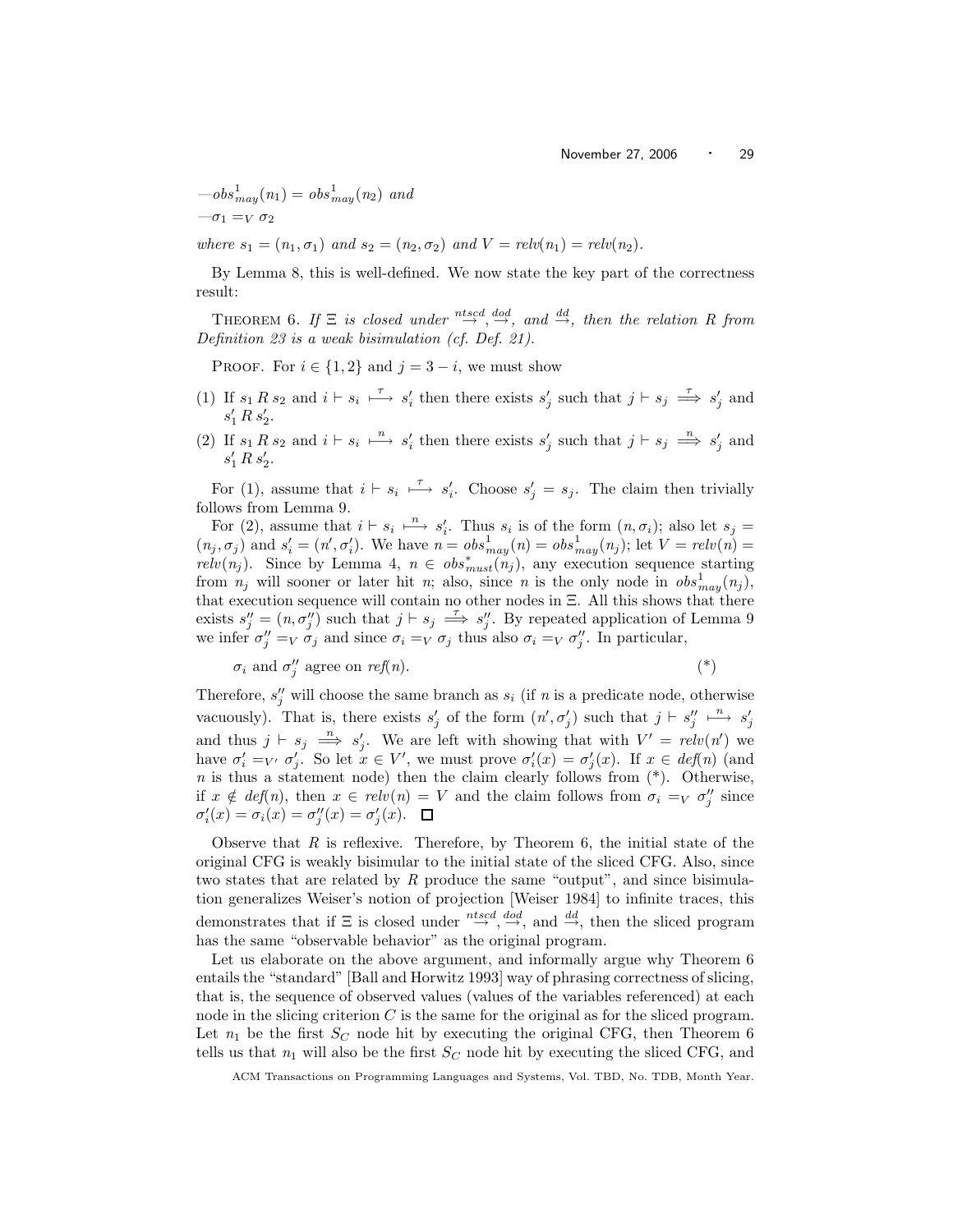— $obs^1_{may}(n_1) = obs^1_{may}(n_2)$ *and*

— $\sigma_1 =_V \sigma_2$

*where* $s_1 = (n_1, \sigma_1)$ *and* $s_2 = (n_2, \sigma_2)$ *and* $V = relv(n_1) = relv(n_2)$.

By Lemma 8, this is well-defined. We now state the key part of the correctness result:

THEOREM 6. *If* $\Xi$ *is closed under* $\stackrel{ntscd}{\rightarrow}, \stackrel{dod}{\rightarrow},$ *and* $\stackrel{dd}{\rightarrow}$*, then the relation* $R$ *from Definition 23 is a weak bisimulation (cf. Def. 21).*

PROOF. For $i \in \{1, 2\}$ and $j = 3 - i$, we must show

(1) If $s_1 \, R \, s_2$ and $i \vdash s_i \stackrel{\tau}{\longmapsto} s'_i$ then there exists $s'_j$ such that $j \vdash s_j \stackrel{\tau}{\Longrightarrow} s'_j$ and $s'_1 \, R \, s'_2$.

(2) If $s_1 \, R \, s_2$ and $i \vdash s_i \stackrel{n}{\longmapsto} s'_i$ then there exists $s'_j$ such that $j \vdash s_j \stackrel{n}{\Longrightarrow} s'_j$ and $s'_1 \, R \, s'_2$.

For (1), assume that $i \vdash s_i \stackrel{\tau}{\longmapsto} s'_i$. Choose $s'_j = s_j$. The claim then trivially follows from Lemma 9.

For (2), assume that $i \vdash s_i \stackrel{n}{\longmapsto} s'_i$. Thus $s_i$ is of the form $(n, \sigma_i)$; also let $s_j = (n_j, \sigma_j)$ and $s'_i = (n', \sigma'_i)$. We have $n = obs^1_{may}(n) = obs^1_{may}(n_j)$; let $V = relv(n) = relv(n_j)$. Since by Lemma 4, $n \in obs^*_{must}(n_j)$, any execution sequence starting from $n_j$ will sooner or later hit $n$; also, since $n$ is the only node in $obs^1_{may}(n_j)$, that execution sequence will contain no other nodes in $\Xi$. All this shows that there exists $s''_j = (n, \sigma''_j)$ such that $j \vdash s_j \stackrel{\tau}{\Longrightarrow} s''_j$. By repeated application of Lemma 9 we infer $\sigma''_j =_V \sigma_j$ and since $\sigma_i =_V \sigma_j$ thus also $\sigma_i =_V \sigma''_j$. In particular,

$$\sigma_i \text{ and } \sigma''_j \text{ agree on } ref(n). \qquad (*)$$

Therefore, $s''_j$ will choose the same branch as $s_i$ (if $n$ is a predicate node, otherwise vacuously). That is, there exists $s'_j$ of the form $(n', \sigma'_j)$ such that $j \vdash s''_j \stackrel{n}{\longmapsto} s'_j$ and thus $j \vdash s_j \stackrel{n}{\Longrightarrow} s'_j$. We are left with showing that with $V' = relv(n')$ we have $\sigma'_i =_{V'} \sigma'_j$. So let $x \in V'$, we must prove $\sigma'_i(x) = \sigma'_j(x)$. If $x \in def(n)$ (and $n$ is thus a statement node) then the claim clearly follows from (*). Otherwise, if $x \notin def(n)$, then $x \in relv(n) = V$ and the claim follows from $\sigma_i =_V \sigma''_j$ since $\sigma'_i(x) = \sigma_i(x) = \sigma''_j(x) = \sigma'_j(x)$. $\square$

Observe that $R$ is reflexive. Therefore, by Theorem 6, the initial state of the original CFG is weakly bisimular to the initial state of the sliced CFG. Also, since two states that are related by $R$ produce the same "output", and since bisimulation generalizes Weiser's notion of projection [Weiser 1984] to infinite traces, this demonstrates that if $\Xi$ is closed under $\stackrel{ntscd}{\rightarrow}, \stackrel{dod}{\rightarrow},$ and $\stackrel{dd}{\rightarrow}$, then the sliced program has the same "observable behavior" as the original program.

Let us elaborate on the above argument, and informally argue why Theorem 6 entails the "standard" [Ball and Horwitz 1993] way of phrasing correctness of slicing, that is, the sequence of observed values (values of the variables referenced) at each node in the slicing criterion $C$ is the same for the original as for the sliced program. Let $n_1$ be the first $S_C$ node hit by executing the original CFG, then Theorem 6 tells us that $n_1$ will also be the first $S_C$ node hit by executing the sliced CFG, and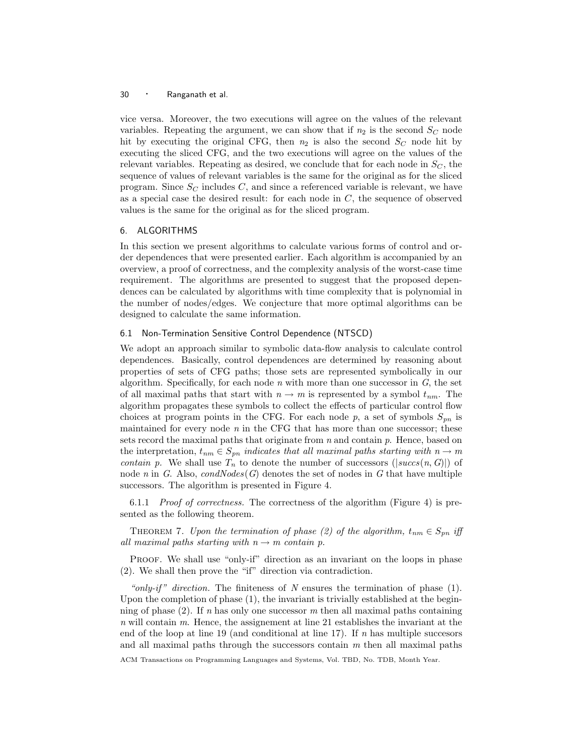vice versa. Moreover, the two executions will agree on the values of the relevant variables. Repeating the argument, we can show that if $n_2$ is the second $S_C$ node hit by executing the original CFG, then $n_2$ is also the second $S_C$ node hit by executing the sliced CFG, and the two executions will agree on the values of the relevant variables. Repeating as desired, we conclude that for each node in $S_C$, the sequence of values of relevant variables is the same for the original as for the sliced program. Since $S_C$ includes $C$, and since a referenced variable is relevant, we have as a special case the desired result: for each node in $C$, the sequence of observed values is the same for the original as for the sliced program.

## 6. ALGORITHMS

In this section we present algorithms to calculate various forms of control and order dependences that were presented earlier. Each algorithm is accompanied by an overview, a proof of correctness, and the complexity analysis of the worst-case time requirement. The algorithms are presented to suggest that the proposed dependences can be calculated by algorithms with time complexity that is polynomial in the number of nodes/edges. We conjecture that more optimal algorithms can be designed to calculate the same information.

### 6.1 Non-Termination Sensitive Control Dependence (NTSCD)

We adopt an approach similar to symbolic data-flow analysis to calculate control dependences. Basically, control dependences are determined by reasoning about properties of sets of CFG paths; those sets are represented symbolically in our algorithm. Specifically, for each node $n$ with more than one successor in $G$, the set of all maximal paths that start with $n \rightarrow m$ is represented by a symbol $t_{nm}$. The algorithm propagates these symbols to collect the effects of particular control flow choices at program points in the CFG. For each node $p$, a set of symbols $S_{pn}$ is maintained for every node $n$ in the CFG that has more than one successor; these sets record the maximal paths that originate from $n$ and contain $p$. Hence, based on the interpretation, $t_{nm} \in S_{pn}$ *indicates that all maximal paths starting with* $n \rightarrow m$ *contain* $p$. We shall use $T_n$ to denote the number of successors ($|succs(n, G)|$) of node $n$ in $G$. Also, $condNodes(G)$ denotes the set of nodes in $G$ that have multiple successors. The algorithm is presented in Figure 4.

6.1.1 *Proof of correctness.* The correctness of the algorithm (Figure 4) is presented as the following theorem.

THEOREM 7. *Upon the termination of phase (2) of the algorithm,* $t_{nm} \in S_{pn}$ *iff all maximal paths starting with* $n \rightarrow m$ *contain* $p$*.*

PROOF. We shall use "only-if" direction as an invariant on the loops in phase (2). We shall then prove the "if" direction via contradiction.

*"only-if" direction.* The finiteness of $N$ ensures the termination of phase (1). Upon the completion of phase (1), the invariant is trivially established at the beginning of phase (2). If $n$ has only one successor $m$ then all maximal paths containing $n$ will contain $m$. Hence, the assignement at line 21 establishes the invariant at the end of the loop at line 19 (and conditional at line 17). If $n$ has multiple succesors and all maximal paths through the successors contain $m$ then all maximal paths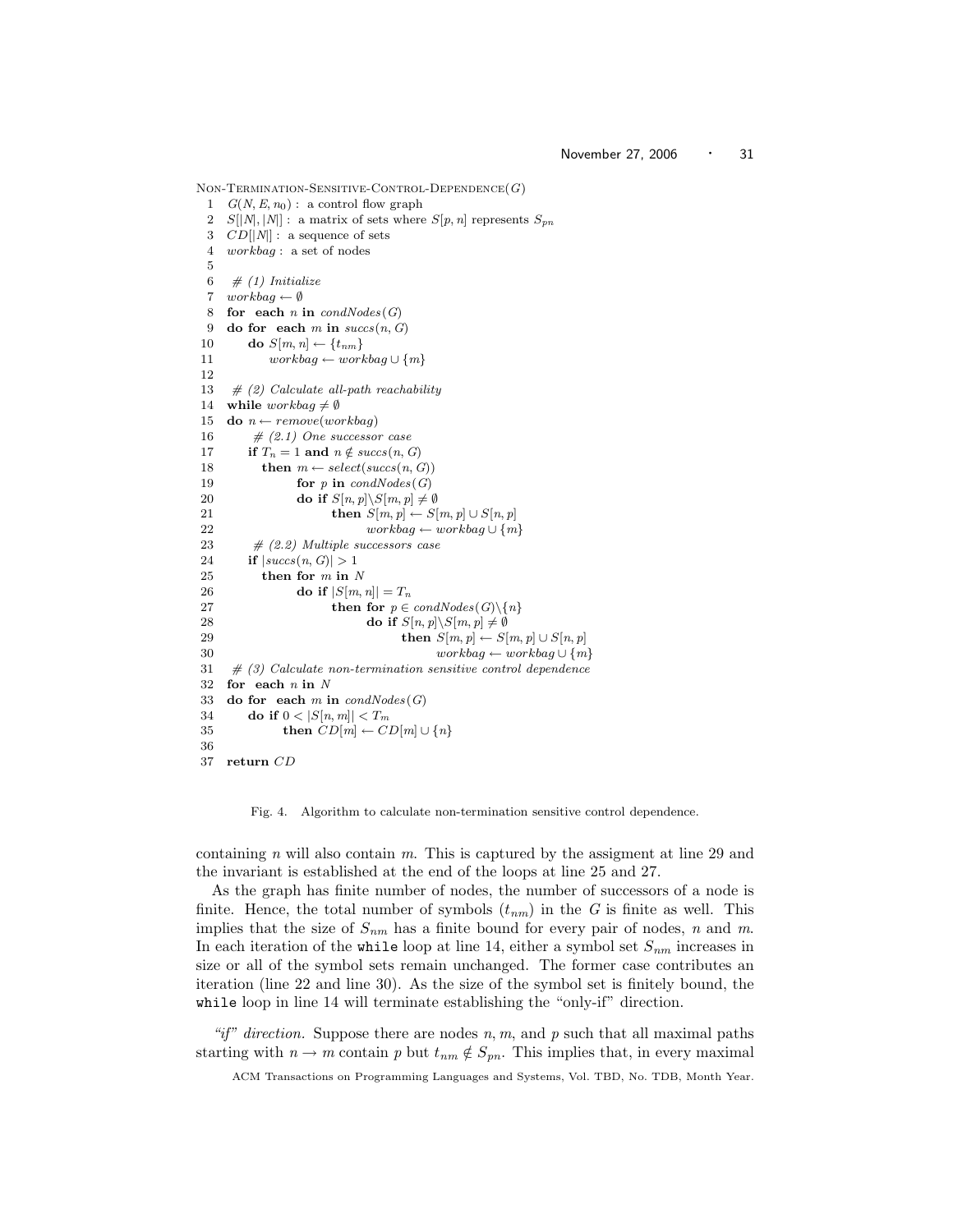```
Non-Termination-Sensitive-Control-Dependence(G)
 1  G(N, E, n0) : a control flow graph
 2  S[|N|, |N|] : a matrix of sets where S[p, n] represents S_pn
 3  CD[|N|] : a sequence of sets
 4  workbag : a set of nodes
 5
 6   # (1) Initialize
 7  workbag ← ∅
 8  for each n in condNodes(G)
 9  do for each m in succs(n, G)
10      do S[m, n] ← {t_nm}
11         workbag ← workbag ∪ {m}
12
13   # (2) Calculate all-path reachability
14  while workbag ≠ ∅
15  do n ← remove(workbag)
16      # (2.1) One successor case
17     if T_n = 1 and n ∉ succs(n, G)
18        then m ← select(succs(n, G))
19             for p in condNodes(G)
20             do if S[n, p]\S[m, p] ≠ ∅
21                   then S[m, p] ← S[m, p] ∪ S[n, p]
22                        workbag ← workbag ∪ {m}
23      # (2.2) Multiple successors case
24     if |succs(n, G)| > 1
25        then for m in N
26             do if |S[m, n]| = T_n
27                   then for p ∈ condNodes(G)\{n}
28                        do if S[n, p]\S[m, p] ≠ ∅
29                              then S[m, p] ← S[m, p] ∪ S[n, p]
30                                   workbag ← workbag ∪ {m}
31   # (3) Calculate non-termination sensitive control dependence
32  for each n in N
33  do for each m in condNodes(G)
34     do if 0 < |S[n, m]| < T_m
35           then CD[m] ← CD[m] ∪ {n}
36
37  return CD
```

Fig. 4. Algorithm to calculate non-termination sensitive control dependence.

containing $n$ will also contain $m$. This is captured by the assigment at line 29 and the invariant is established at the end of the loops at line 25 and 27.

As the graph has finite number of nodes, the number of successors of a node is finite. Hence, the total number of symbols ($t_{nm}$) in the $G$ is finite as well. This implies that the size of $S_{nm}$ has a finite bound for every pair of nodes, $n$ and $m$. In each iteration of the `while` loop at line 14, either a symbol set $S_{nm}$ increases in size or all of the symbol sets remain unchanged. The former case contributes an iteration (line 22 and line 30). As the size of the symbol set is finitely bound, the `while` loop in line 14 will terminate establishing the "only-if" direction.

*"if" direction.* Suppose there are nodes $n, m$, and $p$ such that all maximal paths starting with $n \rightarrow m$ contain $p$ but $t_{nm} \notin S_{pn}$. This implies that, in every maximal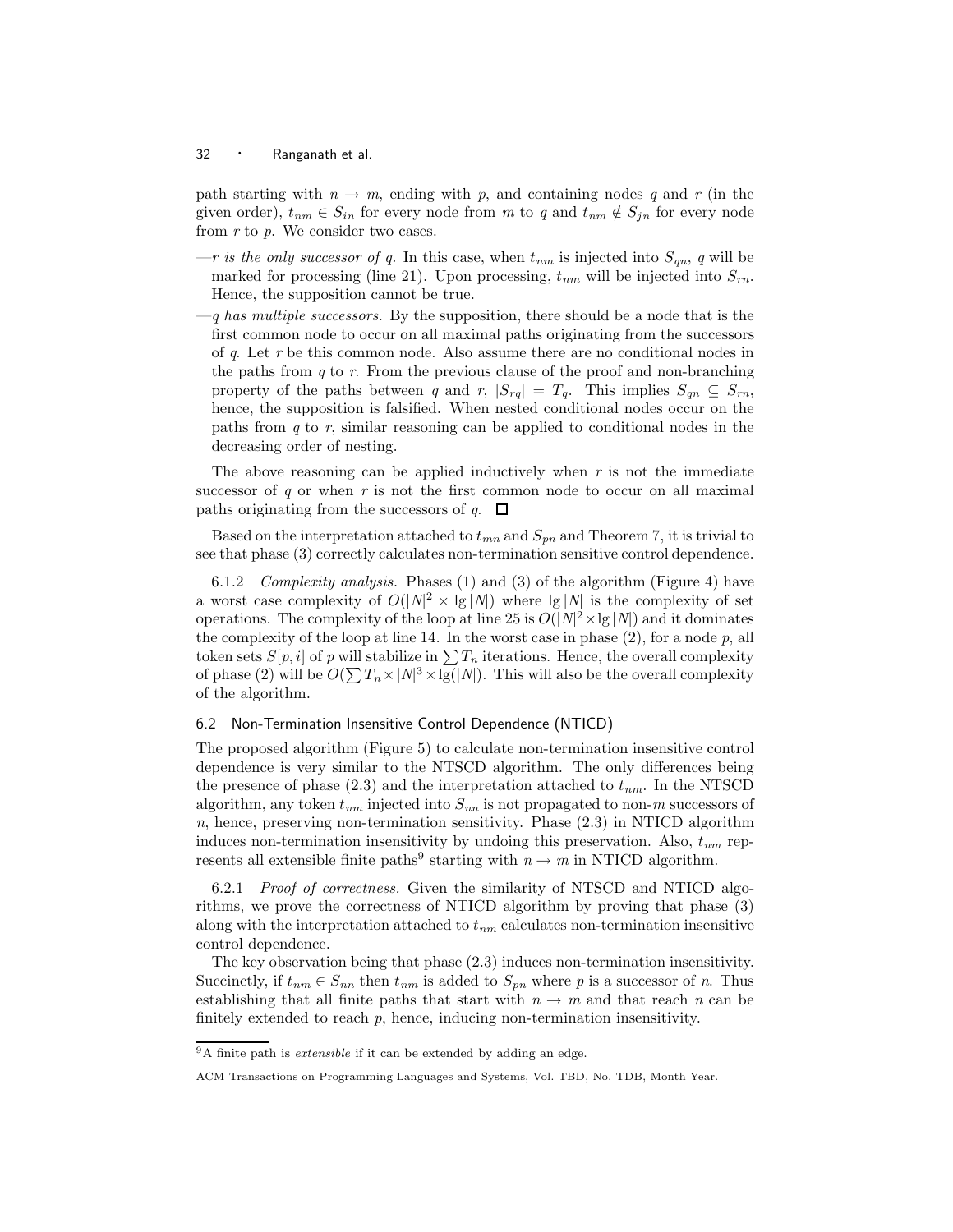path starting with $n \rightarrow m$, ending with $p$, and containing nodes $q$ and $r$ (in the given order), $t_{nm} \in S_{in}$ for every node from $m$ to $q$ and $t_{nm} \notin S_{jn}$ for every node from $r$ to $p$. We consider two cases.

— *$r$ is the only successor of $q$.* In this case, when $t_{nm}$ is injected into $S_{qn}$, $q$ will be marked for processing (line 21). Upon processing, $t_{nm}$ will be injected into $S_{rn}$. Hence, the supposition cannot be true.

— *$q$ has multiple successors.* By the supposition, there should be a node that is the first common node to occur on all maximal paths originating from the successors of $q$. Let $r$ be this common node. Also assume there are no conditional nodes in the paths from $q$ to $r$. From the previous clause of the proof and non-branching property of the paths between $q$ and $r$, $|S_{rq}| = T_q$. This implies $S_{qn} \subseteq S_{rn}$, hence, the supposition is falsified. When nested conditional nodes occur on the paths from $q$ to $r$, similar reasoning can be applied to conditional nodes in the decreasing order of nesting.

The above reasoning can be applied inductively when $r$ is not the immediate successor of $q$ or when $r$ is not the first common node to occur on all maximal paths originating from the successors of $q$. □

Based on the interpretation attached to $t_{mn}$ and $S_{pn}$ and Theorem 7, it is trivial to see that phase (3) correctly calculates non-termination sensitive control dependence.

6.1.2 *Complexity analysis.* Phases (1) and (3) of the algorithm (Figure 4) have a worst case complexity of $O(|N|^2 \times \lg |N|)$ where $\lg |N|$ is the complexity of set operations. The complexity of the loop at line 25 is $O(|N|^2 \times \lg |N|)$ and it dominates the complexity of the loop at line 14. In the worst case in phase (2), for a node $p$, all token sets $S[p, i]$ of $p$ will stabilize in $\sum T_n$ iterations. Hence, the overall complexity of phase (2) will be $O(\sum T_n \times |N|^3 \times \lg(|N|)$. This will also be the overall complexity of the algorithm.

## 6.2 Non-Termination Insensitive Control Dependence (NTICD)

The proposed algorithm (Figure 5) to calculate non-termination insensitive control dependence is very similar to the NTSCD algorithm. The only differences being the presence of phase (2.3) and the interpretation attached to $t_{nm}$. In the NTSCD algorithm, any token $t_{nm}$ injected into $S_{nn}$ is not propagated to non-$m$ successors of $n$, hence, preserving non-termination sensitivity. Phase (2.3) in NTICD algorithm induces non-termination insensitivity by undoing this preservation. Also, $t_{nm}$ represents all extensible finite paths[9] starting with $n \rightarrow m$ in NTICD algorithm.

6.2.1 *Proof of correctness.* Given the similarity of NTSCD and NTICD algorithms, we prove the correctness of NTICD algorithm by proving that phase (3) along with the interpretation attached to $t_{nm}$ calculates non-termination insensitive control dependence.

The key observation being that phase (2.3) induces non-termination insensitivity. Succinctly, if $t_{nm} \in S_{nn}$ then $t_{nm}$ is added to $S_{pn}$ where $p$ is a successor of $n$. Thus establishing that all finite paths that start with $n \rightarrow m$ and that reach $n$ can be finitely extended to reach $p$, hence, inducing non-termination insensitivity.

[9] A finite path is *extensible* if it can be extended by adding an edge.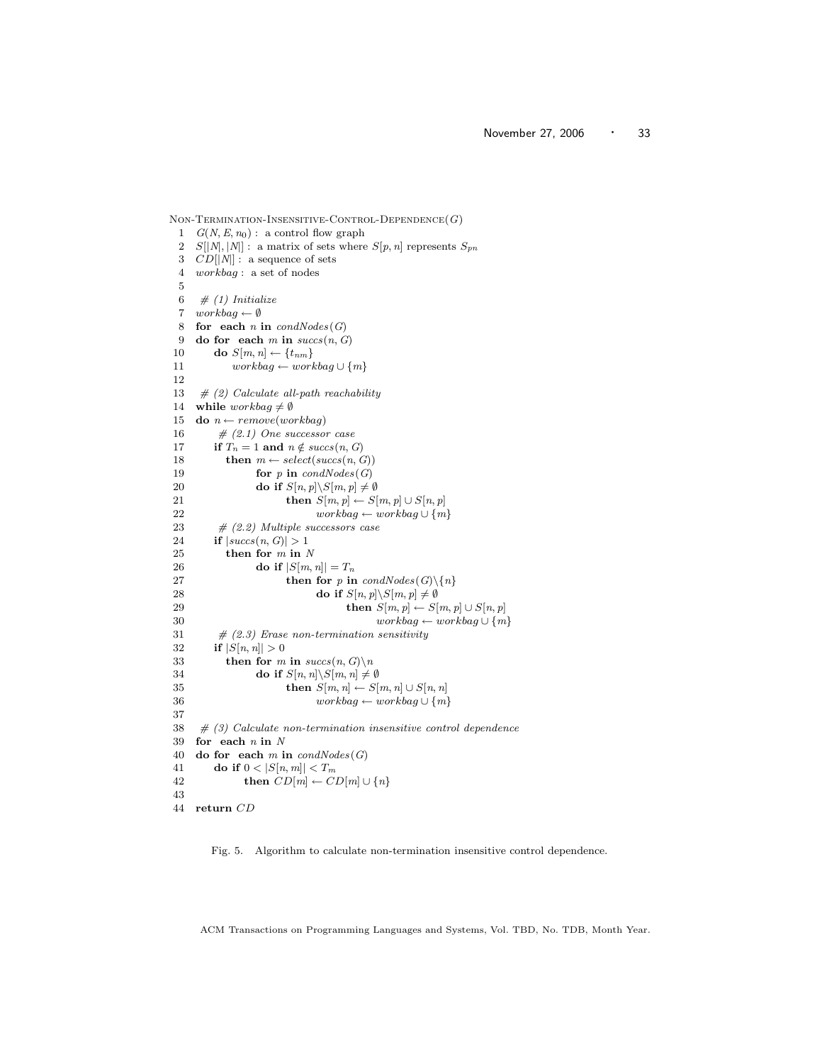```
Non-Termination-Insensitive-Control-Dependence(G)
 1  G(N, E, n_0) :  a control flow graph
 2  S[|N|, |N|] :  a matrix of sets where S[p, n] represents S_pn
 3  CD[|N|] :  a sequence of sets
 4  workbag :  a set of nodes
 5
 6   # (1) Initialize
 7  workbag ← ∅
 8  for  each n in condNodes(G)
 9  do for  each m in succs(n, G)
10      do S[m, n] ← {t_nm}
11          workbag ← workbag ∪ {m}
12
13   # (2) Calculate all-path reachability
14  while workbag ≠ ∅
15  do n ← remove(workbag)
16       # (2.1) One successor case
17      if T_n = 1 and n ∉ succs(n, G)
18        then m ← select(succs(n, G))
19              for p in condNodes(G)
20              do if S[n, p]\S[m, p] ≠ ∅
21                    then S[m, p] ← S[m, p] ∪ S[n, p]
22                         workbag ← workbag ∪ {m}
23       # (2.2) Multiple successors case
24      if |succs(n, G)| > 1
25        then for m in N
26              do if |S[m, n]| = T_n
27                    then for p in condNodes(G)\{n}
28                          do if S[n, p]\S[m, p] ≠ ∅
29                                then S[m, p] ← S[m, p] ∪ S[n, p]
30                                     workbag ← workbag ∪ {m}
31       # (2.3) Erase non-termination sensitivity
32      if |S[n, n]| > 0
33        then for m in succs(n, G)\n
34              do if S[n, n]\S[m, n] ≠ ∅
35                    then S[m, n] ← S[m, n] ∪ S[n, n]
36                         workbag ← workbag ∪ {m}
37
38   # (3) Calculate non-termination insensitive control dependence
39  for  each n in N
40  do for  each m in condNodes(G)
41      do if 0 < |S[n, m]| < T_m
42            then CD[m] ← CD[m] ∪ {n}
43
44  return CD
```

Fig. 5. Algorithm to calculate non-termination insensitive control dependence.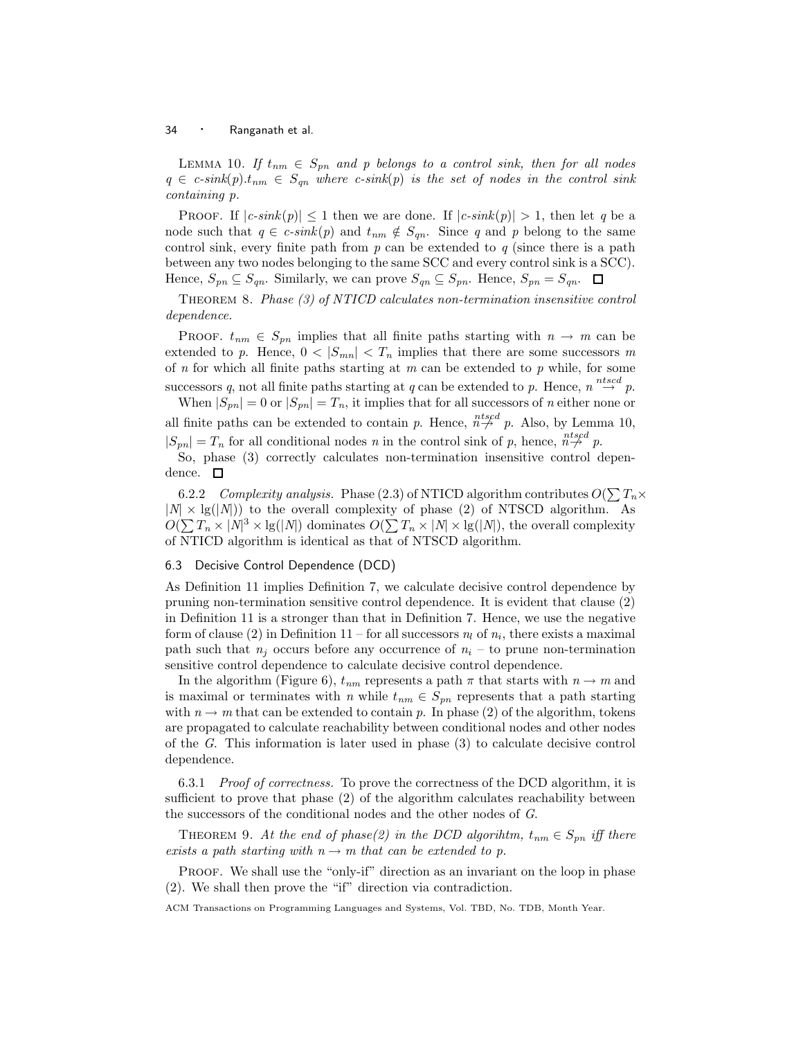LEMMA 10. *If $t_{nm} \in S_{pn}$ and $p$ belongs to a control sink, then for all nodes $q \in$ c-sink$(p).t_{nm} \in S_{qn}$ where c-sink$(p)$ is the set of nodes in the control sink containing $p$.*

PROOF. If $|c\text{-}sink(p)| \leq 1$ then we are done. If $|c\text{-}sink(p)| > 1$, then let $q$ be a node such that $q \in c\text{-}sink(p)$ and $t_{nm} \notin S_{qn}$. Since $q$ and $p$ belong to the same control sink, every finite path from $p$ can be extended to $q$ (since there is a path between any two nodes belonging to the same SCC and every control sink is a SCC). Hence, $S_{pn} \subseteq S_{qn}$. Similarly, we can prove $S_{qn} \subseteq S_{pn}$. Hence, $S_{pn} = S_{qn}$. □

THEOREM 8. *Phase (3) of NTICD calculates non-termination insensitive control dependence.*

PROOF. $t_{nm} \in S_{pn}$ implies that all finite paths starting with $n \rightarrow m$ can be extended to $p$. Hence, $0 < |S_{mn}| < T_n$ implies that there are some successors $m$ of $n$ for which all finite paths starting at $m$ can be extended to $p$ while, for some successors $q$, not all finite paths starting at $q$ can be extended to $p$. Hence, $n \overset{ntscd}{\rightarrow} p$.

When $|S_{pn}| = 0$ or $|S_{pn}| = T_n$, it implies that for all successors of $n$ either none or all finite paths can be extended to contain $p$. Hence, $n \overset{ntscd}{\not\rightarrow} p$. Also, by Lemma 10, $|S_{pn}| = T_n$ for all conditional nodes $n$ in the control sink of $p$, hence, $n \overset{ntscd}{\not\rightarrow} p$.

So, phase (3) correctly calculates non-termination insensitive control dependence. □

6.2.2 *Complexity analysis.* Phase (2.3) of NTICD algorithm contributes $O(\sum T_n \times |N| \times \lg(|N|))$ to the overall complexity of phase (2) of NTSCD algorithm. As $O(\sum T_n \times |N|^3 \times \lg(|N|))$ dominates $O(\sum T_n \times |N| \times \lg(|N|))$, the overall complexity of NTICD algorithm is identical as that of NTSCD algorithm.

### 6.3 Decisive Control Dependence (DCD)

As Definition 11 implies Definition 7, we calculate decisive control dependence by pruning non-termination sensitive control dependence. It is evident that clause (2) in Definition 11 is a stronger than that in Definition 7. Hence, we use the negative form of clause (2) in Definition 11 – for all successors $n_l$ of $n_i$, there exists a maximal path such that $n_j$ occurs before any occurrence of $n_i$ – to prune non-termination sensitive control dependence to calculate decisive control dependence.

In the algorithm (Figure 6), $t_{nm}$ represents a path $\pi$ that starts with $n \rightarrow m$ and is maximal or terminates with $n$ while $t_{nm} \in S_{pn}$ represents that a path starting with $n \rightarrow m$ that can be extended to contain $p$. In phase (2) of the algorithm, tokens are propagated to calculate reachability between conditional nodes and other nodes of the $G$. This information is later used in phase (3) to calculate decisive control dependence.

6.3.1 *Proof of correctness.* To prove the correctness of the DCD algorithm, it is sufficient to prove that phase (2) of the algorithm calculates reachability between the successors of the conditional nodes and the other nodes of $G$.

THEOREM 9. *At the end of phase(2) in the DCD algorihtm, $t_{nm} \in S_{pn}$ iff there exists a path starting with $n \rightarrow m$ that can be extended to $p$.*

PROOF. We shall use the "only-if" direction as an invariant on the loop in phase (2). We shall then prove the "if" direction via contradiction.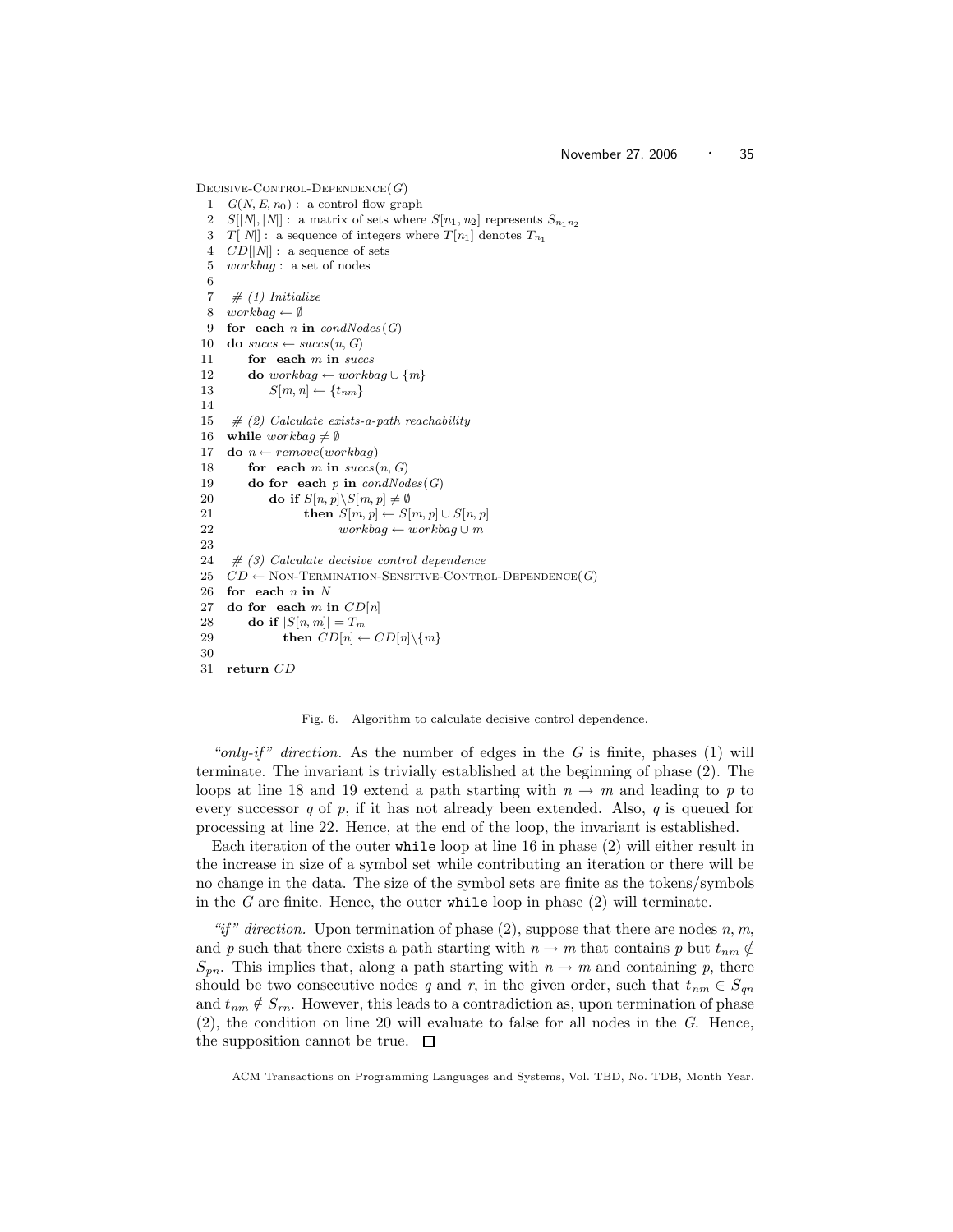```
DECISIVE-CONTROL-DEPENDENCE(G)
 1  G(N, E, n0) :  a control flow graph
 2  S[|N|, |N|] :  a matrix of sets where S[n1, n2] represents S_{n1 n2}
 3  T[|N|] :  a sequence of integers where T[n1] denotes T_{n1}
 4  CD[|N|] :  a sequence of sets
 5  workbag :  a set of nodes
 6
 7   # (1) Initialize
 8  workbag ← ∅
 9  for each n in condNodes(G)
10  do succs ← succs(n, G)
11      for each m in succs
12      do workbag ← workbag ∪ {m}
13          S[m, n] ← {t_nm}
14
15   # (2) Calculate exists-a-path reachability
16  while workbag ≠ ∅
17  do n ← remove(workbag)
18      for each m in succs(n, G)
19      do for each p in condNodes(G)
20          do if S[n, p]\S[m, p] ≠ ∅
21                then S[m, p] ← S[m, p] ∪ S[n, p]
22                     workbag ← workbag ∪ m
23
24   # (3) Calculate decisive control dependence
25  CD ← NON-TERMINATION-SENSITIVE-CONTROL-DEPENDENCE(G)
26  for each n in N
27  do for each m in CD[n]
28      do if |S[n, m]| = T_m
29            then CD[n] ← CD[n]\{m}
30
31  return CD
```

Fig. 6. Algorithm to calculate decisive control dependence.

*"only-if" direction.* As the number of edges in the $G$ is finite, phases (1) will terminate. The invariant is trivially established at the beginning of phase (2). The loops at line 18 and 19 extend a path starting with $n \rightarrow m$ and leading to $p$ to every successor $q$ of $p$, if it has not already been extended. Also, $q$ is queued for processing at line 22. Hence, at the end of the loop, the invariant is established.

Each iteration of the outer `while` loop at line 16 in phase (2) will either result in the increase in size of a symbol set while contributing an iteration or there will be no change in the data. The size of the symbol sets are finite as the tokens/symbols in the $G$ are finite. Hence, the outer `while` loop in phase (2) will terminate.

*"if" direction.* Upon termination of phase (2), suppose that there are nodes $n, m$, and $p$ such that there exists a path starting with $n \rightarrow m$ that contains $p$ but $t_{nm} \notin S_{pn}$. This implies that, along a path starting with $n \rightarrow m$ and containing $p$, there should be two consecutive nodes $q$ and $r$, in the given order, such that $t_{nm} \in S_{qn}$ and $t_{nm} \notin S_{rn}$. However, this leads to a contradiction as, upon termination of phase (2), the condition on line 20 will evaluate to false for all nodes in the $G$. Hence, the supposition cannot be true. □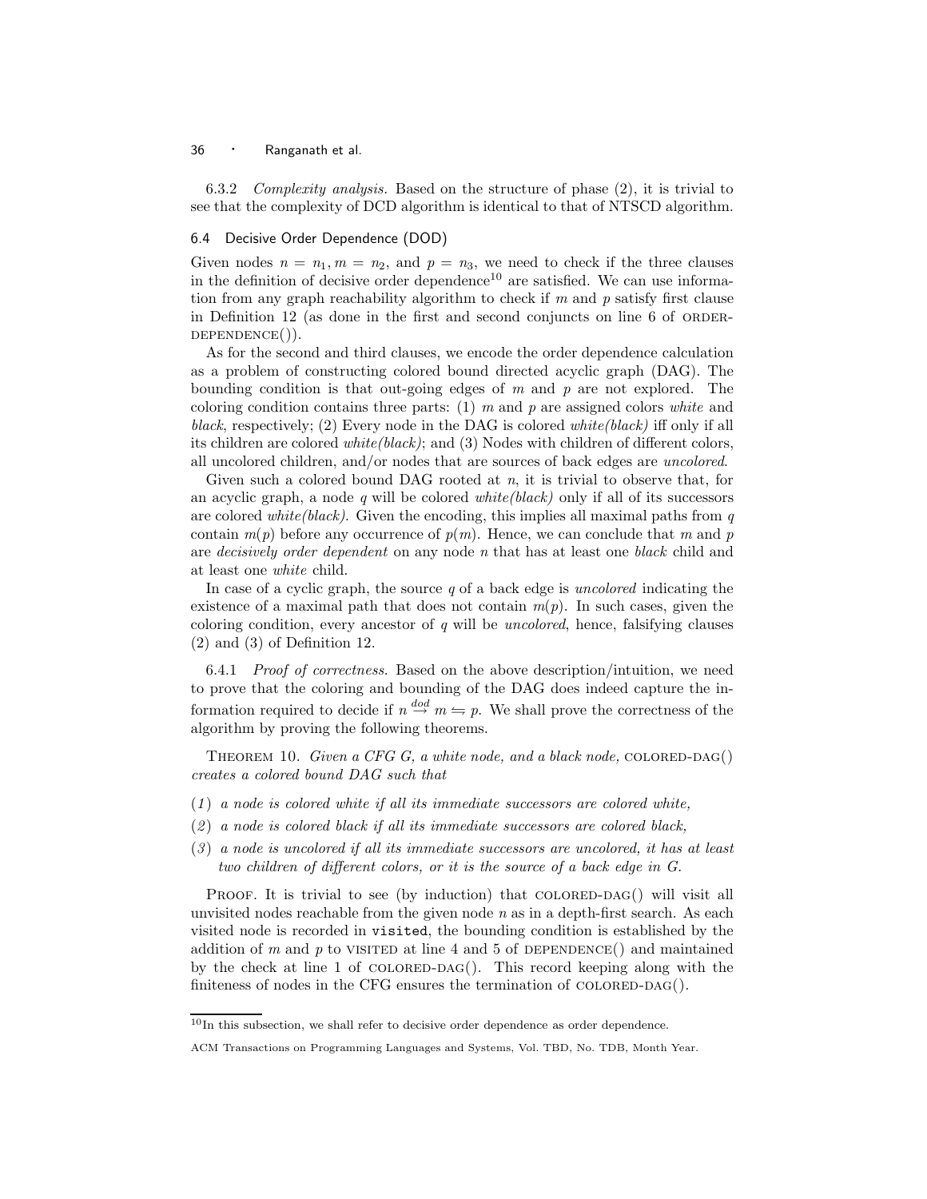6.3.2 *Complexity analysis.* Based on the structure of phase (2), it is trivial to see that the complexity of DCD algorithm is identical to that of NTSCD algorithm.

### 6.4 Decisive Order Dependence (DOD)

Given nodes $n = n_1, m = n_2$, and $p = n_3$, we need to check if the three clauses in the definition of decisive order dependence[10] are satisfied. We can use information from any graph reachability algorithm to check if $m$ and $p$ satisfy first clause in Definition 12 (as done in the first and second conjuncts on line 6 of ORDER-DEPENDENCE()).

As for the second and third clauses, we encode the order dependence calculation as a problem of constructing colored bound directed acyclic graph (DAG). The bounding condition is that out-going edges of $m$ and $p$ are not explored. The coloring condition contains three parts: (1) $m$ and $p$ are assigned colors *white* and *black*, respectively; (2) Every node in the DAG is colored *white(black)* iff only if all its children are colored *white(black)*; and (3) Nodes with children of different colors, all uncolored children, and/or nodes that are sources of back edges are *uncolored*.

Given such a colored bound DAG rooted at $n$, it is trivial to observe that, for an acyclic graph, a node $q$ will be colored *white(black)* only if all of its successors are colored *white(black)*. Given the encoding, this implies all maximal paths from $q$ contain $m(p)$ before any occurrence of $p(m)$. Hence, we can conclude that $m$ and $p$ are *decisively order dependent* on any node $n$ that has at least one *black* child and at least one *white* child.

In case of a cyclic graph, the source $q$ of a back edge is *uncolored* indicating the existence of a maximal path that does not contain $m(p)$. In such cases, given the coloring condition, every ancestor of $q$ will be *uncolored*, hence, falsifying clauses (2) and (3) of Definition 12.

6.4.1 *Proof of correctness.* Based on the above description/intuition, we need to prove that the coloring and bounding of the DAG does indeed capture the information required to decide if $n \overset{dod}{\to} m \leftrightarrows p$. We shall prove the correctness of the algorithm by proving the following theorems.

THEOREM 10. *Given a CFG G, a white node, and a black node,* COLORED-DAG() *creates a colored bound DAG such that*

(1) *a node is colored white if all its immediate successors are colored white,*

(2) *a node is colored black if all its immediate successors are colored black,*

(3) *a node is uncolored if all its immediate successors are uncolored, it has at least two children of different colors, or it is the source of a back edge in G.*

PROOF. It is trivial to see (by induction) that COLORED-DAG() will visit all unvisited nodes reachable from the given node $n$ as in a depth-first search. As each visited node is recorded in `visited`, the bounding condition is established by the addition of $m$ and $p$ to VISITED at line 4 and 5 of DEPENDENCE() and maintained by the check at line 1 of COLORED-DAG(). This record keeping along with the finiteness of nodes in the CFG ensures the termination of COLORED-DAG().

[10] In this subsection, we shall refer to decisive order dependence as order dependence.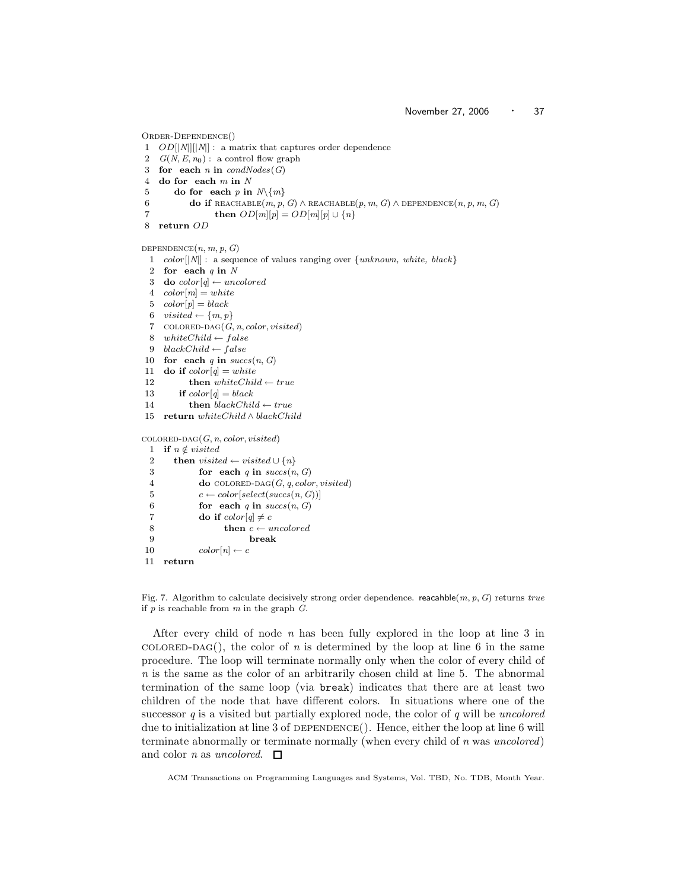```
ORDER-DEPENDENCE()
1  OD[|N|][|N|] :  a matrix that captures order dependence
2  G(N, E, n0) :  a control flow graph
3  for each n in condNodes(G)
4  do for each m in N
5     do for each p in N\{m}
6        do if REACHABLE(m, p, G) ∧ REACHABLE(p, m, G) ∧ DEPENDENCE(n, p, m, G)
7              then OD[m][p] = OD[m][p] ∪ {n}
8  return OD

DEPENDENCE(n, m, p, G)
 1  color[|N|] :  a sequence of values ranging over {unknown, white, black}
 2  for each q in N
 3  do color[q] ← uncolored
 4  color[m] = white
 5  color[p] = black
 6  visited ← {m, p}
 7  COLORED-DAG(G, n, color, visited)
 8  whiteChild ← false
 9  blackChild ← false
10  for each q in succs(n, G)
11  do if color[q] = white
12        then whiteChild ← true
13     if color[q] = black
14        then blackChild ← true
15  return whiteChild ∧ blackChild

COLORED-DAG(G, n, color, visited)
 1  if n ∉ visited
 2     then visited ← visited ∪ {n}
 3          for each q in succs(n, G)
 4          do COLORED-DAG(G, q, color, visited)
 5          c ← color[select(succs(n, G))]
 6          for each q in succs(n, G)
 7          do if color[q] ≠ c
 8                then c ← uncolored
 9                     break
10          color[n] ← c
11  return
```

Fig. 7. Algorithm to calculate decisively strong order dependence. reacahble$(m, p, G)$ returns *true* if $p$ is reachable from $m$ in the graph $G$.

After every child of node $n$ has been fully explored in the loop at line 3 in COLORED-DAG(), the color of $n$ is determined by the loop at line 6 in the same procedure. The loop will terminate normally only when the color of every child of $n$ is the same as the color of an arbitrarily chosen child at line 5. The abnormal termination of the same loop (via `break`) indicates that there are at least two children of the node that have different colors. In situations where one of the successor $q$ is a visited but partially explored node, the color of $q$ will be *uncolored* due to initialization at line 3 of DEPENDENCE(). Hence, either the loop at line 6 will terminate abnormally or terminate normally (when every child of $n$ was *uncolored*) and color $n$ as *uncolored*. □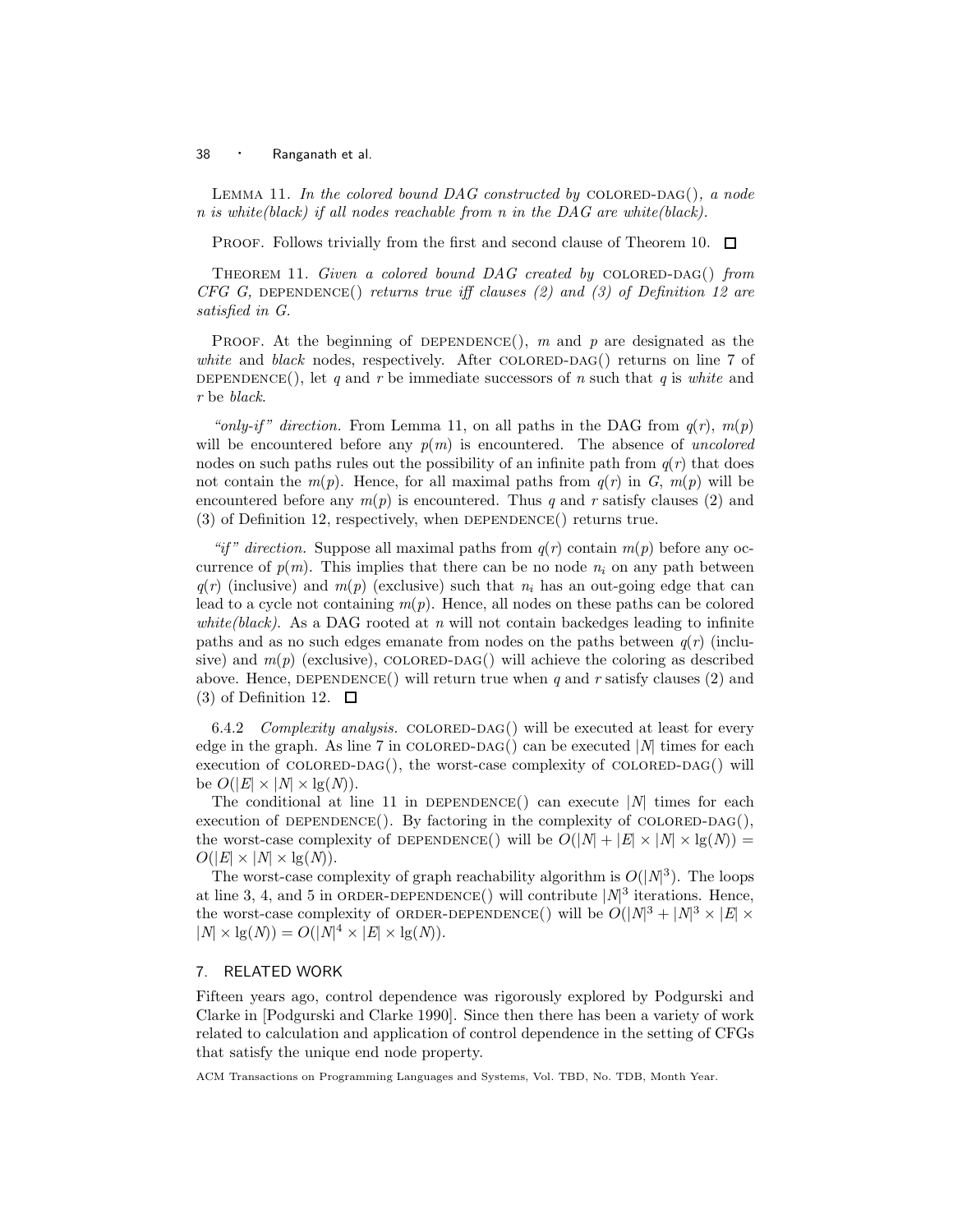LEMMA 11. *In the colored bound DAG constructed by* COLORED-DAG(), *a node* $n$ *is white(black) if all nodes reachable from* $n$ *in the DAG are white(black).*

PROOF. Follows trivially from the first and second clause of Theorem 10. □

THEOREM 11. *Given a colored bound DAG created by* COLORED-DAG() *from CFG* $G$, DEPENDENCE() *returns true iff clauses (2) and (3) of Definition 12 are satisfied in* $G$.

PROOF. At the beginning of DEPENDENCE(), $m$ and $p$ are designated as the *white* and *black* nodes, respectively. After COLORED-DAG() returns on line 7 of DEPENDENCE(), let $q$ and $r$ be immediate successors of $n$ such that $q$ is *white* and $r$ be *black*.

*"only-if" direction.* From Lemma 11, on all paths in the DAG from $q(r)$, $m(p)$ will be encountered before any $p(m)$ is encountered. The absence of *uncolored* nodes on such paths rules out the possibility of an infinite path from $q(r)$ that does not contain the $m(p)$. Hence, for all maximal paths from $q(r)$ in $G$, $m(p)$ will be encountered before any $m(p)$ is encountered. Thus $q$ and $r$ satisfy clauses (2) and (3) of Definition 12, respectively, when DEPENDENCE() returns true.

*"if" direction.* Suppose all maximal paths from $q(r)$ contain $m(p)$ before any occurrence of $p(m)$. This implies that there can be no node $n_i$ on any path between $q(r)$ (inclusive) and $m(p)$ (exclusive) such that $n_i$ has an out-going edge that can lead to a cycle not containing $m(p)$. Hence, all nodes on these paths can be colored *white(black)*. As a DAG rooted at $n$ will not contain backedges leading to infinite paths and as no such edges emanate from nodes on the paths between $q(r)$ (inclusive) and $m(p)$ (exclusive), COLORED-DAG() will achieve the coloring as described above. Hence, DEPENDENCE() will return true when $q$ and $r$ satisfy clauses (2) and (3) of Definition 12. □

6.4.2 *Complexity analysis.* COLORED-DAG() will be executed at least for every edge in the graph. As line 7 in COLORED-DAG() can be executed $|N|$ times for each execution of COLORED-DAG(), the worst-case complexity of COLORED-DAG() will be $O(|E| \times |N| \times \lg(N))$.

The conditional at line 11 in DEPENDENCE() can execute $|N|$ times for each execution of DEPENDENCE(). By factoring in the complexity of COLORED-DAG(), the worst-case complexity of DEPENDENCE() will be $O(|N| + |E| \times |N| \times \lg(N)) = O(|E| \times |N| \times \lg(N))$.

The worst-case complexity of graph reachability algorithm is $O(|N|^3)$. The loops at line 3, 4, and 5 in ORDER-DEPENDENCE() will contribute $|N|^3$ iterations. Hence, the worst-case complexity of ORDER-DEPENDENCE() will be $O(|N|^3 + |N|^3 \times |E| \times |N| \times \lg(N)) = O(|N|^4 \times |E| \times \lg(N))$.

## 7. RELATED WORK

Fifteen years ago, control dependence was rigorously explored by Podgurski and Clarke in [Podgurski and Clarke 1990]. Since then there has been a variety of work related to calculation and application of control dependence in the setting of CFGs that satisfy the unique end node property.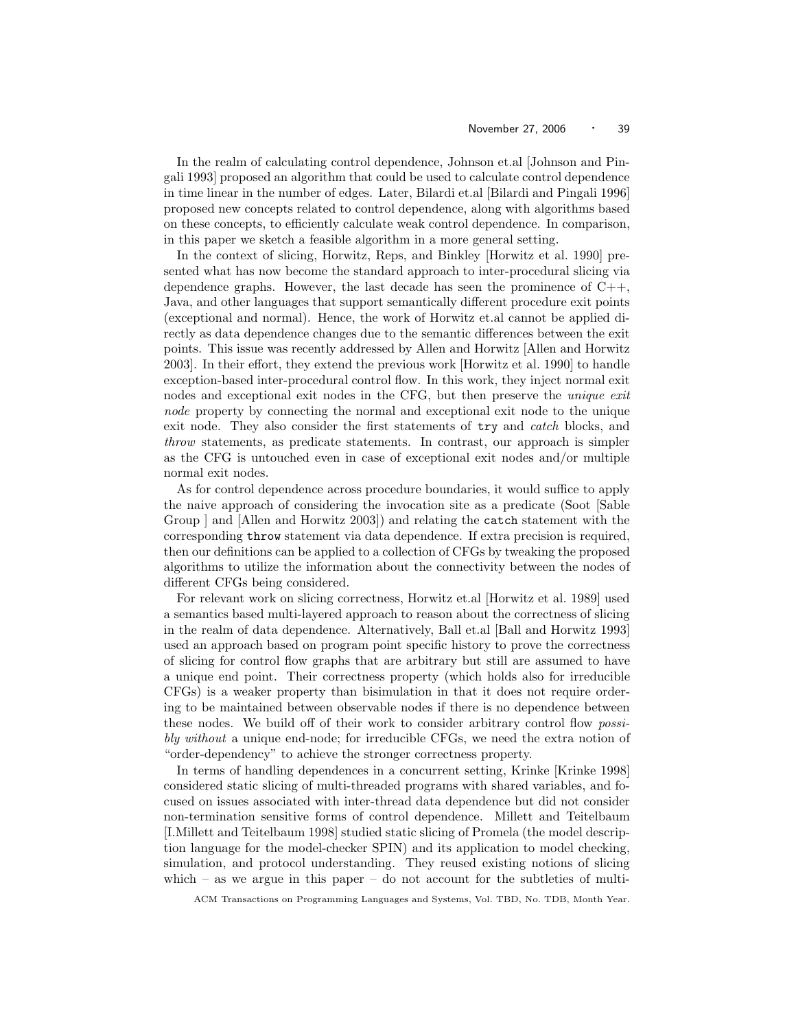In the realm of calculating control dependence, Johnson et.al [Johnson and Pingali 1993] proposed an algorithm that could be used to calculate control dependence in time linear in the number of edges. Later, Bilardi et.al [Bilardi and Pingali 1996] proposed new concepts related to control dependence, along with algorithms based on these concepts, to efficiently calculate weak control dependence. In comparison, in this paper we sketch a feasible algorithm in a more general setting.

In the context of slicing, Horwitz, Reps, and Binkley [Horwitz et al. 1990] presented what has now become the standard approach to inter-procedural slicing via dependence graphs. However, the last decade has seen the prominence of C++, Java, and other languages that support semantically different procedure exit points (exceptional and normal). Hence, the work of Horwitz et.al cannot be applied directly as data dependence changes due to the semantic differences between the exit points. This issue was recently addressed by Allen and Horwitz [Allen and Horwitz 2003]. In their effort, they extend the previous work [Horwitz et al. 1990] to handle exception-based inter-procedural control flow. In this work, they inject normal exit nodes and exceptional exit nodes in the CFG, but then preserve the *unique exit node* property by connecting the normal and exceptional exit node to the unique exit node. They also consider the first statements of `try` and *catch* blocks, and *throw* statements, as predicate statements. In contrast, our approach is simpler as the CFG is untouched even in case of exceptional exit nodes and/or multiple normal exit nodes.

As for control dependence across procedure boundaries, it would suffice to apply the naive approach of considering the invocation site as a predicate (Soot [Sable Group ] and [Allen and Horwitz 2003]) and relating the `catch` statement with the corresponding `throw` statement via data dependence. If extra precision is required, then our definitions can be applied to a collection of CFGs by tweaking the proposed algorithms to utilize the information about the connectivity between the nodes of different CFGs being considered.

For relevant work on slicing correctness, Horwitz et.al [Horwitz et al. 1989] used a semantics based multi-layered approach to reason about the correctness of slicing in the realm of data dependence. Alternatively, Ball et.al [Ball and Horwitz 1993] used an approach based on program point specific history to prove the correctness of slicing for control flow graphs that are arbitrary but still are assumed to have a unique end point. Their correctness property (which holds also for irreducible CFGs) is a weaker property than bisimulation in that it does not require ordering to be maintained between observable nodes if there is no dependence between these nodes. We build off of their work to consider arbitrary control flow *possibly without* a unique end-node; for irreducible CFGs, we need the extra notion of "order-dependency" to achieve the stronger correctness property.

In terms of handling dependences in a concurrent setting, Krinke [Krinke 1998] considered static slicing of multi-threaded programs with shared variables, and focused on issues associated with inter-thread data dependence but did not consider non-termination sensitive forms of control dependence. Millett and Teitelbaum [I.Millett and Teitelbaum 1998] studied static slicing of Promela (the model description language for the model-checker SPIN) and its application to model checking, simulation, and protocol understanding. They reused existing notions of slicing which – as we argue in this paper – do not account for the subtleties of multi-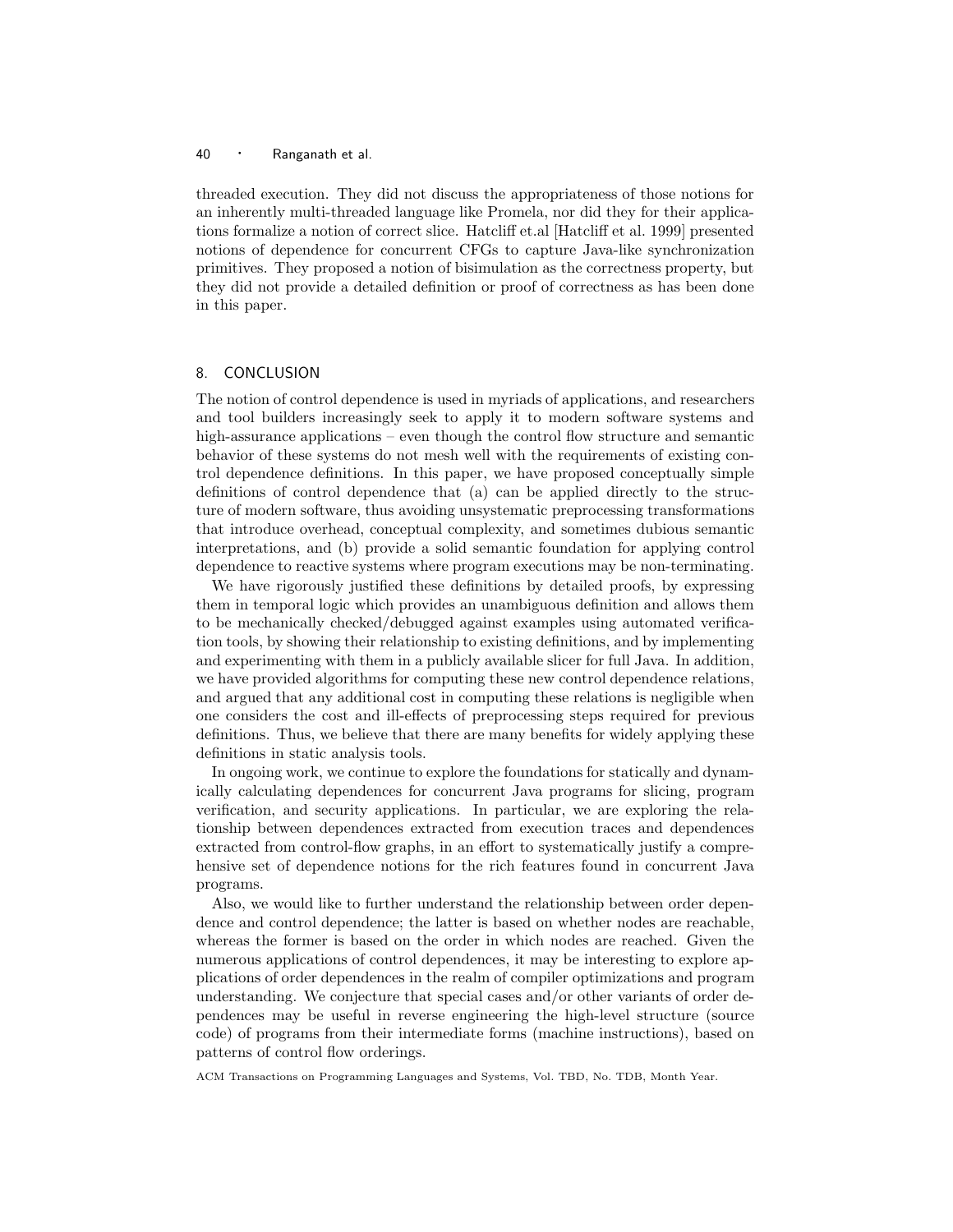threaded execution. They did not discuss the appropriateness of those notions for an inherently multi-threaded language like Promela, nor did they for their applications formalize a notion of correct slice. Hatcliff et.al [Hatcliff et al. 1999] presented notions of dependence for concurrent CFGs to capture Java-like synchronization primitives. They proposed a notion of bisimulation as the correctness property, but they did not provide a detailed definition or proof of correctness as has been done in this paper.

## 8. CONCLUSION

The notion of control dependence is used in myriads of applications, and researchers and tool builders increasingly seek to apply it to modern software systems and high-assurance applications – even though the control flow structure and semantic behavior of these systems do not mesh well with the requirements of existing control dependence definitions. In this paper, we have proposed conceptually simple definitions of control dependence that (a) can be applied directly to the structure of modern software, thus avoiding unsystematic preprocessing transformations that introduce overhead, conceptual complexity, and sometimes dubious semantic interpretations, and (b) provide a solid semantic foundation for applying control dependence to reactive systems where program executions may be non-terminating.

We have rigorously justified these definitions by detailed proofs, by expressing them in temporal logic which provides an unambiguous definition and allows them to be mechanically checked/debugged against examples using automated verification tools, by showing their relationship to existing definitions, and by implementing and experimenting with them in a publicly available slicer for full Java. In addition, we have provided algorithms for computing these new control dependence relations, and argued that any additional cost in computing these relations is negligible when one considers the cost and ill-effects of preprocessing steps required for previous definitions. Thus, we believe that there are many benefits for widely applying these definitions in static analysis tools.

In ongoing work, we continue to explore the foundations for statically and dynamically calculating dependences for concurrent Java programs for slicing, program verification, and security applications. In particular, we are exploring the relationship between dependences extracted from execution traces and dependences extracted from control-flow graphs, in an effort to systematically justify a comprehensive set of dependence notions for the rich features found in concurrent Java programs.

Also, we would like to further understand the relationship between order dependence and control dependence; the latter is based on whether nodes are reachable, whereas the former is based on the order in which nodes are reached. Given the numerous applications of control dependences, it may be interesting to explore applications of order dependences in the realm of compiler optimizations and program understanding. We conjecture that special cases and/or other variants of order dependences may be useful in reverse engineering the high-level structure (source code) of programs from their intermediate forms (machine instructions), based on patterns of control flow orderings.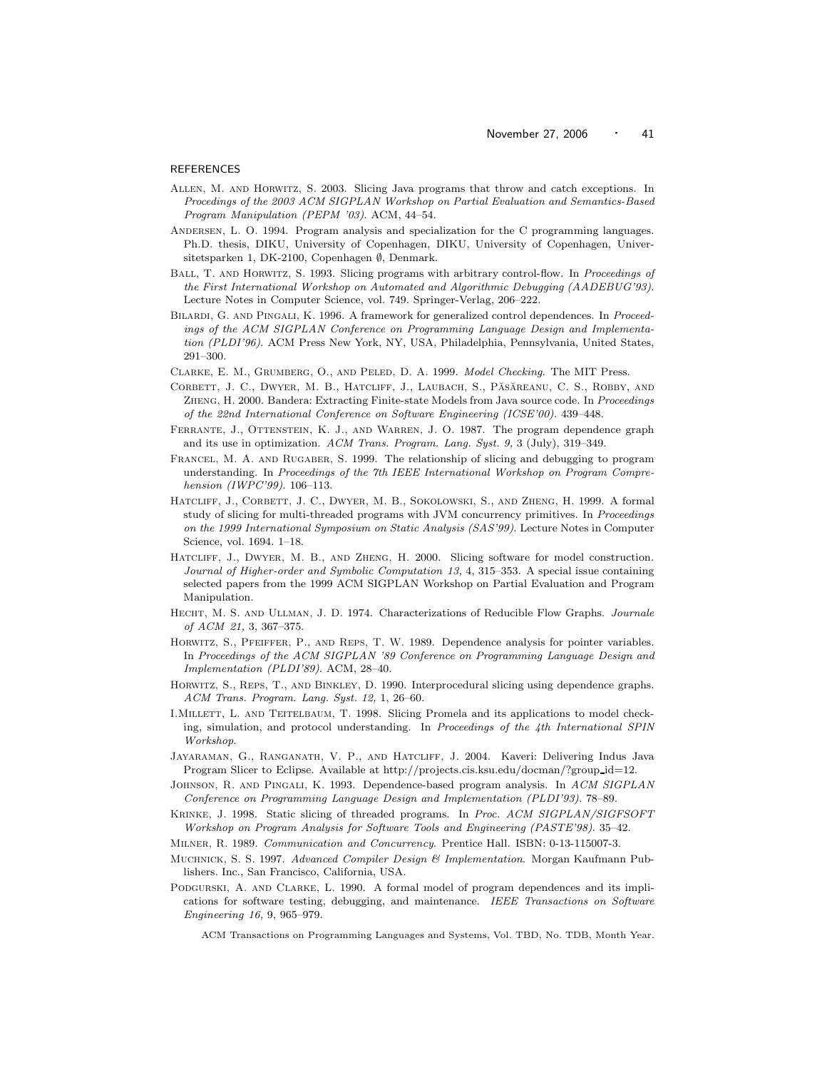REFERENCES

Allen, M. and Horwitz, S. 2003. Slicing Java programs that throw and catch exceptions. In *Procedings of the 2003 ACM SIGPLAN Workshop on Partial Evaluation and Semantics-Based Program Manipulation (PEPM '03)*. ACM, 44–54.

Andersen, L. O. 1994. Program analysis and specialization for the C programming languages. Ph.D. thesis, DIKU, University of Copenhagen, DIKU, University of Copenhagen, Universitetsparken 1, DK-2100, Copenhagen ∅, Denmark.

Ball, T. and Horwitz, S. 1993. Slicing programs with arbitrary control-flow. In *Proceedings of the First International Workshop on Automated and Algorithmic Debugging (AADEBUG'93)*. Lecture Notes in Computer Science, vol. 749. Springer-Verlag, 206–222.

Bilardi, G. and Pingali, K. 1996. A framework for generalized control dependences. In *Proceedings of the ACM SIGPLAN Conference on Programming Language Design and Implementation (PLDI'96)*. ACM Press New York, NY, USA, Philadelphia, Pennsylvania, United States, 291–300.

Clarke, E. M., Grumberg, O., and Peled, D. A. 1999. *Model Checking*. The MIT Press.

Corbett, J. C., Dwyer, M. B., Hatcliff, J., Laubach, S., Păsăreanu, C. S., Robby, and Zheng, H. 2000. Bandera: Extracting Finite-state Models from Java source code. In *Proceedings of the 22nd International Conference on Software Engineering (ICSE'00)*. 439–448.

Ferrante, J., Ottenstein, K. J., and Warren, J. O. 1987. The program dependence graph and its use in optimization. *ACM Trans. Program. Lang. Syst. 9,* 3 (July), 319–349.

Francel, M. A. and Rugaber, S. 1999. The relationship of slicing and debugging to program understanding. In *Proceedings of the 7th IEEE International Workshop on Program Comprehension (IWPC'99)*. 106–113.

Hatcliff, J., Corbett, J. C., Dwyer, M. B., Sokolowski, S., and Zheng, H. 1999. A formal study of slicing for multi-threaded programs with JVM concurrency primitives. In *Proceedings on the 1999 International Symposium on Static Analysis (SAS'99)*. Lecture Notes in Computer Science, vol. 1694. 1–18.

Hatcliff, J., Dwyer, M. B., and Zheng, H. 2000. Slicing software for model construction. *Journal of Higher-order and Symbolic Computation 13,* 4, 315–353. A special issue containing selected papers from the 1999 ACM SIGPLAN Workshop on Partial Evaluation and Program Manipulation.

Hecht, M. S. and Ullman, J. D. 1974. Characterizations of Reducible Flow Graphs. *Journale of ACM 21,* 3, 367–375.

Horwitz, S., Pfeiffer, P., and Reps, T. W. 1989. Dependence analysis for pointer variables. In *Proceedings of the ACM SIGPLAN '89 Conference on Programming Language Design and Implementation (PLDI'89)*. ACM, 28–40.

Horwitz, S., Reps, T., and Binkley, D. 1990. Interprocedural slicing using dependence graphs. *ACM Trans. Program. Lang. Syst. 12,* 1, 26–60.

I.Millett, L. and Teitelbaum, T. 1998. Slicing Promela and its applications to model checking, simulation, and protocol understanding. In *Proceedings of the 4th International SPIN Workshop*.

Jayaraman, G., Ranganath, V. P., and Hatcliff, J. 2004. Kaveri: Delivering Indus Java Program Slicer to Eclipse. Available at http://projects.cis.ksu.edu/docman/?group_id=12.

Johnson, R. and Pingali, K. 1993. Dependence-based program analysis. In *ACM SIGPLAN Conference on Programming Language Design and Implementation (PLDI'93)*. 78–89.

Krinke, J. 1998. Static slicing of threaded programs. In *Proc. ACM SIGPLAN/SIGFSOFT Workshop on Program Analysis for Software Tools and Engineering (PASTE'98)*. 35–42.

Milner, R. 1989. *Communication and Concurrency*. Prentice Hall. ISBN: 0-13-115007-3.

Muchnick, S. S. 1997. *Advanced Compiler Design & Implementation*. Morgan Kaufmann Publishers. Inc., San Francisco, California, USA.

Podgurski, A. and Clarke, L. 1990. A formal model of program dependences and its implications for software testing, debugging, and maintenance. *IEEE Transactions on Software Engineering 16,* 9, 965–979.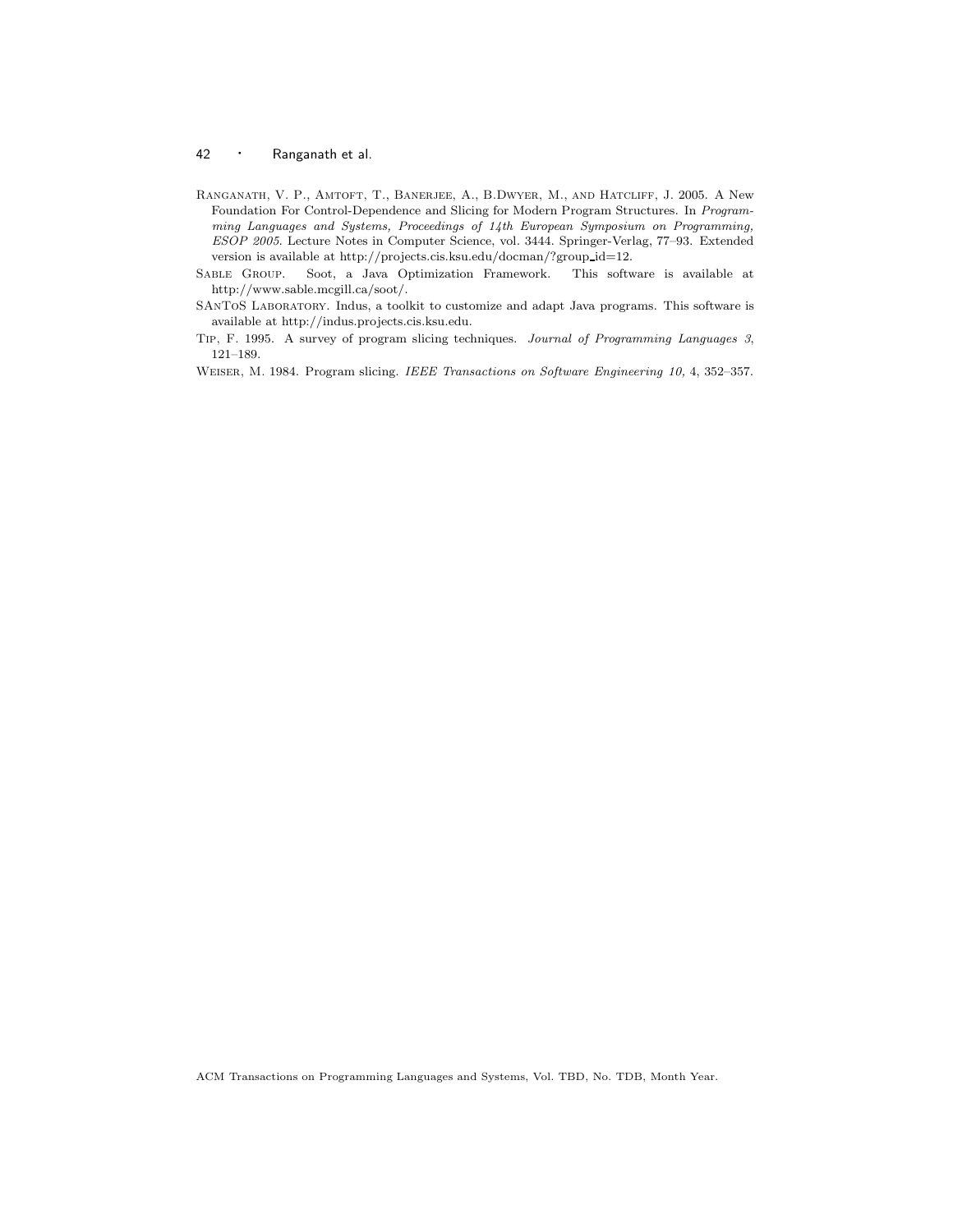Ranganath, V. P., Amtoft, T., Banerjee, A., B.Dwyer, M., and Hatcliff, J. 2005. A New Foundation For Control-Dependence and Slicing for Modern Program Structures. In *Programming Languages and Systems, Proceedings of 14th European Symposium on Programming, ESOP 2005*. Lecture Notes in Computer Science, vol. 3444. Springer-Verlag, 77–93. Extended version is available at http://projects.cis.ksu.edu/docman/?group_id=12.

Sable Group. Soot, a Java Optimization Framework. This software is available at http://www.sable.mcgill.ca/soot/.

SAnToS Laboratory. Indus, a toolkit to customize and adapt Java programs. This software is available at http://indus.projects.cis.ksu.edu.

Tip, F. 1995. A survey of program slicing techniques. *Journal of Programming Languages 3*, 121–189.

Weiser, M. 1984. Program slicing. *IEEE Transactions on Software Engineering 10,* 4, 352–357.